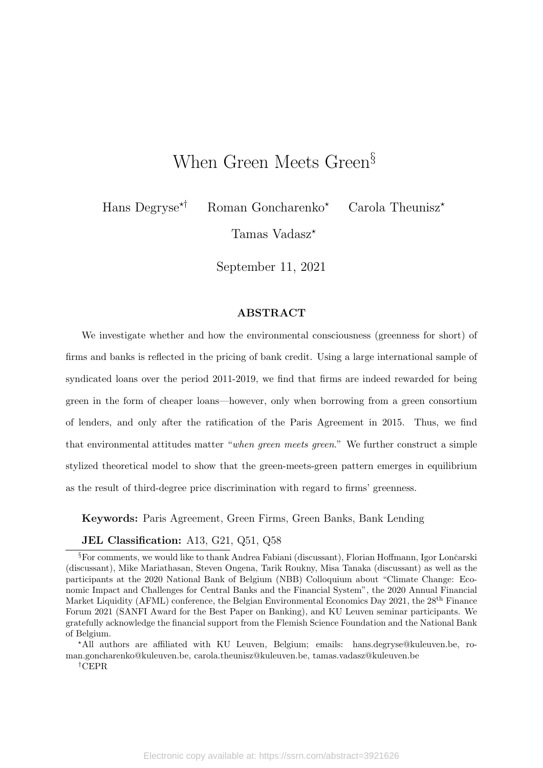# When Green Meets Green[§]

Hans Degryse[⋆†] Roman Goncharenko[⋆] Carola Theunisz[⋆]

Tamas Vadasz[⋆]

September 11, 2021

## ABSTRACT

We investigate whether and how the environmental consciousness (greenness for short) of firms and banks is reflected in the pricing of bank credit. Using a large international sample of syndicated loans over the period 2011-2019, we find that firms are indeed rewarded for being green in the form of cheaper loans—however, only when borrowing from a green consortium of lenders, and only after the ratification of the Paris Agreement in 2015. Thus, we find that environmental attitudes matter "*when green meets green*." We further construct a simple stylized theoretical model to show that the green-meets-green pattern emerges in equilibrium as the result of third-degree price discrimination with regard to firms' greenness.

**Keywords:** Paris Agreement, Green Firms, Green Banks, Bank Lending

**JEL Classification:** A13, G21, Q51, Q58

---

[§] For comments, we would like to thank Andrea Fabiani (discussant), Florian Hoffmann, Igor Lončarski (discussant), Mike Mariathasan, Steven Ongena, Tarik Roukny, Misa Tanaka (discussant) as well as the participants at the 2020 National Bank of Belgium (NBB) Colloquium about "Climate Change: Economic Impact and Challenges for Central Banks and the Financial System", the 2020 Annual Financial Market Liquidity (AFML) conference, the Belgian Environmental Economics Day 2021, the 28[th] Finance Forum 2021 (SANFI Award for the Best Paper on Banking), and KU Leuven seminar participants. We gratefully acknowledge the financial support from the Flemish Science Foundation and the National Bank of Belgium.

[⋆] All authors are affiliated with KU Leuven, Belgium; emails: hans.degryse@kuleuven.be, roman.goncharenko@kuleuven.be, carola.theunisz@kuleuven.be, tamas.vadasz@kuleuven.be

[†] CEPR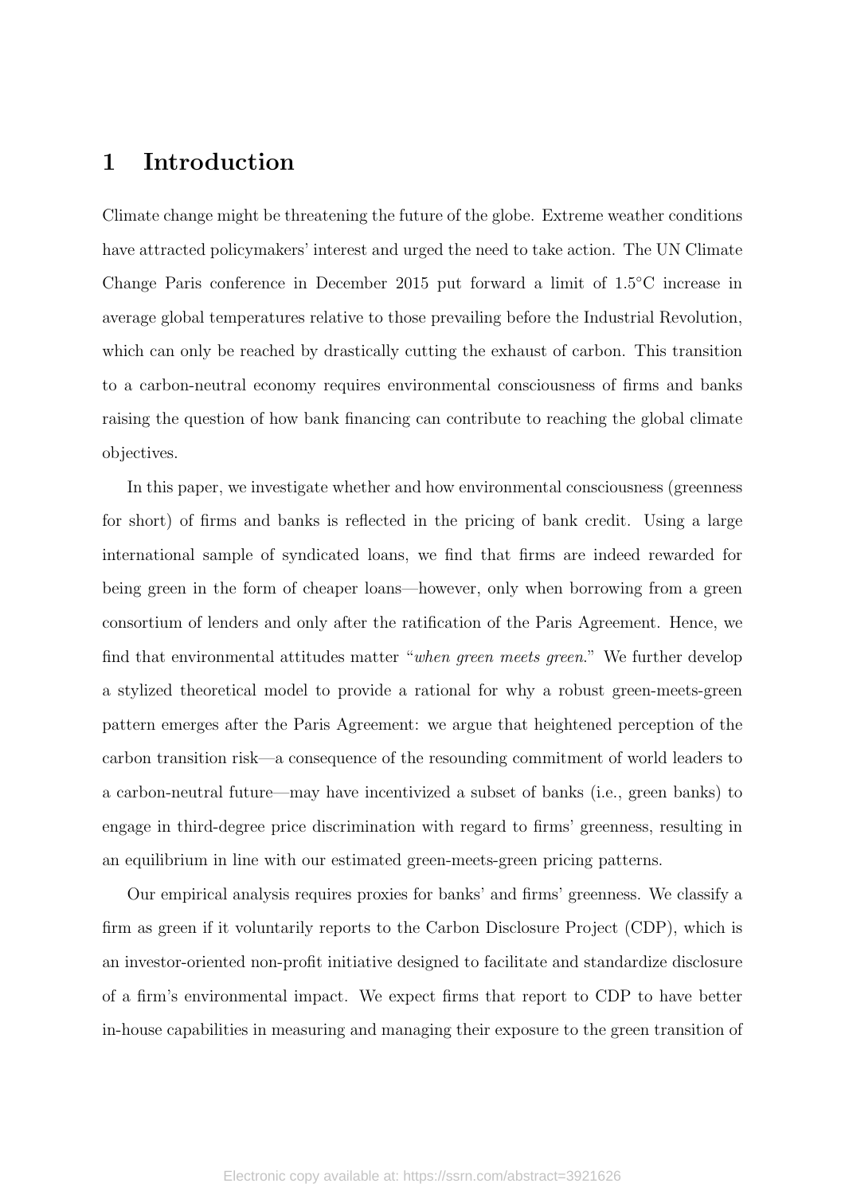# 1 Introduction

Climate change might be threatening the future of the globe. Extreme weather conditions have attracted policymakers' interest and urged the need to take action. The UN Climate Change Paris conference in December 2015 put forward a limit of 1.5°C increase in average global temperatures relative to those prevailing before the Industrial Revolution, which can only be reached by drastically cutting the exhaust of carbon. This transition to a carbon-neutral economy requires environmental consciousness of firms and banks raising the question of how bank financing can contribute to reaching the global climate objectives.

In this paper, we investigate whether and how environmental consciousness (greenness for short) of firms and banks is reflected in the pricing of bank credit. Using a large international sample of syndicated loans, we find that firms are indeed rewarded for being green in the form of cheaper loans—however, only when borrowing from a green consortium of lenders and only after the ratification of the Paris Agreement. Hence, we find that environmental attitudes matter "*when green meets green*." We further develop a stylized theoretical model to provide a rational for why a robust green-meets-green pattern emerges after the Paris Agreement: we argue that heightened perception of the carbon transition risk—a consequence of the resounding commitment of world leaders to a carbon-neutral future—may have incentivized a subset of banks (i.e., green banks) to engage in third-degree price discrimination with regard to firms' greenness, resulting in an equilibrium in line with our estimated green-meets-green pricing patterns.

Our empirical analysis requires proxies for banks' and firms' greenness. We classify a firm as green if it voluntarily reports to the Carbon Disclosure Project (CDP), which is an investor-oriented non-profit initiative designed to facilitate and standardize disclosure of a firm's environmental impact. We expect firms that report to CDP to have better in-house capabilities in measuring and managing their exposure to the green transition of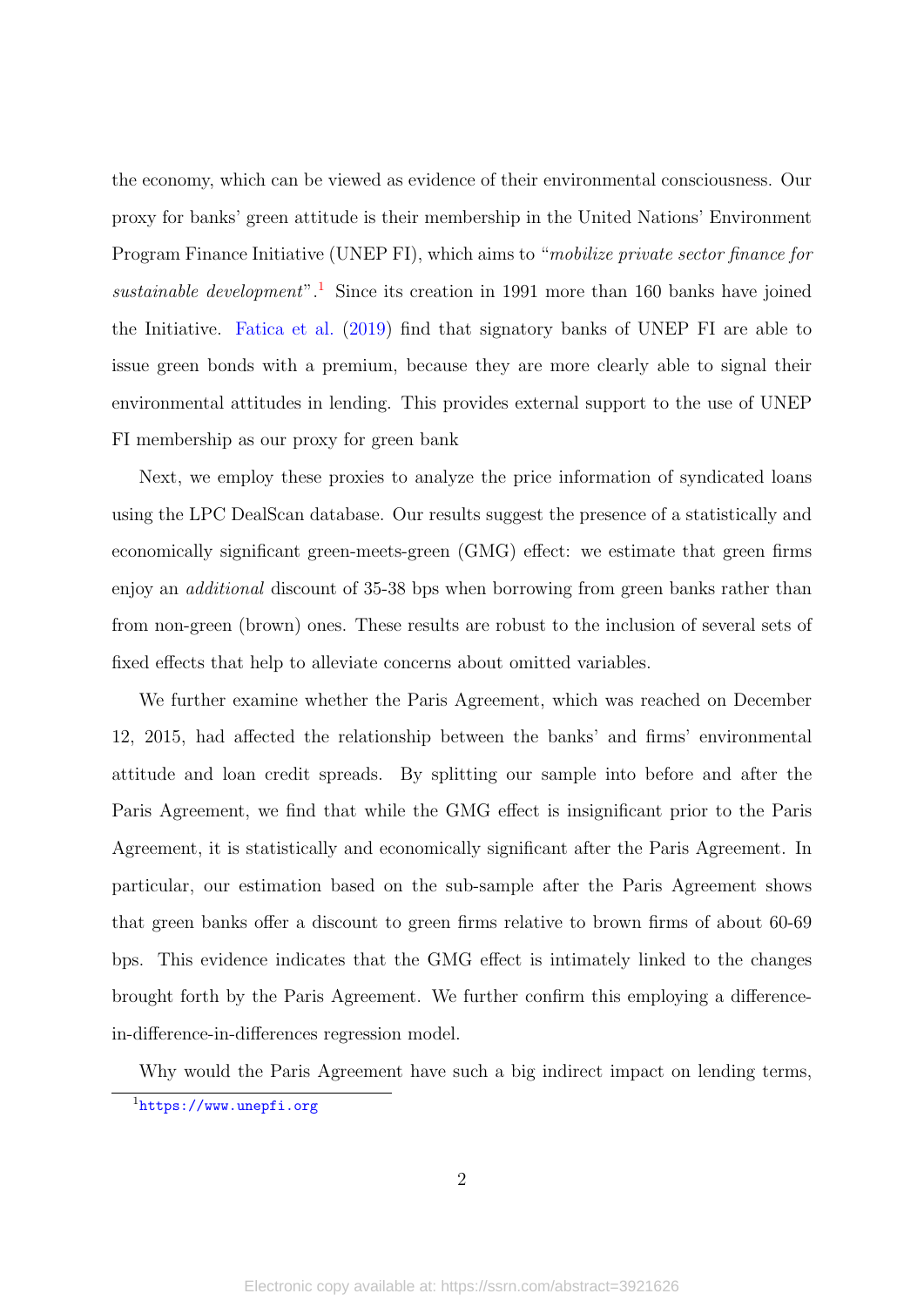the economy, which can be viewed as evidence of their environmental consciousness. Our proxy for banks' green attitude is their membership in the United Nations' Environment Program Finance Initiative (UNEP FI), which aims to "*mobilize private sector finance for sustainable development*".[1] Since its creation in 1991 more than 160 banks have joined the Initiative. Fatica et al. (2019) find that signatory banks of UNEP FI are able to issue green bonds with a premium, because they are more clearly able to signal their environmental attitudes in lending. This provides external support to the use of UNEP FI membership as our proxy for green bank

Next, we employ these proxies to analyze the price information of syndicated loans using the LPC DealScan database. Our results suggest the presence of a statistically and economically significant green-meets-green (GMG) effect: we estimate that green firms enjoy an *additional* discount of 35-38 bps when borrowing from green banks rather than from non-green (brown) ones. These results are robust to the inclusion of several sets of fixed effects that help to alleviate concerns about omitted variables.

We further examine whether the Paris Agreement, which was reached on December 12, 2015, had affected the relationship between the banks' and firms' environmental attitude and loan credit spreads. By splitting our sample into before and after the Paris Agreement, we find that while the GMG effect is insignificant prior to the Paris Agreement, it is statistically and economically significant after the Paris Agreement. In particular, our estimation based on the sub-sample after the Paris Agreement shows that green banks offer a discount to green firms relative to brown firms of about 60-69 bps. This evidence indicates that the GMG effect is intimately linked to the changes brought forth by the Paris Agreement. We further confirm this employing a difference-in-difference-in-differences regression model.

Why would the Paris Agreement have such a big indirect impact on lending terms,

[1] https://www.unepfi.org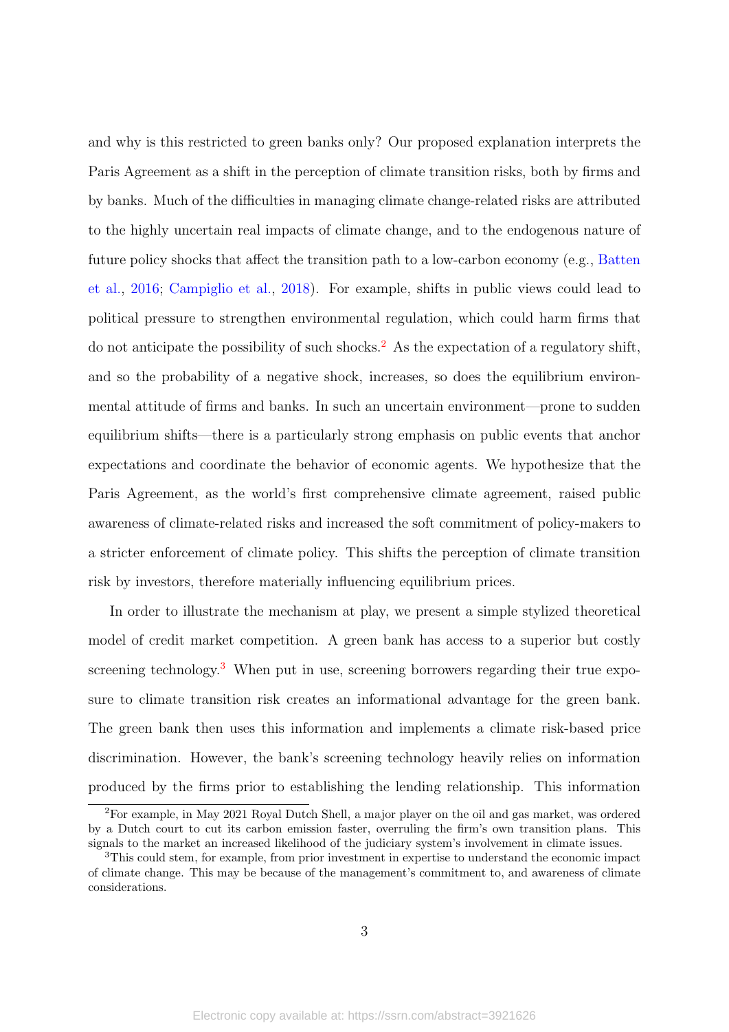and why is this restricted to green banks only? Our proposed explanation interprets the Paris Agreement as a shift in the perception of climate transition risks, both by firms and by banks. Much of the difficulties in managing climate change-related risks are attributed to the highly uncertain real impacts of climate change, and to the endogenous nature of future policy shocks that affect the transition path to a low-carbon economy (e.g., Batten et al., 2016; Campiglio et al., 2018). For example, shifts in public views could lead to political pressure to strengthen environmental regulation, which could harm firms that do not anticipate the possibility of such shocks.[2] As the expectation of a regulatory shift, and so the probability of a negative shock, increases, so does the equilibrium environmental attitude of firms and banks. In such an uncertain environment—prone to sudden equilibrium shifts—there is a particularly strong emphasis on public events that anchor expectations and coordinate the behavior of economic agents. We hypothesize that the Paris Agreement, as the world's first comprehensive climate agreement, raised public awareness of climate-related risks and increased the soft commitment of policy-makers to a stricter enforcement of climate policy. This shifts the perception of climate transition risk by investors, therefore materially influencing equilibrium prices.

In order to illustrate the mechanism at play, we present a simple stylized theoretical model of credit market competition. A green bank has access to a superior but costly screening technology.[3] When put in use, screening borrowers regarding their true exposure to climate transition risk creates an informational advantage for the green bank. The green bank then uses this information and implements a climate risk-based price discrimination. However, the bank's screening technology heavily relies on information produced by the firms prior to establishing the lending relationship. This information

[2]For example, in May 2021 Royal Dutch Shell, a major player on the oil and gas market, was ordered by a Dutch court to cut its carbon emission faster, overruling the firm's own transition plans. This signals to the market an increased likelihood of the judiciary system's involvement in climate issues.

[3]This could stem, for example, from prior investment in expertise to understand the economic impact of climate change. This may be because of the management's commitment to, and awareness of climate considerations.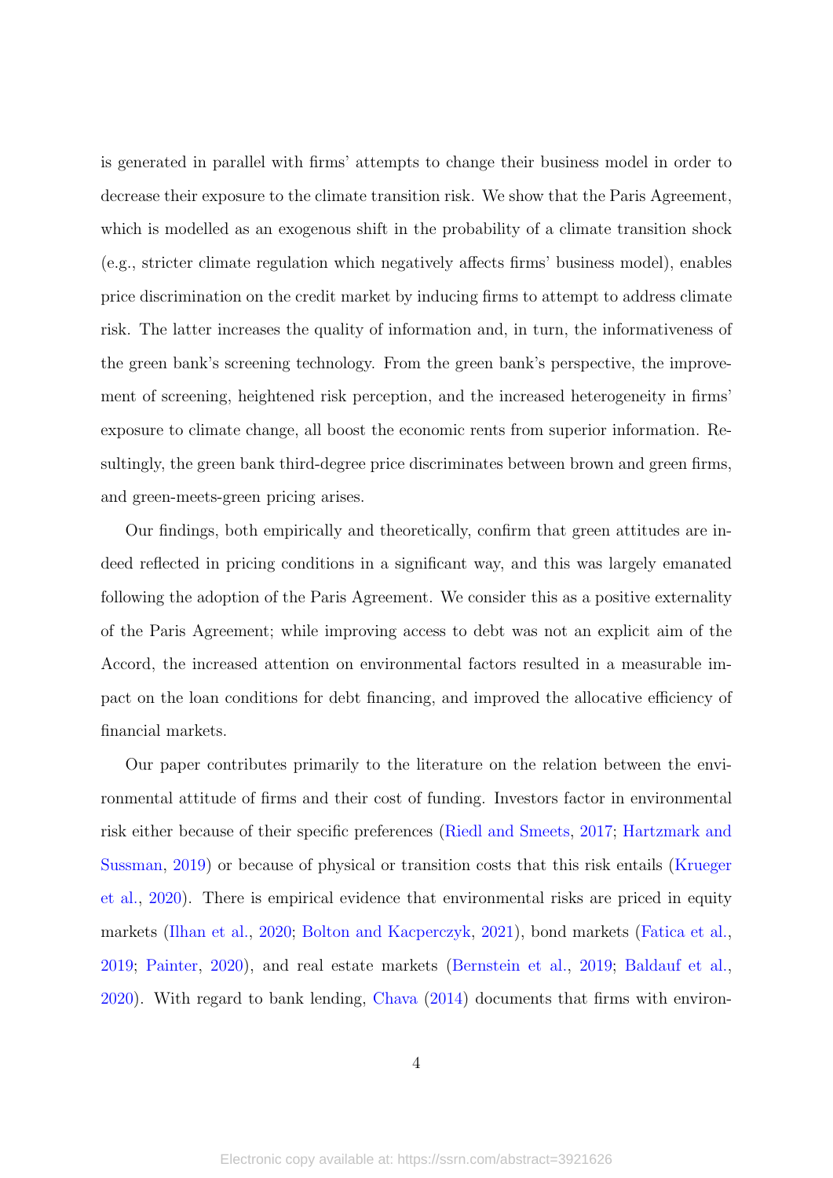is generated in parallel with firms' attempts to change their business model in order to decrease their exposure to the climate transition risk. We show that the Paris Agreement, which is modelled as an exogenous shift in the probability of a climate transition shock (e.g., stricter climate regulation which negatively affects firms' business model), enables price discrimination on the credit market by inducing firms to attempt to address climate risk. The latter increases the quality of information and, in turn, the informativeness of the green bank's screening technology. From the green bank's perspective, the improvement of screening, heightened risk perception, and the increased heterogeneity in firms' exposure to climate change, all boost the economic rents from superior information. Resultingly, the green bank third-degree price discriminates between brown and green firms, and green-meets-green pricing arises.

Our findings, both empirically and theoretically, confirm that green attitudes are indeed reflected in pricing conditions in a significant way, and this was largely emanated following the adoption of the Paris Agreement. We consider this as a positive externality of the Paris Agreement; while improving access to debt was not an explicit aim of the Accord, the increased attention on environmental factors resulted in a measurable impact on the loan conditions for debt financing, and improved the allocative efficiency of financial markets.

Our paper contributes primarily to the literature on the relation between the environmental attitude of firms and their cost of funding. Investors factor in environmental risk either because of their specific preferences (Riedl and Smeets, 2017; Hartzmark and Sussman, 2019) or because of physical or transition costs that this risk entails (Krueger et al., 2020). There is empirical evidence that environmental risks are priced in equity markets (Ilhan et al., 2020; Bolton and Kacperczyk, 2021), bond markets (Fatica et al., 2019; Painter, 2020), and real estate markets (Bernstein et al., 2019; Baldauf et al., 2020). With regard to bank lending, Chava (2014) documents that firms with environ-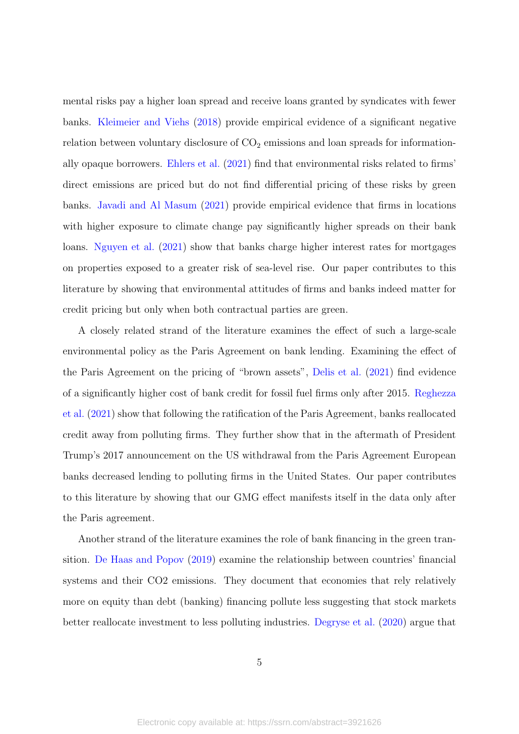mental risks pay a higher loan spread and receive loans granted by syndicates with fewer banks. Kleimeier and Viehs (2018) provide empirical evidence of a significant negative relation between voluntary disclosure of $CO_2$ emissions and loan spreads for informationally opaque borrowers. Ehlers et al. (2021) find that environmental risks related to firms' direct emissions are priced but do not find differential pricing of these risks by green banks. Javadi and Al Masum (2021) provide empirical evidence that firms in locations with higher exposure to climate change pay significantly higher spreads on their bank loans. Nguyen et al. (2021) show that banks charge higher interest rates for mortgages on properties exposed to a greater risk of sea-level rise. Our paper contributes to this literature by showing that environmental attitudes of firms and banks indeed matter for credit pricing but only when both contractual parties are green.

A closely related strand of the literature examines the effect of such a large-scale environmental policy as the Paris Agreement on bank lending. Examining the effect of the Paris Agreement on the pricing of "brown assets", Delis et al. (2021) find evidence of a significantly higher cost of bank credit for fossil fuel firms only after 2015. Reghezza et al. (2021) show that following the ratification of the Paris Agreement, banks reallocated credit away from polluting firms. They further show that in the aftermath of President Trump's 2017 announcement on the US withdrawal from the Paris Agreement European banks decreased lending to polluting firms in the United States. Our paper contributes to this literature by showing that our GMG effect manifests itself in the data only after the Paris agreement.

Another strand of the literature examines the role of bank financing in the green transition. De Haas and Popov (2019) examine the relationship between countries' financial systems and their CO2 emissions. They document that economies that rely relatively more on equity than debt (banking) financing pollute less suggesting that stock markets better reallocate investment to less polluting industries. Degryse et al. (2020) argue that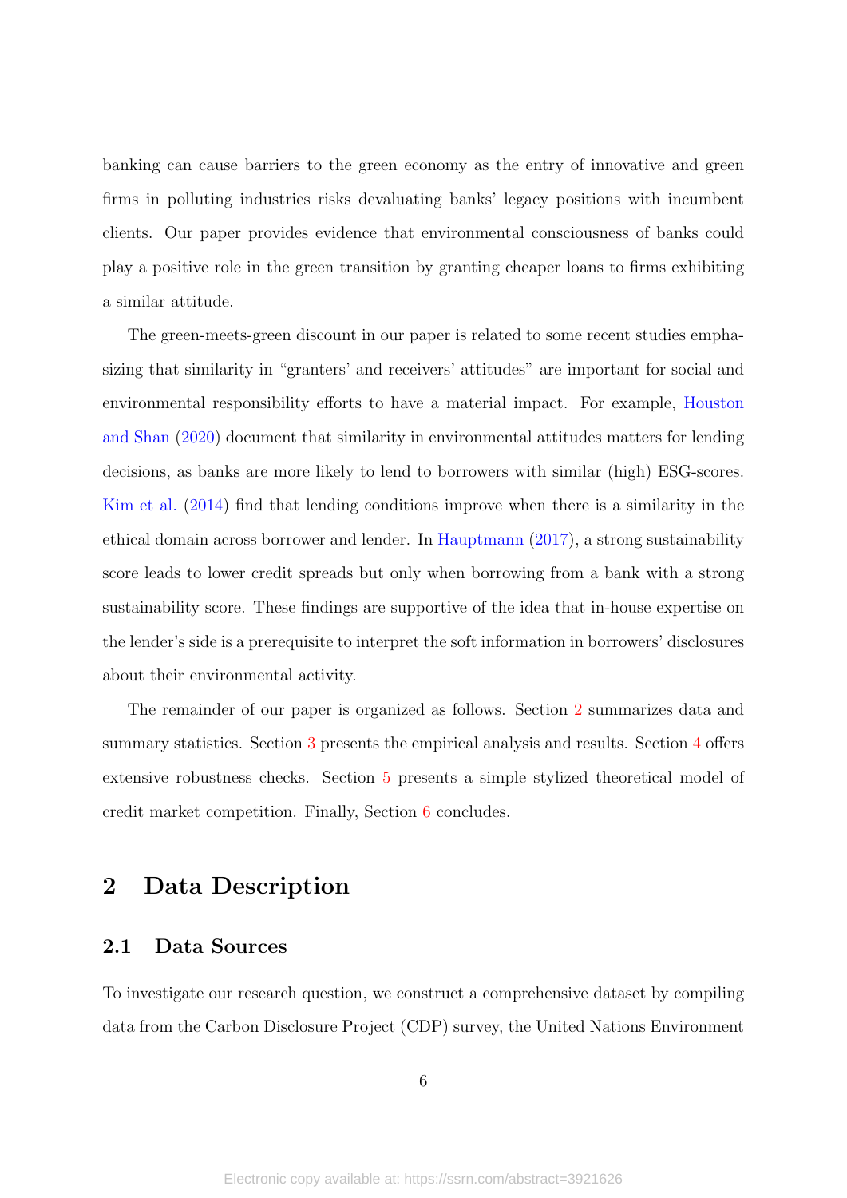banking can cause barriers to the green economy as the entry of innovative and green firms in polluting industries risks devaluating banks' legacy positions with incumbent clients. Our paper provides evidence that environmental consciousness of banks could play a positive role in the green transition by granting cheaper loans to firms exhibiting a similar attitude.

The green-meets-green discount in our paper is related to some recent studies emphasizing that similarity in "granters' and receivers' attitudes" are important for social and environmental responsibility efforts to have a material impact. For example, Houston and Shan (2020) document that similarity in environmental attitudes matters for lending decisions, as banks are more likely to lend to borrowers with similar (high) ESG-scores. Kim et al. (2014) find that lending conditions improve when there is a similarity in the ethical domain across borrower and lender. In Hauptmann (2017), a strong sustainability score leads to lower credit spreads but only when borrowing from a bank with a strong sustainability score. These findings are supportive of the idea that in-house expertise on the lender's side is a prerequisite to interpret the soft information in borrowers' disclosures about their environmental activity.

The remainder of our paper is organized as follows. Section 2 summarizes data and summary statistics. Section 3 presents the empirical analysis and results. Section 4 offers extensive robustness checks. Section 5 presents a simple stylized theoretical model of credit market competition. Finally, Section 6 concludes.

## 2 Data Description

### 2.1 Data Sources

To investigate our research question, we construct a comprehensive dataset by compiling data from the Carbon Disclosure Project (CDP) survey, the United Nations Environment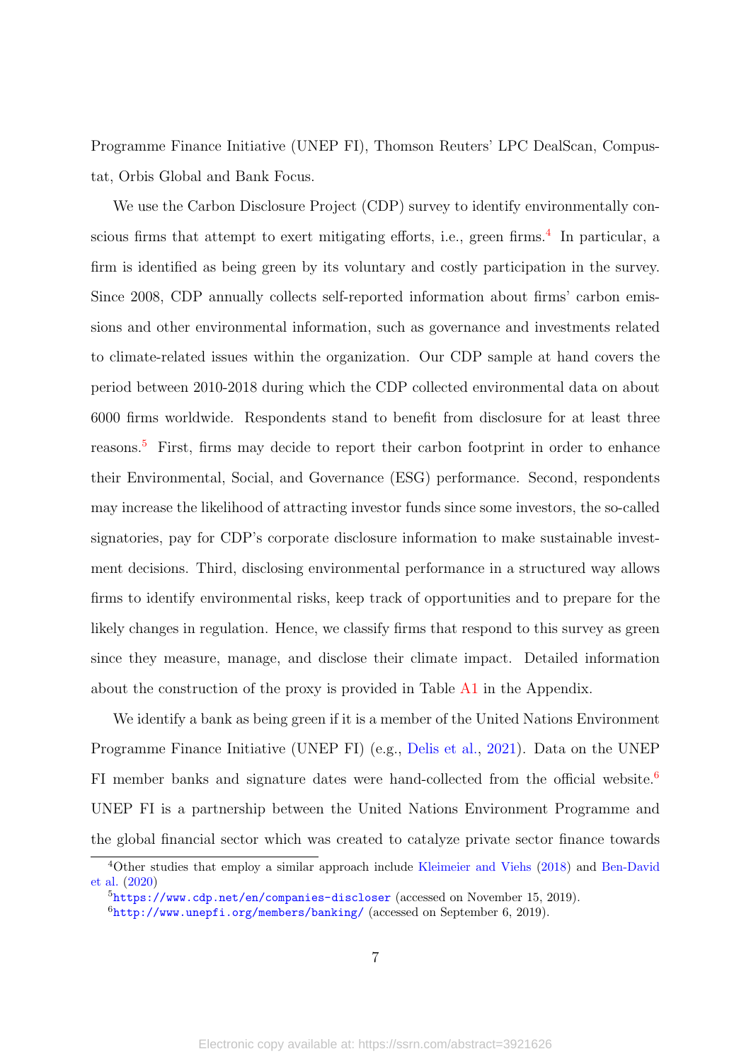Programme Finance Initiative (UNEP FI), Thomson Reuters' LPC DealScan, Compustat, Orbis Global and Bank Focus.

We use the Carbon Disclosure Project (CDP) survey to identify environmentally conscious firms that attempt to exert mitigating efforts, i.e., green firms.[4] In particular, a firm is identified as being green by its voluntary and costly participation in the survey. Since 2008, CDP annually collects self-reported information about firms' carbon emissions and other environmental information, such as governance and investments related to climate-related issues within the organization. Our CDP sample at hand covers the period between 2010-2018 during which the CDP collected environmental data on about 6000 firms worldwide. Respondents stand to benefit from disclosure for at least three reasons.[5] First, firms may decide to report their carbon footprint in order to enhance their Environmental, Social, and Governance (ESG) performance. Second, respondents may increase the likelihood of attracting investor funds since some investors, the so-called signatories, pay for CDP's corporate disclosure information to make sustainable investment decisions. Third, disclosing environmental performance in a structured way allows firms to identify environmental risks, keep track of opportunities and to prepare for the likely changes in regulation. Hence, we classify firms that respond to this survey as green since they measure, manage, and disclose their climate impact. Detailed information about the construction of the proxy is provided in Table A1 in the Appendix.

We identify a bank as being green if it is a member of the United Nations Environment Programme Finance Initiative (UNEP FI) (e.g., Delis et al., 2021). Data on the UNEP FI member banks and signature dates were hand-collected from the official website.[6] UNEP FI is a partnership between the United Nations Environment Programme and the global financial sector which was created to catalyze private sector finance towards

[4] Other studies that employ a similar approach include Kleimeier and Viehs (2018) and Ben-David et al. (2020)

[5] https://www.cdp.net/en/companies-discloser (accessed on November 15, 2019).

[6] http://www.unepfi.org/members/banking/ (accessed on September 6, 2019).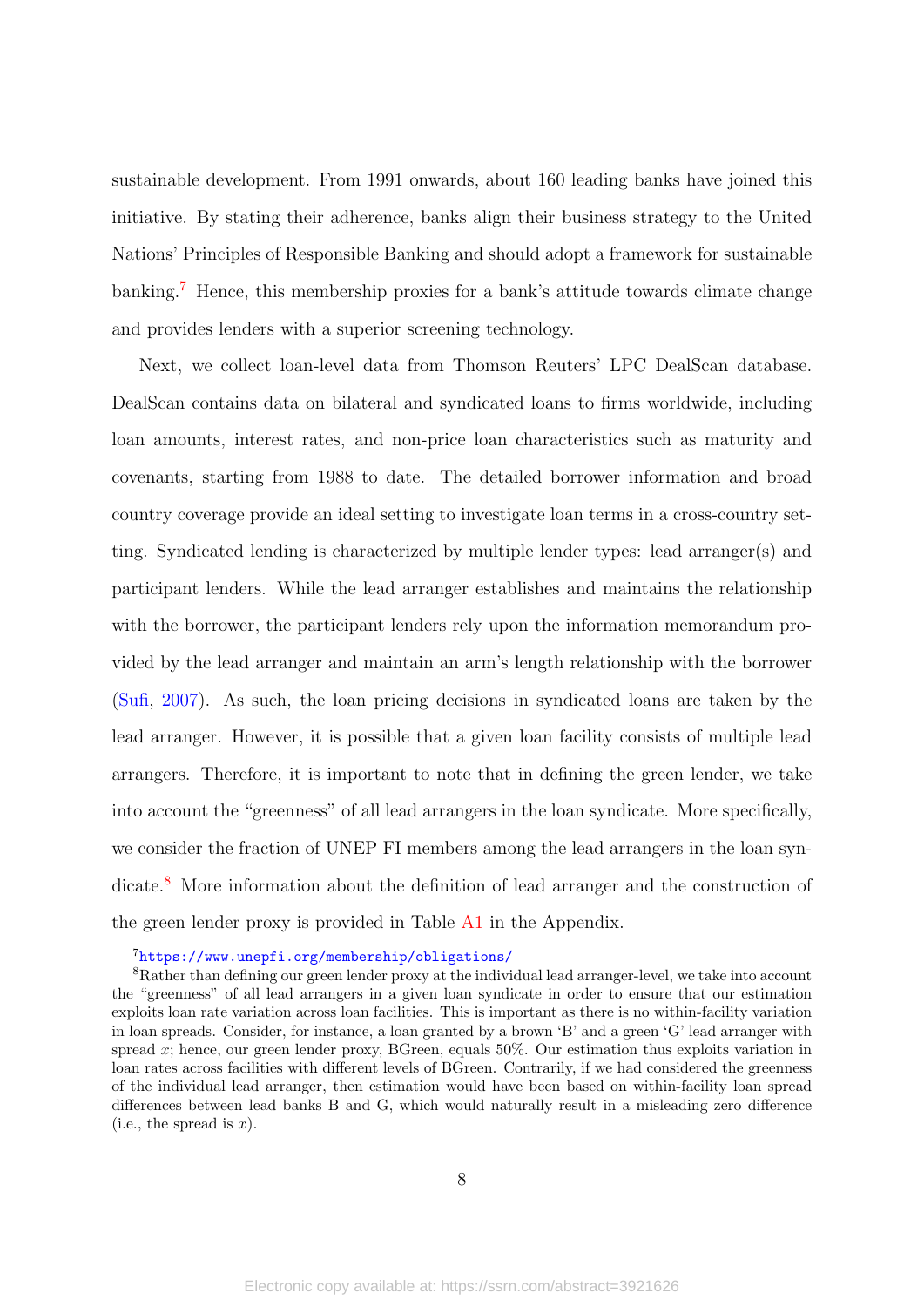sustainable development. From 1991 onwards, about 160 leading banks have joined this initiative. By stating their adherence, banks align their business strategy to the United Nations' Principles of Responsible Banking and should adopt a framework for sustainable banking.[7] Hence, this membership proxies for a bank's attitude towards climate change and provides lenders with a superior screening technology.

Next, we collect loan-level data from Thomson Reuters' LPC DealScan database. DealScan contains data on bilateral and syndicated loans to firms worldwide, including loan amounts, interest rates, and non-price loan characteristics such as maturity and covenants, starting from 1988 to date. The detailed borrower information and broad country coverage provide an ideal setting to investigate loan terms in a cross-country setting. Syndicated lending is characterized by multiple lender types: lead arranger(s) and participant lenders. While the lead arranger establishes and maintains the relationship with the borrower, the participant lenders rely upon the information memorandum provided by the lead arranger and maintain an arm's length relationship with the borrower (Sufi, 2007). As such, the loan pricing decisions in syndicated loans are taken by the lead arranger. However, it is possible that a given loan facility consists of multiple lead arrangers. Therefore, it is important to note that in defining the green lender, we take into account the "greenness" of all lead arrangers in the loan syndicate. More specifically, we consider the fraction of UNEP FI members among the lead arrangers in the loan syndicate.[8] More information about the definition of lead arranger and the construction of the green lender proxy is provided in Table A1 in the Appendix.

---

[7] https://www.unepfi.org/membership/obligations/

[8] Rather than defining our green lender proxy at the individual lead arranger-level, we take into account the "greenness" of all lead arrangers in a given loan syndicate in order to ensure that our estimation exploits loan rate variation across loan facilities. This is important as there is no within-facility variation in loan spreads. Consider, for instance, a loan granted by a brown 'B' and a green 'G' lead arranger with spread $x$; hence, our green lender proxy, BGreen, equals 50%. Our estimation thus exploits variation in loan rates across facilities with different levels of BGreen. Contrarily, if we had considered the greenness of the individual lead arranger, then estimation would have been based on within-facility loan spread differences between lead banks B and G, which would naturally result in a misleading zero difference (i.e., the spread is $x$).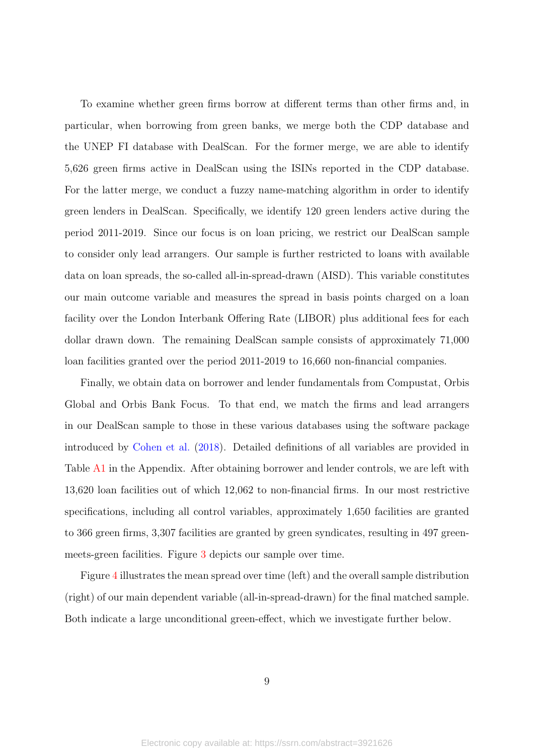To examine whether green firms borrow at different terms than other firms and, in particular, when borrowing from green banks, we merge both the CDP database and the UNEP FI database with DealScan. For the former merge, we are able to identify 5,626 green firms active in DealScan using the ISINs reported in the CDP database. For the latter merge, we conduct a fuzzy name-matching algorithm in order to identify green lenders in DealScan. Specifically, we identify 120 green lenders active during the period 2011-2019. Since our focus is on loan pricing, we restrict our DealScan sample to consider only lead arrangers. Our sample is further restricted to loans with available data on loan spreads, the so-called all-in-spread-drawn (AISD). This variable constitutes our main outcome variable and measures the spread in basis points charged on a loan facility over the London Interbank Offering Rate (LIBOR) plus additional fees for each dollar drawn down. The remaining DealScan sample consists of approximately 71,000 loan facilities granted over the period 2011-2019 to 16,660 non-financial companies.

Finally, we obtain data on borrower and lender fundamentals from Compustat, Orbis Global and Orbis Bank Focus. To that end, we match the firms and lead arrangers in our DealScan sample to those in these various databases using the software package introduced by Cohen et al. (2018). Detailed definitions of all variables are provided in Table A1 in the Appendix. After obtaining borrower and lender controls, we are left with 13,620 loan facilities out of which 12,062 to non-financial firms. In our most restrictive specifications, including all control variables, approximately 1,650 facilities are granted to 366 green firms, 3,307 facilities are granted by green syndicates, resulting in 497 green-meets-green facilities. Figure 3 depicts our sample over time.

Figure 4 illustrates the mean spread over time (left) and the overall sample distribution (right) of our main dependent variable (all-in-spread-drawn) for the final matched sample. Both indicate a large unconditional green-effect, which we investigate further below.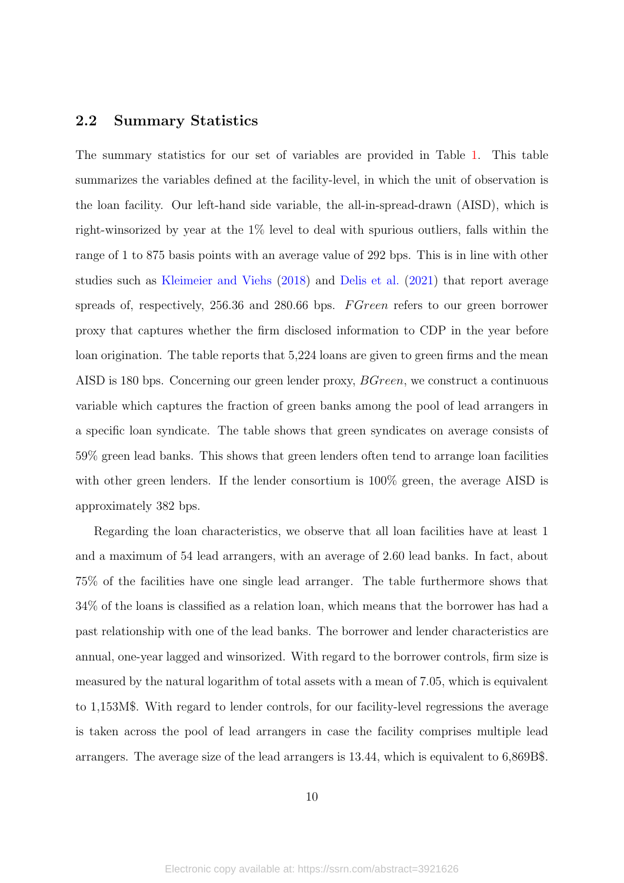## 2.2 Summary Statistics

The summary statistics for our set of variables are provided in Table 1. This table summarizes the variables defined at the facility-level, in which the unit of observation is the loan facility. Our left-hand side variable, the all-in-spread-drawn (AISD), which is right-winsorized by year at the 1% level to deal with spurious outliers, falls within the range of 1 to 875 basis points with an average value of 292 bps. This is in line with other studies such as Kleimeier and Viehs (2018) and Delis et al. (2021) that report average spreads of, respectively, 256.36 and 280.66 bps. *FGreen* refers to our green borrower proxy that captures whether the firm disclosed information to CDP in the year before loan origination. The table reports that 5,224 loans are given to green firms and the mean AISD is 180 bps. Concerning our green lender proxy, *BGreen*, we construct a continuous variable which captures the fraction of green banks among the pool of lead arrangers in a specific loan syndicate. The table shows that green syndicates on average consists of 59% green lead banks. This shows that green lenders often tend to arrange loan facilities with other green lenders. If the lender consortium is 100% green, the average AISD is approximately 382 bps.

Regarding the loan characteristics, we observe that all loan facilities have at least 1 and a maximum of 54 lead arrangers, with an average of 2.60 lead banks. In fact, about 75% of the facilities have one single lead arranger. The table furthermore shows that 34% of the loans is classified as a relation loan, which means that the borrower has had a past relationship with one of the lead banks. The borrower and lender characteristics are annual, one-year lagged and winsorized. With regard to the borrower controls, firm size is measured by the natural logarithm of total assets with a mean of 7.05, which is equivalent to 1,153M$. With regard to lender controls, for our facility-level regressions the average is taken across the pool of lead arrangers in case the facility comprises multiple lead arrangers. The average size of the lead arrangers is 13.44, which is equivalent to 6,869B$.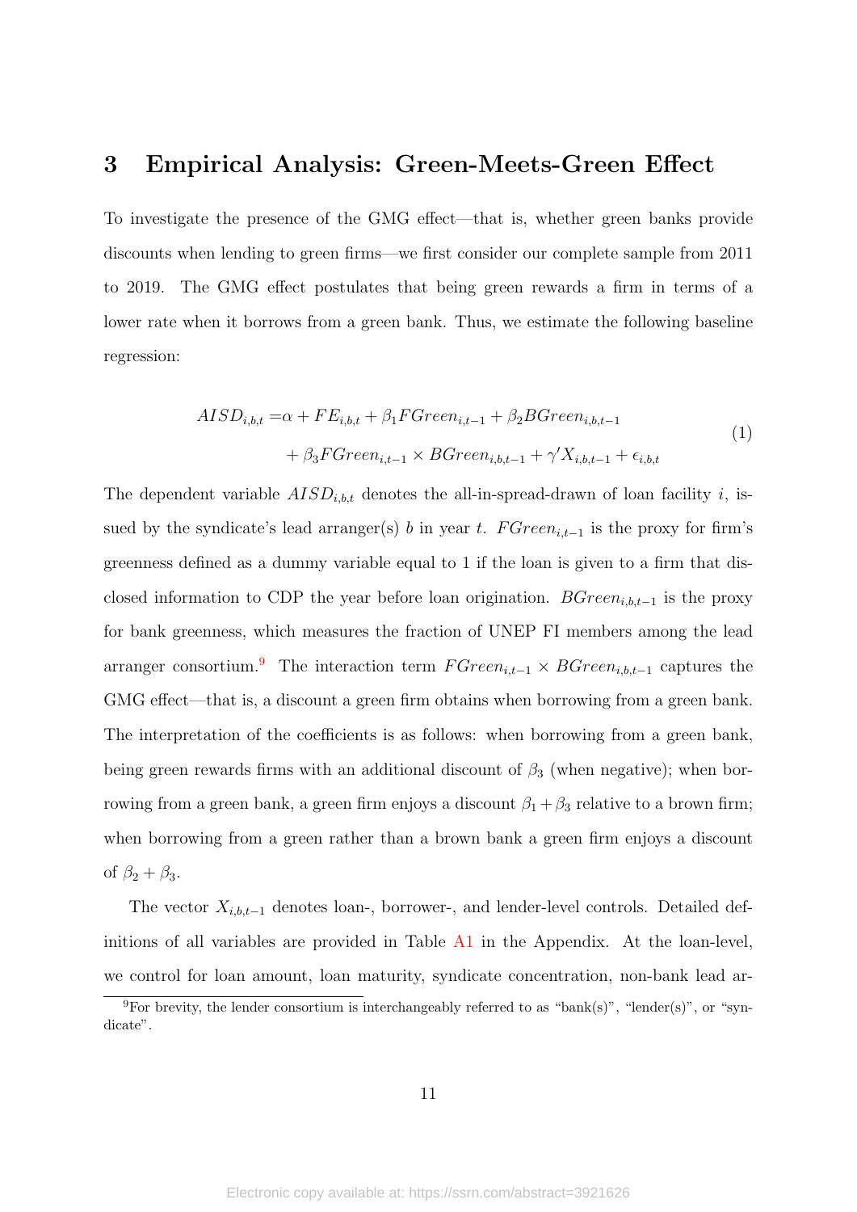# 3 Empirical Analysis: Green-Meets-Green Effect

To investigate the presence of the GMG effect—that is, whether green banks provide discounts when lending to green firms—we first consider our complete sample from 2011 to 2019. The GMG effect postulates that being green rewards a firm in terms of a lower rate when it borrows from a green bank. Thus, we estimate the following baseline regression:

$$
\begin{aligned}
AISD_{i,b,t} =& \alpha + FE_{i,b,t} + \beta_1 FGreen_{i,t-1} + \beta_2 BGreen_{i,b,t-1} \\
&+ \beta_3 FGreen_{i,t-1} \times BGreen_{i,b,t-1} + \gamma' X_{i,b,t-1} + \epsilon_{i,b,t}
\end{aligned}
\tag{1}
$$

The dependent variable $AISD_{i,b,t}$ denotes the all-in-spread-drawn of loan facility $i$, issued by the syndicate's lead arranger(s) $b$ in year $t$. $FGreen_{i,t-1}$ is the proxy for firm's greenness defined as a dummy variable equal to 1 if the loan is given to a firm that disclosed information to CDP the year before loan origination. $BGreen_{i,b,t-1}$ is the proxy for bank greenness, which measures the fraction of UNEP FI members among the lead arranger consortium.[9] The interaction term $FGreen_{i,t-1} \times BGreen_{i,b,t-1}$ captures the GMG effect—that is, a discount a green firm obtains when borrowing from a green bank. The interpretation of the coefficients is as follows: when borrowing from a green bank, being green rewards firms with an additional discount of $\beta_3$ (when negative); when borrowing from a green bank, a green firm enjoys a discount $\beta_1 + \beta_3$ relative to a brown firm; when borrowing from a green rather than a brown bank a green firm enjoys a discount of $\beta_2 + \beta_3$.

The vector $X_{i,b,t-1}$ denotes loan-, borrower-, and lender-level controls. Detailed definitions of all variables are provided in Table A1 in the Appendix. At the loan-level, we control for loan amount, loan maturity, syndicate concentration, non-bank lead ar-

[9] For brevity, the lender consortium is interchangeably referred to as "bank(s)", "lender(s)", or "syndicate".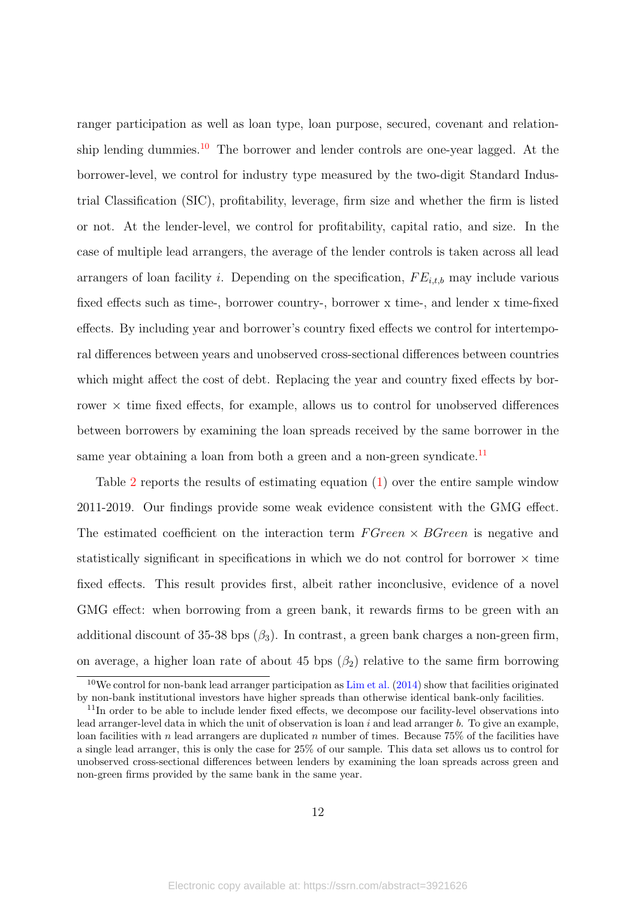ranger participation as well as loan type, loan purpose, secured, covenant and relationship lending dummies.[10] The borrower and lender controls are one-year lagged. At the borrower-level, we control for industry type measured by the two-digit Standard Industrial Classification (SIC), profitability, leverage, firm size and whether the firm is listed or not. At the lender-level, we control for profitability, capital ratio, and size. In the case of multiple lead arrangers, the average of the lender controls is taken across all lead arrangers of loan facility $i$. Depending on the specification, $FE_{i,t,b}$ may include various fixed effects such as time-, borrower country-, borrower x time-, and lender x time-fixed effects. By including year and borrower's country fixed effects we control for intertemporal differences between years and unobserved cross-sectional differences between countries which might affect the cost of debt. Replacing the year and country fixed effects by borrower $\times$ time fixed effects, for example, allows us to control for unobserved differences between borrowers by examining the loan spreads received by the same borrower in the same year obtaining a loan from both a green and a non-green syndicate.[11]

Table 2 reports the results of estimating equation (1) over the entire sample window 2011-2019. Our findings provide some weak evidence consistent with the GMG effect. The estimated coefficient on the interaction term $FGreen \times BGreen$ is negative and statistically significant in specifications in which we do not control for borrower $\times$ time fixed effects. This result provides first, albeit rather inconclusive, evidence of a novel GMG effect: when borrowing from a green bank, it rewards firms to be green with an additional discount of 35-38 bps ($\beta_3$). In contrast, a green bank charges a non-green firm, on average, a higher loan rate of about 45 bps ($\beta_2$) relative to the same firm borrowing

[10] We control for non-bank lead arranger participation as Lim et al. (2014) show that facilities originated by non-bank institutional investors have higher spreads than otherwise identical bank-only facilities.

[11] In order to be able to include lender fixed effects, we decompose our facility-level observations into lead arranger-level data in which the unit of observation is loan $i$ and lead arranger $b$. To give an example, loan facilities with $n$ lead arrangers are duplicated $n$ number of times. Because 75% of the facilities have a single lead arranger, this is only the case for 25% of our sample. This data set allows us to control for unobserved cross-sectional differences between lenders by examining the loan spreads across green and non-green firms provided by the same bank in the same year.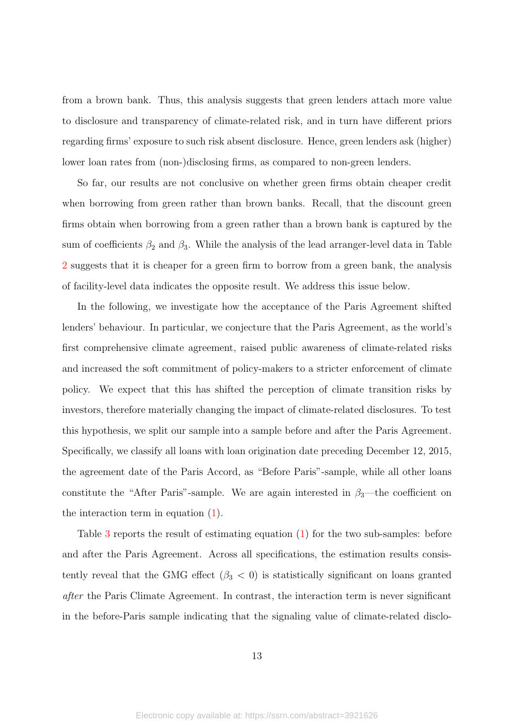from a brown bank. Thus, this analysis suggests that green lenders attach more value to disclosure and transparency of climate-related risk, and in turn have different priors regarding firms' exposure to such risk absent disclosure. Hence, green lenders ask (higher) lower loan rates from (non-)disclosing firms, as compared to non-green lenders.

So far, our results are not conclusive on whether green firms obtain cheaper credit when borrowing from green rather than brown banks. Recall, that the discount green firms obtain when borrowing from a green rather than a brown bank is captured by the sum of coefficients $\beta_2$ and $\beta_3$. While the analysis of the lead arranger-level data in Table 2 suggests that it is cheaper for a green firm to borrow from a green bank, the analysis of facility-level data indicates the opposite result. We address this issue below.

In the following, we investigate how the acceptance of the Paris Agreement shifted lenders' behaviour. In particular, we conjecture that the Paris Agreement, as the world's first comprehensive climate agreement, raised public awareness of climate-related risks and increased the soft commitment of policy-makers to a stricter enforcement of climate policy. We expect that this has shifted the perception of climate transition risks by investors, therefore materially changing the impact of climate-related disclosures. To test this hypothesis, we split our sample into a sample before and after the Paris Agreement. Specifically, we classify all loans with loan origination date preceding December 12, 2015, the agreement date of the Paris Accord, as "Before Paris"-sample, while all other loans constitute the "After Paris"-sample. We are again interested in $\beta_3$—the coefficient on the interaction term in equation (1).

Table 3 reports the result of estimating equation (1) for the two sub-samples: before and after the Paris Agreement. Across all specifications, the estimation results consistently reveal that the GMG effect ($\beta_3 < 0$) is statistically significant on loans granted *after* the Paris Climate Agreement. In contrast, the interaction term is never significant in the before-Paris sample indicating that the signaling value of climate-related disclo-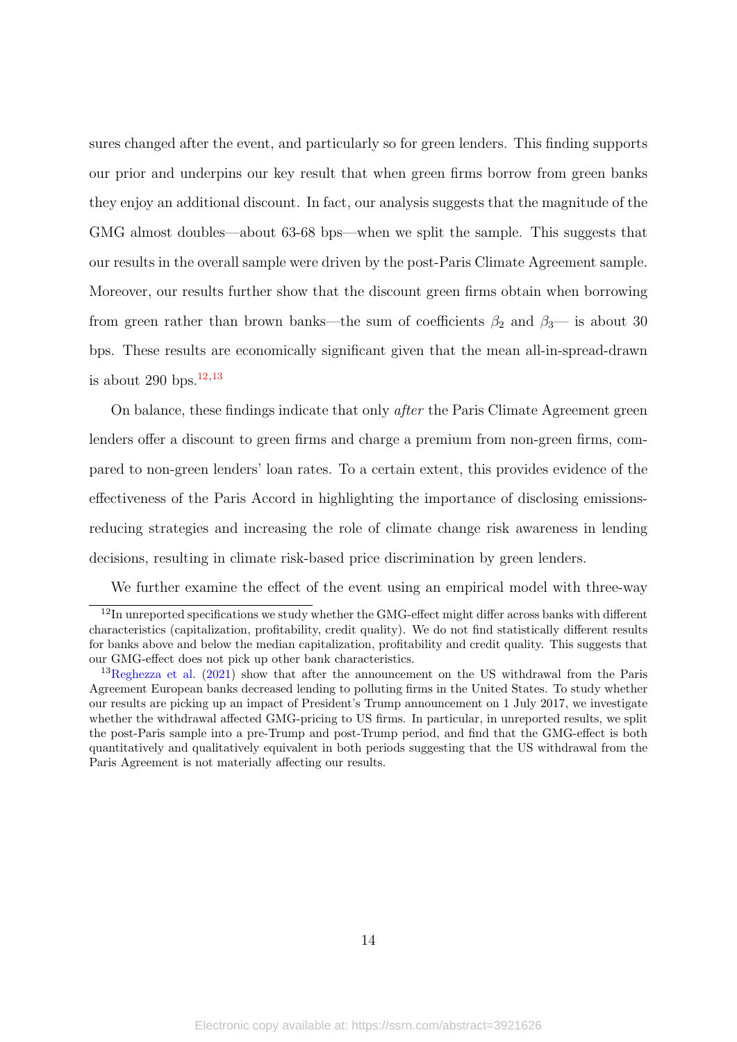sures changed after the event, and particularly so for green lenders. This finding supports our prior and underpins our key result that when green firms borrow from green banks they enjoy an additional discount. In fact, our analysis suggests that the magnitude of the GMG almost doubles—about 63-68 bps—when we split the sample. This suggests that our results in the overall sample were driven by the post-Paris Climate Agreement sample. Moreover, our results further show that the discount green firms obtain when borrowing from green rather than brown banks—the sum of coefficients $\beta_2$ and $\beta_3$— is about 30 bps. These results are economically significant given that the mean all-in-spread-drawn is about 290 bps.[12,13]

On balance, these findings indicate that only *after* the Paris Climate Agreement green lenders offer a discount to green firms and charge a premium from non-green firms, compared to non-green lenders' loan rates. To a certain extent, this provides evidence of the effectiveness of the Paris Accord in highlighting the importance of disclosing emissions-reducing strategies and increasing the role of climate change risk awareness in lending decisions, resulting in climate risk-based price discrimination by green lenders.

We further examine the effect of the event using an empirical model with three-way

---

[12] In unreported specifications we study whether the GMG-effect might differ across banks with different characteristics (capitalization, profitability, credit quality). We do not find statistically different results for banks above and below the median capitalization, profitability and credit quality. This suggests that our GMG-effect does not pick up other bank characteristics.

[13] Reghezza et al. (2021) show that after the announcement on the US withdrawal from the Paris Agreement European banks decreased lending to polluting firms in the United States. To study whether our results are picking up an impact of President's Trump announcement on 1 July 2017, we investigate whether the withdrawal affected GMG-pricing to US firms. In particular, in unreported results, we split the post-Paris sample into a pre-Trump and post-Trump period, and find that the GMG-effect is both quantitatively and qualitatively equivalent in both periods suggesting that the US withdrawal from the Paris Agreement is not materially affecting our results.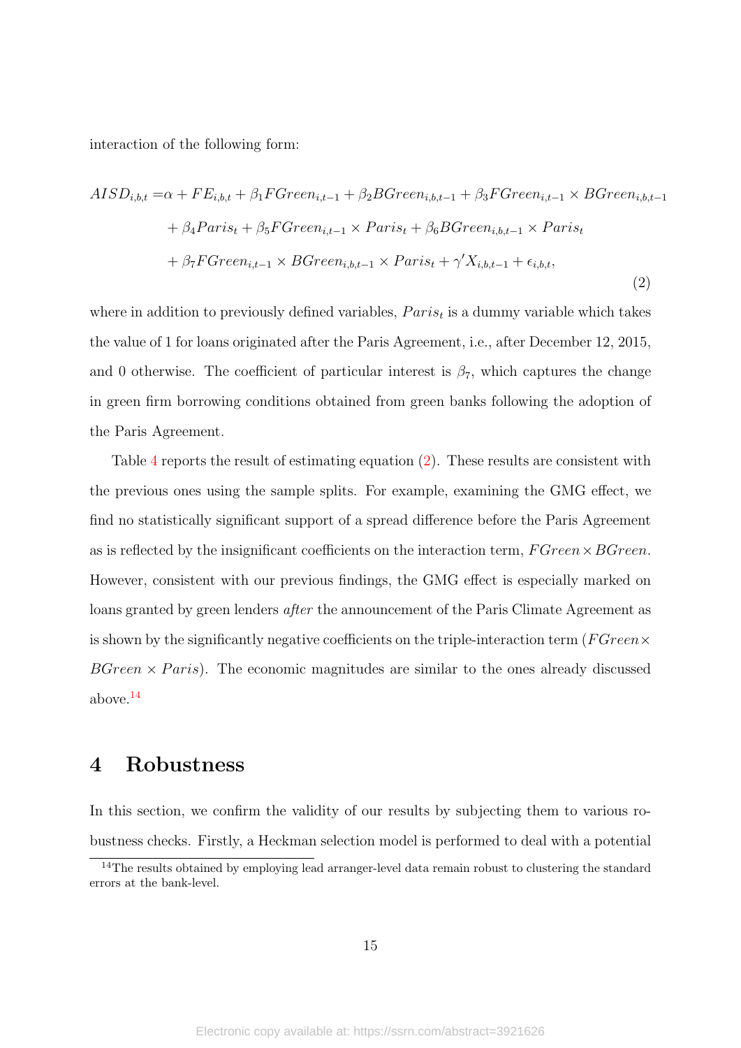interaction of the following form:

$$
\begin{aligned}
AISD_{i,b,t} =& \alpha + FE_{i,b,t} + \beta_1 FGreen_{i,t-1} + \beta_2 BGreen_{i,b,t-1} + \beta_3 FGreen_{i,t-1} \times BGreen_{i,b,t-1} \\
& + \beta_4 Paris_t + \beta_5 FGreen_{i,t-1} \times Paris_t + \beta_6 BGreen_{i,b,t-1} \times Paris_t \\
& + \beta_7 FGreen_{i,t-1} \times BGreen_{i,b,t-1} \times Paris_t + \gamma' X_{i,b,t-1} + \epsilon_{i,b,t},
\end{aligned}
\tag{2}
$$

where in addition to previously defined variables, $Paris_t$ is a dummy variable which takes the value of 1 for loans originated after the Paris Agreement, i.e., after December 12, 2015, and 0 otherwise. The coefficient of particular interest is $\beta_7$, which captures the change in green firm borrowing conditions obtained from green banks following the adoption of the Paris Agreement.

Table 4 reports the result of estimating equation (2). These results are consistent with the previous ones using the sample splits. For example, examining the GMG effect, we find no statistically significant support of a spread difference before the Paris Agreement as is reflected by the insignificant coefficients on the interaction term, $FGreen \times BGreen$. However, consistent with our previous findings, the GMG effect is especially marked on loans granted by green lenders *after* the announcement of the Paris Climate Agreement as is shown by the significantly negative coefficients on the triple-interaction term ($FGreen \times BGreen \times Paris$). The economic magnitudes are similar to the ones already discussed above.[14]

# 4 Robustness

In this section, we confirm the validity of our results by subjecting them to various robustness checks. Firstly, a Heckman selection model is performed to deal with a potential

[14] The results obtained by employing lead arranger-level data remain robust to clustering the standard errors at the bank-level.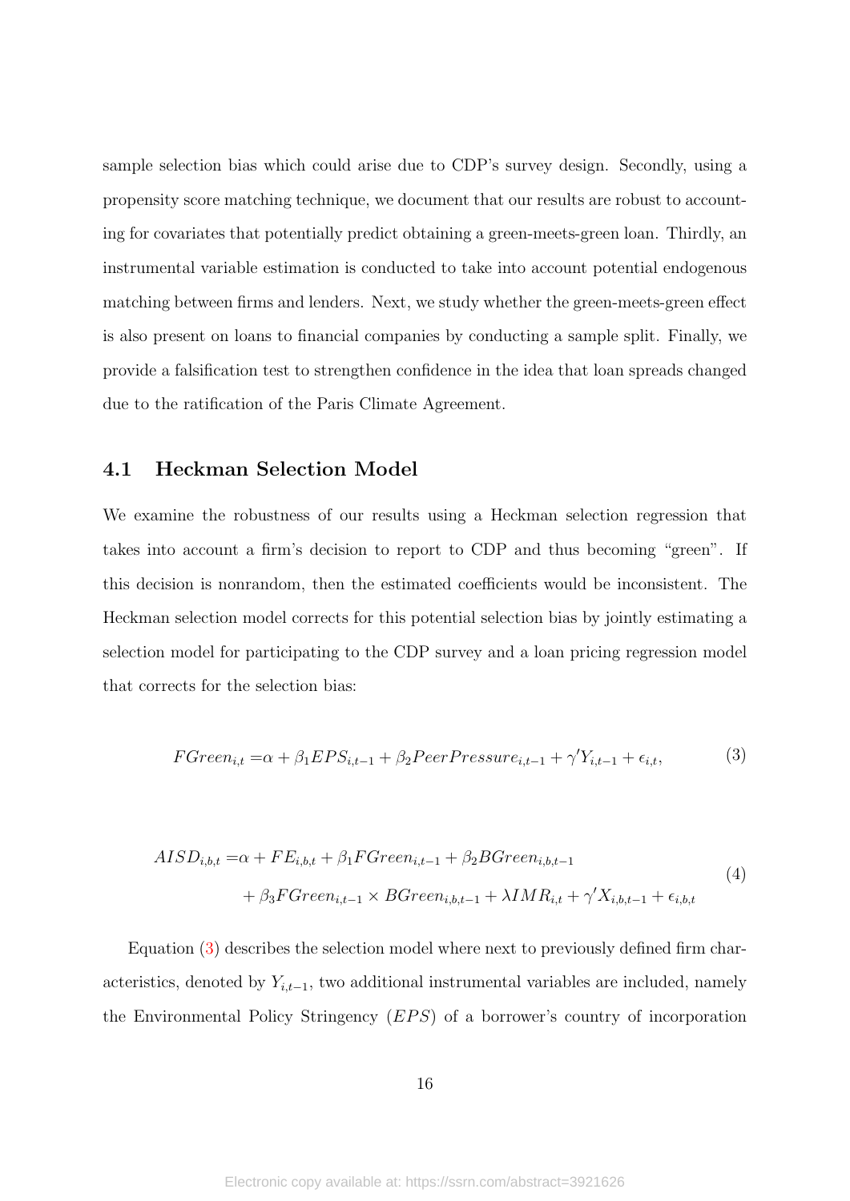sample selection bias which could arise due to CDP's survey design. Secondly, using a propensity score matching technique, we document that our results are robust to accounting for covariates that potentially predict obtaining a green-meets-green loan. Thirdly, an instrumental variable estimation is conducted to take into account potential endogenous matching between firms and lenders. Next, we study whether the green-meets-green effect is also present on loans to financial companies by conducting a sample split. Finally, we provide a falsification test to strengthen confidence in the idea that loan spreads changed due to the ratification of the Paris Climate Agreement.

## 4.1 Heckman Selection Model

We examine the robustness of our results using a Heckman selection regression that takes into account a firm's decision to report to CDP and thus becoming "green". If this decision is nonrandom, then the estimated coefficients would be inconsistent. The Heckman selection model corrects for this potential selection bias by jointly estimating a selection model for participating to the CDP survey and a loan pricing regression model that corrects for the selection bias:

$$FGreen_{i,t} = \alpha + \beta_1 EPS_{i,t-1} + \beta_2 PeerPressure_{i,t-1} + \gamma' Y_{i,t-1} + \epsilon_{i,t}, \tag{3}$$

$$\begin{aligned} AISD_{i,b,t} =& \alpha + FE_{i,b,t} + \beta_1 FGreen_{i,t-1} + \beta_2 BGreen_{i,b,t-1} \\ &+ \beta_3 FGreen_{i,t-1} \times BGreen_{i,b,t-1} + \lambda IMR_{i,t} + \gamma' X_{i,b,t-1} + \epsilon_{i,b,t} \end{aligned} \tag{4}$$

Equation (3) describes the selection model where next to previously defined firm characteristics, denoted by $Y_{i,t-1}$, two additional instrumental variables are included, namely the Environmental Policy Stringency ($EPS$) of a borrower's country of incorporation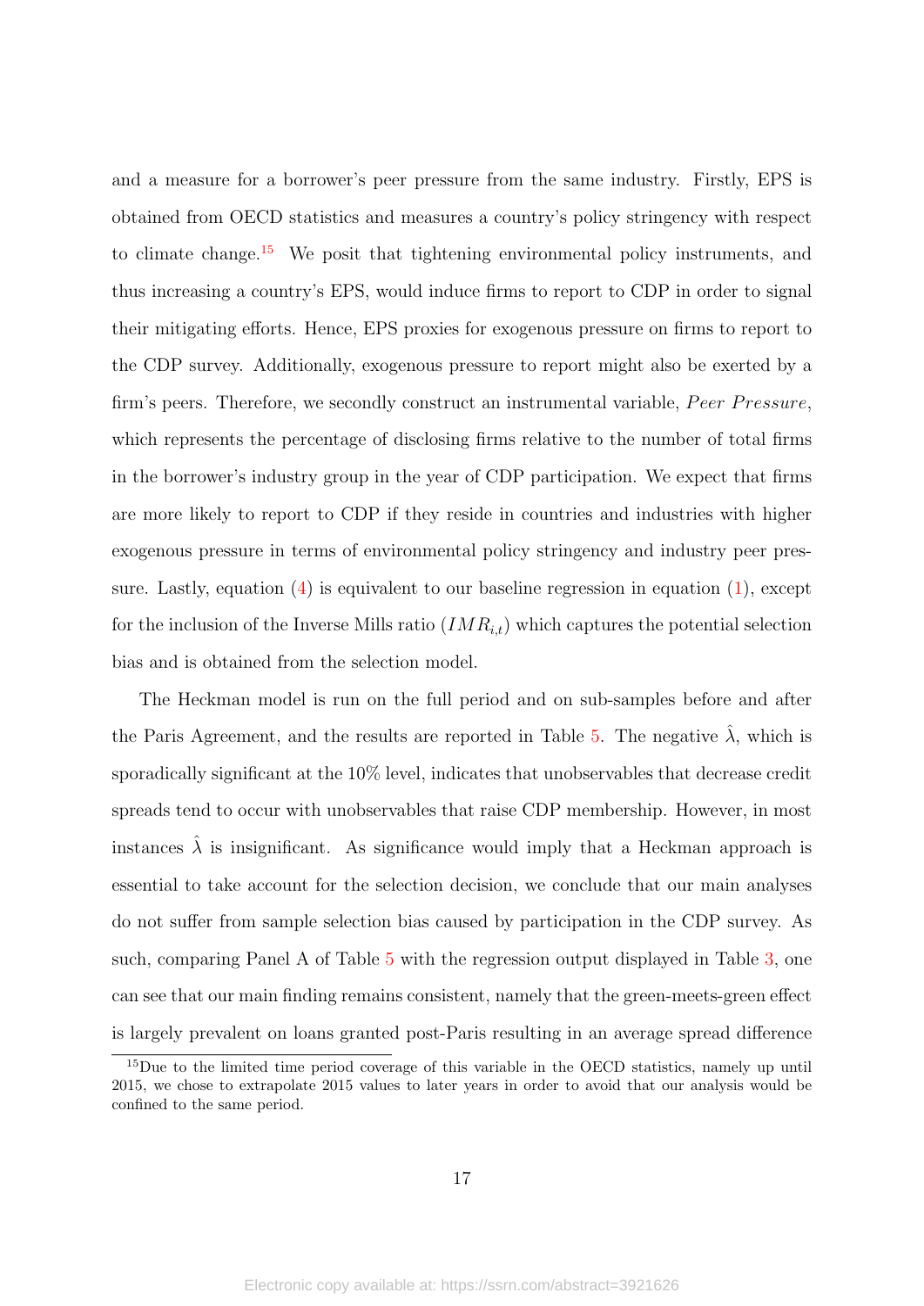and a measure for a borrower's peer pressure from the same industry. Firstly, EPS is obtained from OECD statistics and measures a country's policy stringency with respect to climate change.[15] We posit that tightening environmental policy instruments, and thus increasing a country's EPS, would induce firms to report to CDP in order to signal their mitigating efforts. Hence, EPS proxies for exogenous pressure on firms to report to the CDP survey. Additionally, exogenous pressure to report might also be exerted by a firm's peers. Therefore, we secondly construct an instrumental variable, *Peer Pressure*, which represents the percentage of disclosing firms relative to the number of total firms in the borrower's industry group in the year of CDP participation. We expect that firms are more likely to report to CDP if they reside in countries and industries with higher exogenous pressure in terms of environmental policy stringency and industry peer pressure. Lastly, equation (4) is equivalent to our baseline regression in equation (1), except for the inclusion of the Inverse Mills ratio ($IMR_{i,t}$) which captures the potential selection bias and is obtained from the selection model.

The Heckman model is run on the full period and on sub-samples before and after the Paris Agreement, and the results are reported in Table 5. The negative $\hat{\lambda}$, which is sporadically significant at the 10% level, indicates that unobservables that decrease credit spreads tend to occur with unobservables that raise CDP membership. However, in most instances $\hat{\lambda}$ is insignificant. As significance would imply that a Heckman approach is essential to take account for the selection decision, we conclude that our main analyses do not suffer from sample selection bias caused by participation in the CDP survey. As such, comparing Panel A of Table 5 with the regression output displayed in Table 3, one can see that our main finding remains consistent, namely that the green-meets-green effect is largely prevalent on loans granted post-Paris resulting in an average spread difference

[15] Due to the limited time period coverage of this variable in the OECD statistics, namely up until 2015, we chose to extrapolate 2015 values to later years in order to avoid that our analysis would be confined to the same period.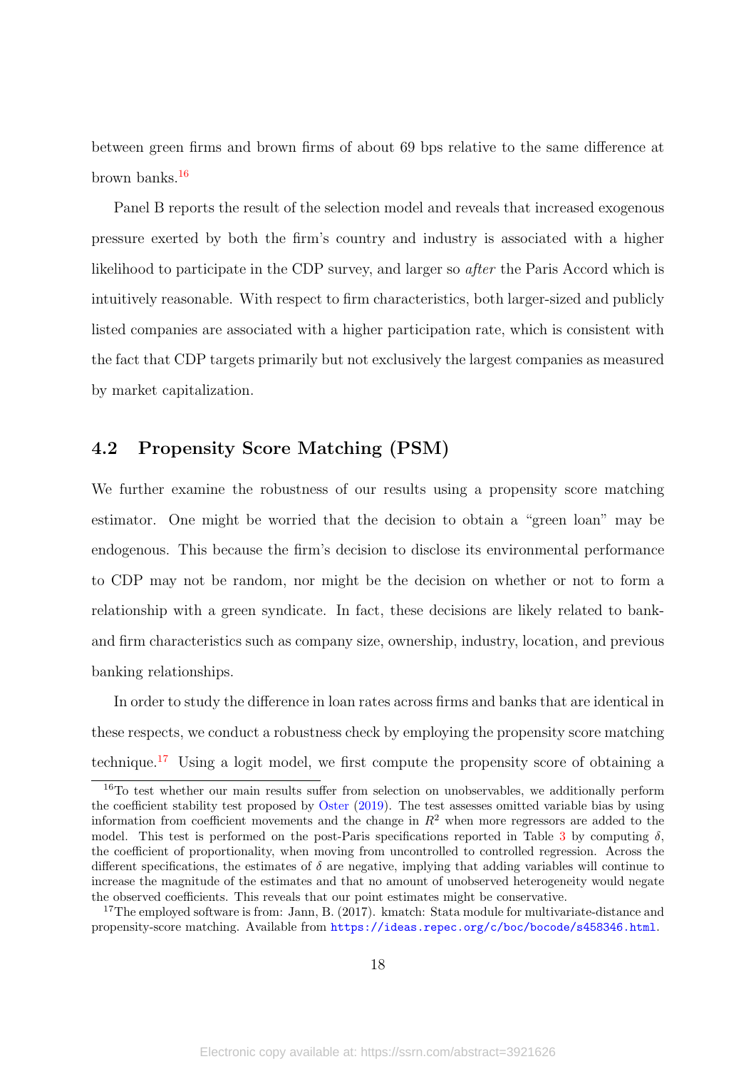between green firms and brown firms of about 69 bps relative to the same difference at brown banks.[16]

Panel B reports the result of the selection model and reveals that increased exogenous pressure exerted by both the firm's country and industry is associated with a higher likelihood to participate in the CDP survey, and larger so *after* the Paris Accord which is intuitively reasonable. With respect to firm characteristics, both larger-sized and publicly listed companies are associated with a higher participation rate, which is consistent with the fact that CDP targets primarily but not exclusively the largest companies as measured by market capitalization.

## 4.2 Propensity Score Matching (PSM)

We further examine the robustness of our results using a propensity score matching estimator. One might be worried that the decision to obtain a "green loan" may be endogenous. This because the firm's decision to disclose its environmental performance to CDP may not be random, nor might be the decision on whether or not to form a relationship with a green syndicate. In fact, these decisions are likely related to bank- and firm characteristics such as company size, ownership, industry, location, and previous banking relationships.

In order to study the difference in loan rates across firms and banks that are identical in these respects, we conduct a robustness check by employing the propensity score matching technique.[17] Using a logit model, we first compute the propensity score of obtaining a

[16] To test whether our main results suffer from selection on unobservables, we additionally perform the coefficient stability test proposed by Oster (2019). The test assesses omitted variable bias by using information from coefficient movements and the change in $R^2$ when more regressors are added to the model. This test is performed on the post-Paris specifications reported in Table 3 by computing $\delta$, the coefficient of proportionality, when moving from uncontrolled to controlled regression. Across the different specifications, the estimates of $\delta$ are negative, implying that adding variables will continue to increase the magnitude of the estimates and that no amount of unobserved heterogeneity would negate the observed coefficients. This reveals that our point estimates might be conservative.

[17] The employed software is from: Jann, B. (2017). kmatch: Stata module for multivariate-distance and propensity-score matching. Available from https://ideas.repec.org/c/boc/bocode/s458346.html.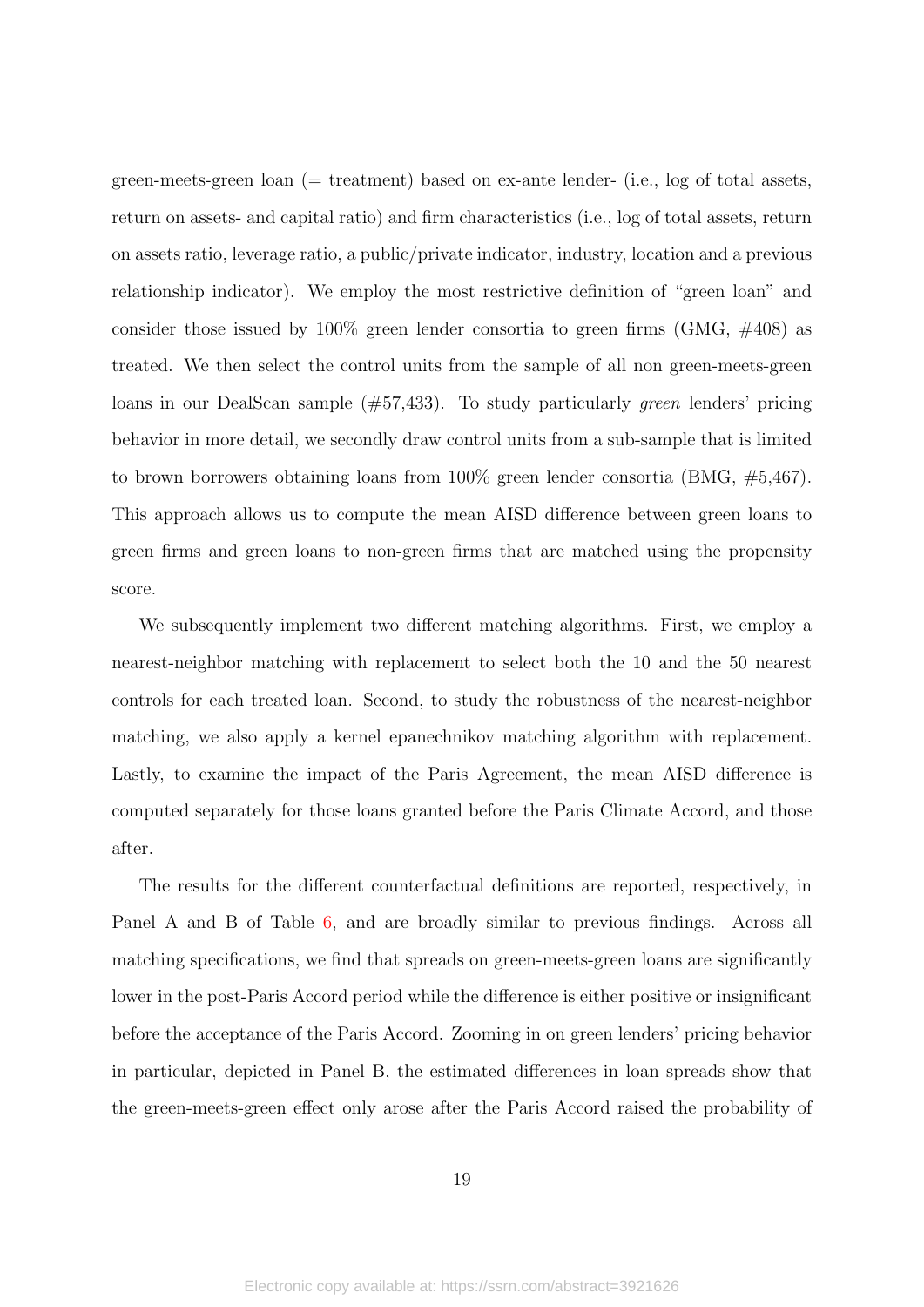green-meets-green loan (= treatment) based on ex-ante lender- (i.e., log of total assets, return on assets- and capital ratio) and firm characteristics (i.e., log of total assets, return on assets ratio, leverage ratio, a public/private indicator, industry, location and a previous relationship indicator). We employ the most restrictive definition of "green loan" and consider those issued by 100% green lender consortia to green firms (GMG, #408) as treated. We then select the control units from the sample of all non green-meets-green loans in our DealScan sample (#57,433). To study particularly *green* lenders' pricing behavior in more detail, we secondly draw control units from a sub-sample that is limited to brown borrowers obtaining loans from 100% green lender consortia (BMG, #5,467). This approach allows us to compute the mean AISD difference between green loans to green firms and green loans to non-green firms that are matched using the propensity score.

We subsequently implement two different matching algorithms. First, we employ a nearest-neighbor matching with replacement to select both the 10 and the 50 nearest controls for each treated loan. Second, to study the robustness of the nearest-neighbor matching, we also apply a kernel epanechnikov matching algorithm with replacement. Lastly, to examine the impact of the Paris Agreement, the mean AISD difference is computed separately for those loans granted before the Paris Climate Accord, and those after.

The results for the different counterfactual definitions are reported, respectively, in Panel A and B of Table 6, and are broadly similar to previous findings. Across all matching specifications, we find that spreads on green-meets-green loans are significantly lower in the post-Paris Accord period while the difference is either positive or insignificant before the acceptance of the Paris Accord. Zooming in on green lenders' pricing behavior in particular, depicted in Panel B, the estimated differences in loan spreads show that the green-meets-green effect only arose after the Paris Accord raised the probability of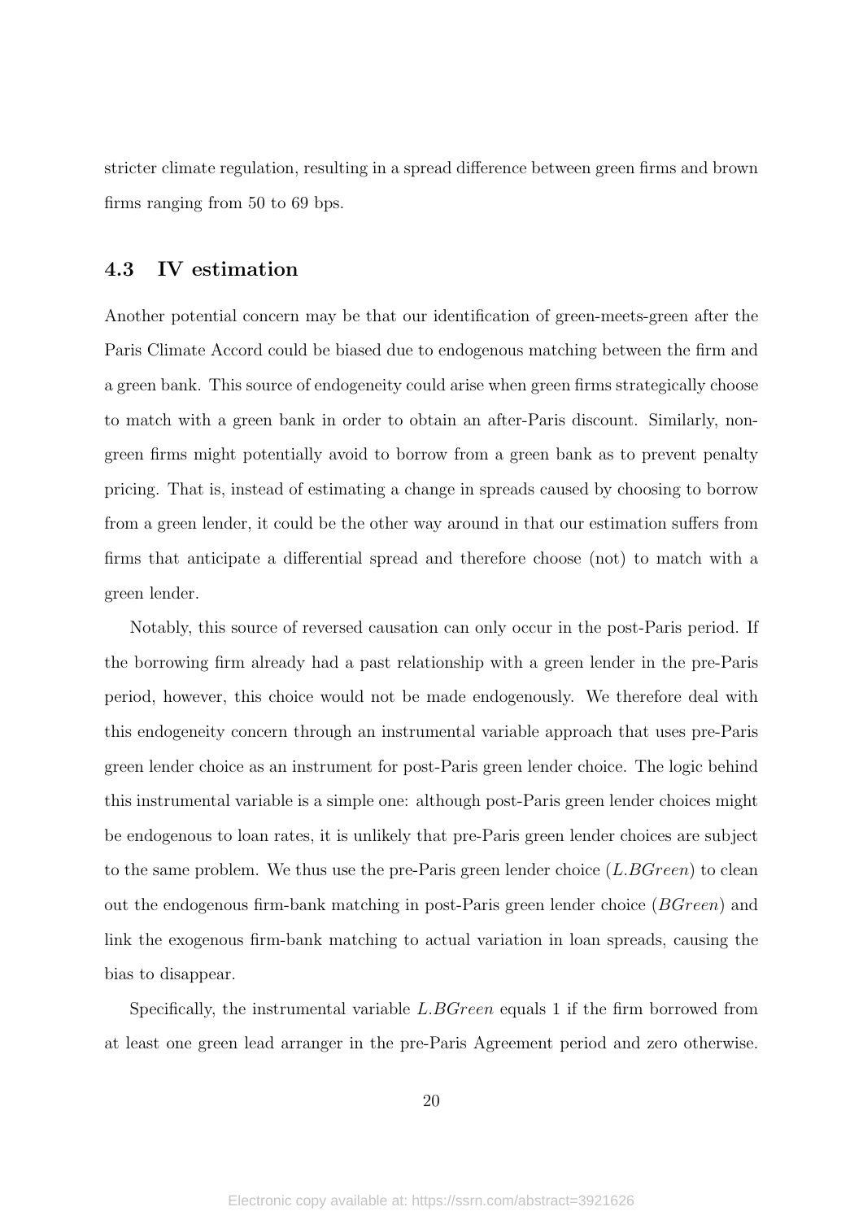stricter climate regulation, resulting in a spread difference between green firms and brown firms ranging from 50 to 69 bps.

### 4.3 IV estimation

Another potential concern may be that our identification of green-meets-green after the Paris Climate Accord could be biased due to endogenous matching between the firm and a green bank. This source of endogeneity could arise when green firms strategically choose to match with a green bank in order to obtain an after-Paris discount. Similarly, non-green firms might potentially avoid to borrow from a green bank as to prevent penalty pricing. That is, instead of estimating a change in spreads caused by choosing to borrow from a green lender, it could be the other way around in that our estimation suffers from firms that anticipate a differential spread and therefore choose (not) to match with a green lender.

Notably, this source of reversed causation can only occur in the post-Paris period. If the borrowing firm already had a past relationship with a green lender in the pre-Paris period, however, this choice would not be made endogenously. We therefore deal with this endogeneity concern through an instrumental variable approach that uses pre-Paris green lender choice as an instrument for post-Paris green lender choice. The logic behind this instrumental variable is a simple one: although post-Paris green lender choices might be endogenous to loan rates, it is unlikely that pre-Paris green lender choices are subject to the same problem. We thus use the pre-Paris green lender choice ($L.BGreen$) to clean out the endogenous firm-bank matching in post-Paris green lender choice ($BGreen$) and link the exogenous firm-bank matching to actual variation in loan spreads, causing the bias to disappear.

Specifically, the instrumental variable $L.BGreen$ equals 1 if the firm borrowed from at least one green lead arranger in the pre-Paris Agreement period and zero otherwise.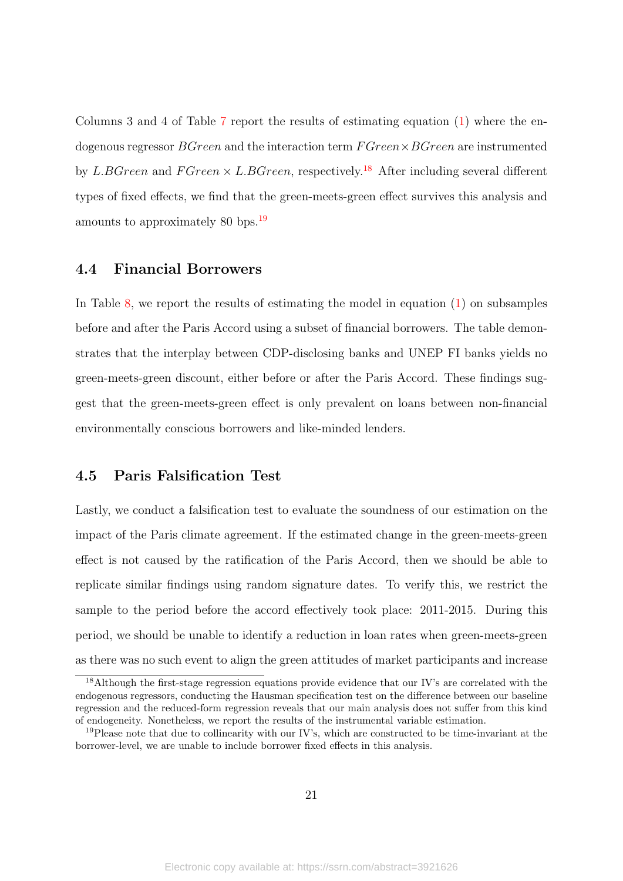Columns 3 and 4 of Table 7 report the results of estimating equation (1) where the endogenous regressor $BGreen$ and the interaction term $FGreen \times BGreen$ are instrumented by $L.BGreen$ and $FGreen \times L.BGreen$, respectively.[18] After including several different types of fixed effects, we find that the green-meets-green effect survives this analysis and amounts to approximately 80 bps.[19]

### 4.4 Financial Borrowers

In Table 8, we report the results of estimating the model in equation (1) on subsamples before and after the Paris Accord using a subset of financial borrowers. The table demonstrates that the interplay between CDP-disclosing banks and UNEP FI banks yields no green-meets-green discount, either before or after the Paris Accord. These findings suggest that the green-meets-green effect is only prevalent on loans between non-financial environmentally conscious borrowers and like-minded lenders.

### 4.5 Paris Falsification Test

Lastly, we conduct a falsification test to evaluate the soundness of our estimation on the impact of the Paris climate agreement. If the estimated change in the green-meets-green effect is not caused by the ratification of the Paris Accord, then we should be able to replicate similar findings using random signature dates. To verify this, we restrict the sample to the period before the accord effectively took place: 2011-2015. During this period, we should be unable to identify a reduction in loan rates when green-meets-green as there was no such event to align the green attitudes of market participants and increase

[18] Although the first-stage regression equations provide evidence that our IV's are correlated with the endogenous regressors, conducting the Hausman specification test on the difference between our baseline regression and the reduced-form regression reveals that our main analysis does not suffer from this kind of endogeneity. Nonetheless, we report the results of the instrumental variable estimation.

[19] Please note that due to collinearity with our IV's, which are constructed to be time-invariant at the borrower-level, we are unable to include borrower fixed effects in this analysis.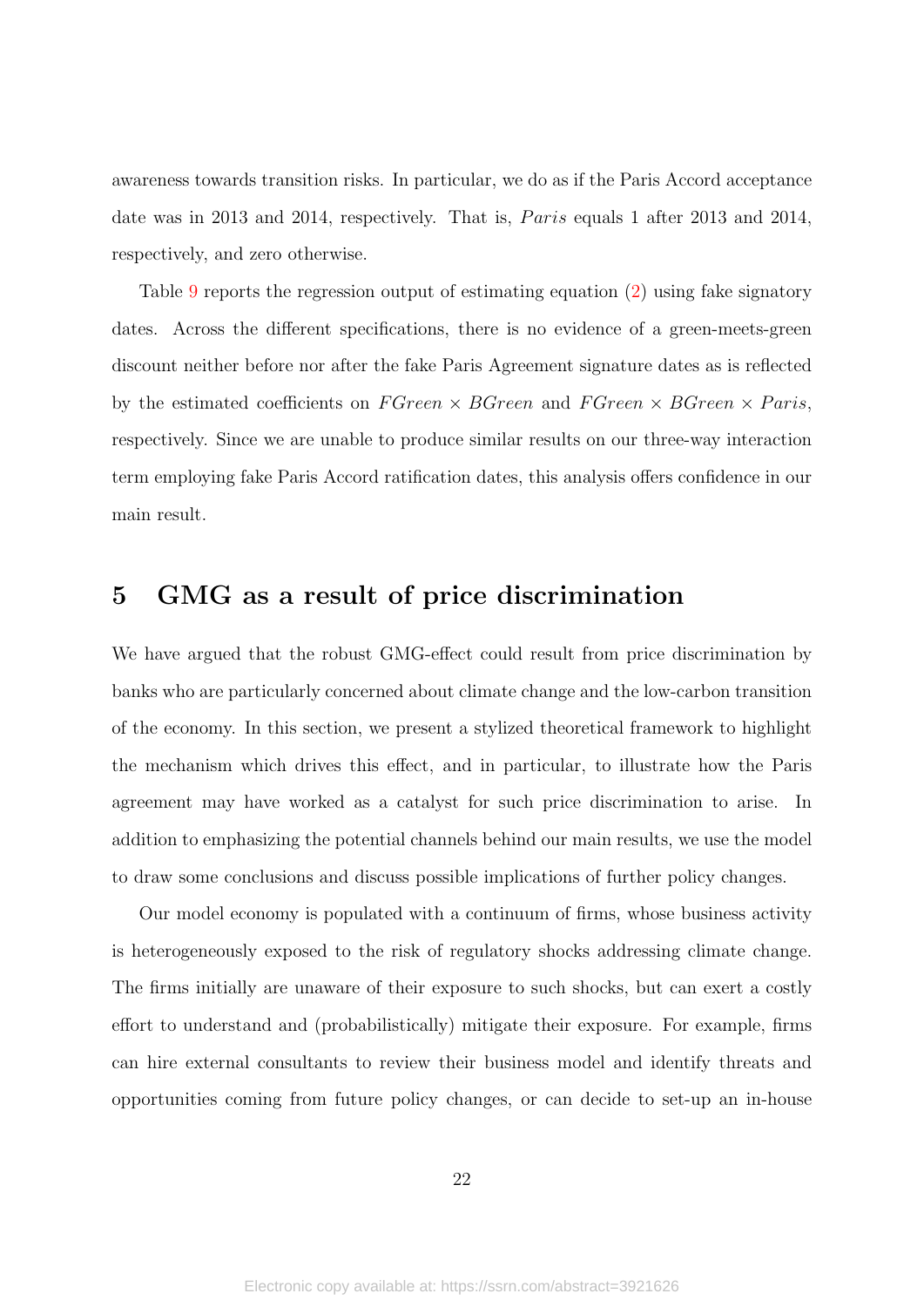awareness towards transition risks. In particular, we do as if the Paris Accord acceptance date was in 2013 and 2014, respectively. That is, $Paris$ equals 1 after 2013 and 2014, respectively, and zero otherwise.

Table 9 reports the regression output of estimating equation (2) using fake signatory dates. Across the different specifications, there is no evidence of a green-meets-green discount neither before nor after the fake Paris Agreement signature dates as is reflected by the estimated coefficients on $FGreen \times BGreen$ and $FGreen \times BGreen \times Paris$, respectively. Since we are unable to produce similar results on our three-way interaction term employing fake Paris Accord ratification dates, this analysis offers confidence in our main result.

## 5 GMG as a result of price discrimination

We have argued that the robust GMG-effect could result from price discrimination by banks who are particularly concerned about climate change and the low-carbon transition of the economy. In this section, we present a stylized theoretical framework to highlight the mechanism which drives this effect, and in particular, to illustrate how the Paris agreement may have worked as a catalyst for such price discrimination to arise. In addition to emphasizing the potential channels behind our main results, we use the model to draw some conclusions and discuss possible implications of further policy changes.

Our model economy is populated with a continuum of firms, whose business activity is heterogeneously exposed to the risk of regulatory shocks addressing climate change. The firms initially are unaware of their exposure to such shocks, but can exert a costly effort to understand and (probabilistically) mitigate their exposure. For example, firms can hire external consultants to review their business model and identify threats and opportunities coming from future policy changes, or can decide to set-up an in-house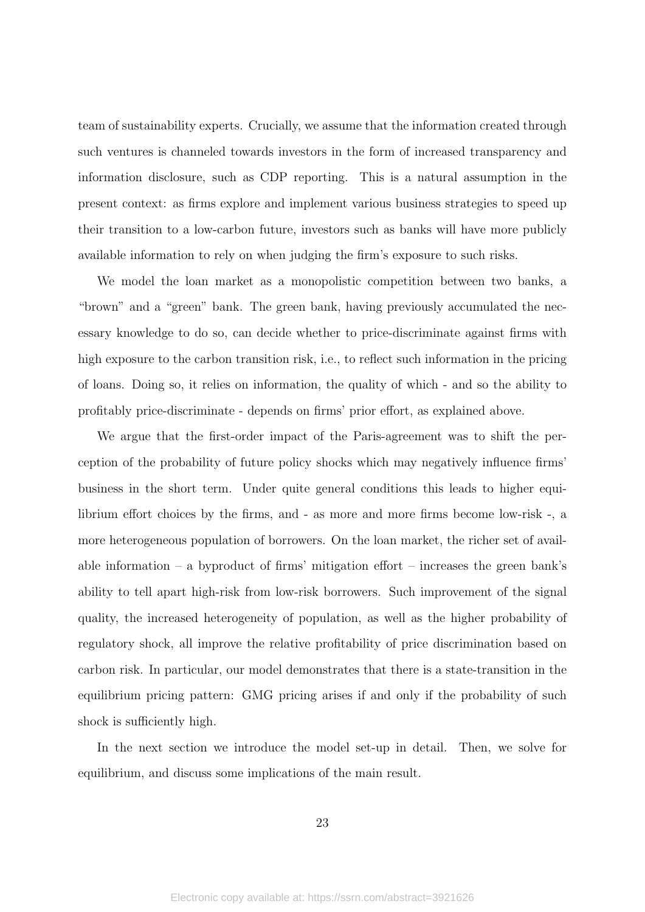team of sustainability experts. Crucially, we assume that the information created through such ventures is channeled towards investors in the form of increased transparency and information disclosure, such as CDP reporting. This is a natural assumption in the present context: as firms explore and implement various business strategies to speed up their transition to a low-carbon future, investors such as banks will have more publicly available information to rely on when judging the firm's exposure to such risks.

We model the loan market as a monopolistic competition between two banks, a "brown" and a "green" bank. The green bank, having previously accumulated the necessary knowledge to do so, can decide whether to price-discriminate against firms with high exposure to the carbon transition risk, i.e., to reflect such information in the pricing of loans. Doing so, it relies on information, the quality of which - and so the ability to profitably price-discriminate - depends on firms' prior effort, as explained above.

We argue that the first-order impact of the Paris-agreement was to shift the perception of the probability of future policy shocks which may negatively influence firms' business in the short term. Under quite general conditions this leads to higher equilibrium effort choices by the firms, and - as more and more firms become low-risk -, a more heterogeneous population of borrowers. On the loan market, the richer set of available information – a byproduct of firms' mitigation effort – increases the green bank's ability to tell apart high-risk from low-risk borrowers. Such improvement of the signal quality, the increased heterogeneity of population, as well as the higher probability of regulatory shock, all improve the relative profitability of price discrimination based on carbon risk. In particular, our model demonstrates that there is a state-transition in the equilibrium pricing pattern: GMG pricing arises if and only if the probability of such shock is sufficiently high.

In the next section we introduce the model set-up in detail. Then, we solve for equilibrium, and discuss some implications of the main result.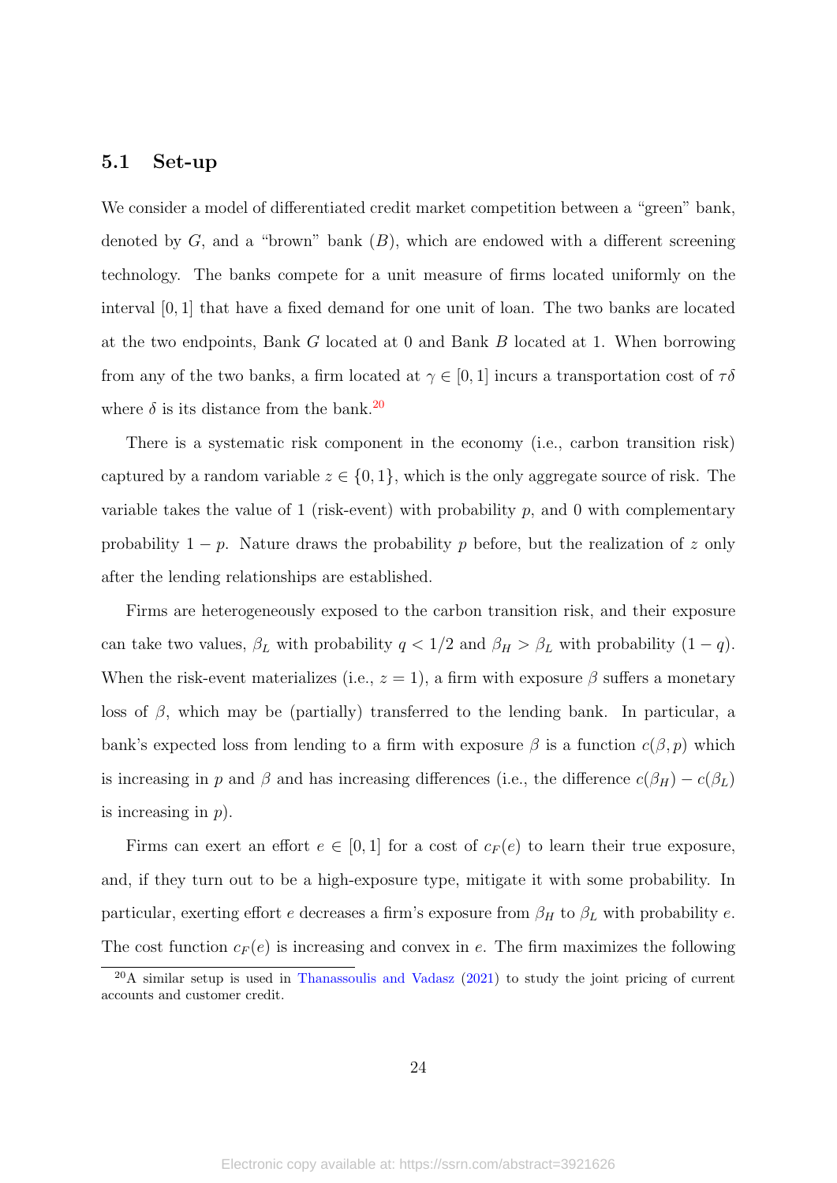## 5.1 Set-up

We consider a model of differentiated credit market competition between a "green" bank, denoted by $G$, and a "brown" bank ($B$), which are endowed with a different screening technology. The banks compete for a unit measure of firms located uniformly on the interval $[0, 1]$ that have a fixed demand for one unit of loan. The two banks are located at the two endpoints, Bank $G$ located at 0 and Bank $B$ located at 1. When borrowing from any of the two banks, a firm located at $\gamma \in [0, 1]$ incurs a transportation cost of $\tau\delta$ where $\delta$ is its distance from the bank.[20]

There is a systematic risk component in the economy (i.e., carbon transition risk) captured by a random variable $z \in \{0, 1\}$, which is the only aggregate source of risk. The variable takes the value of 1 (risk-event) with probability $p$, and 0 with complementary probability $1 - p$. Nature draws the probability $p$ before, but the realization of $z$ only after the lending relationships are established.

Firms are heterogeneously exposed to the carbon transition risk, and their exposure can take two values, $\beta_L$ with probability $q < 1/2$ and $\beta_H > \beta_L$ with probability $(1 - q)$. When the risk-event materializes (i.e., $z = 1$), a firm with exposure $\beta$ suffers a monetary loss of $\beta$, which may be (partially) transferred to the lending bank. In particular, a bank's expected loss from lending to a firm with exposure $\beta$ is a function $c(\beta, p)$ which is increasing in $p$ and $\beta$ and has increasing differences (i.e., the difference $c(\beta_H) - c(\beta_L)$ is increasing in $p$).

Firms can exert an effort $e \in [0, 1]$ for a cost of $c_F(e)$ to learn their true exposure, and, if they turn out to be a high-exposure type, mitigate it with some probability. In particular, exerting effort $e$ decreases a firm's exposure from $\beta_H$ to $\beta_L$ with probability $e$. The cost function $c_F(e)$ is increasing and convex in $e$. The firm maximizes the following

[20] A similar setup is used in Thanassoulis and Vadasz (2021) to study the joint pricing of current accounts and customer credit.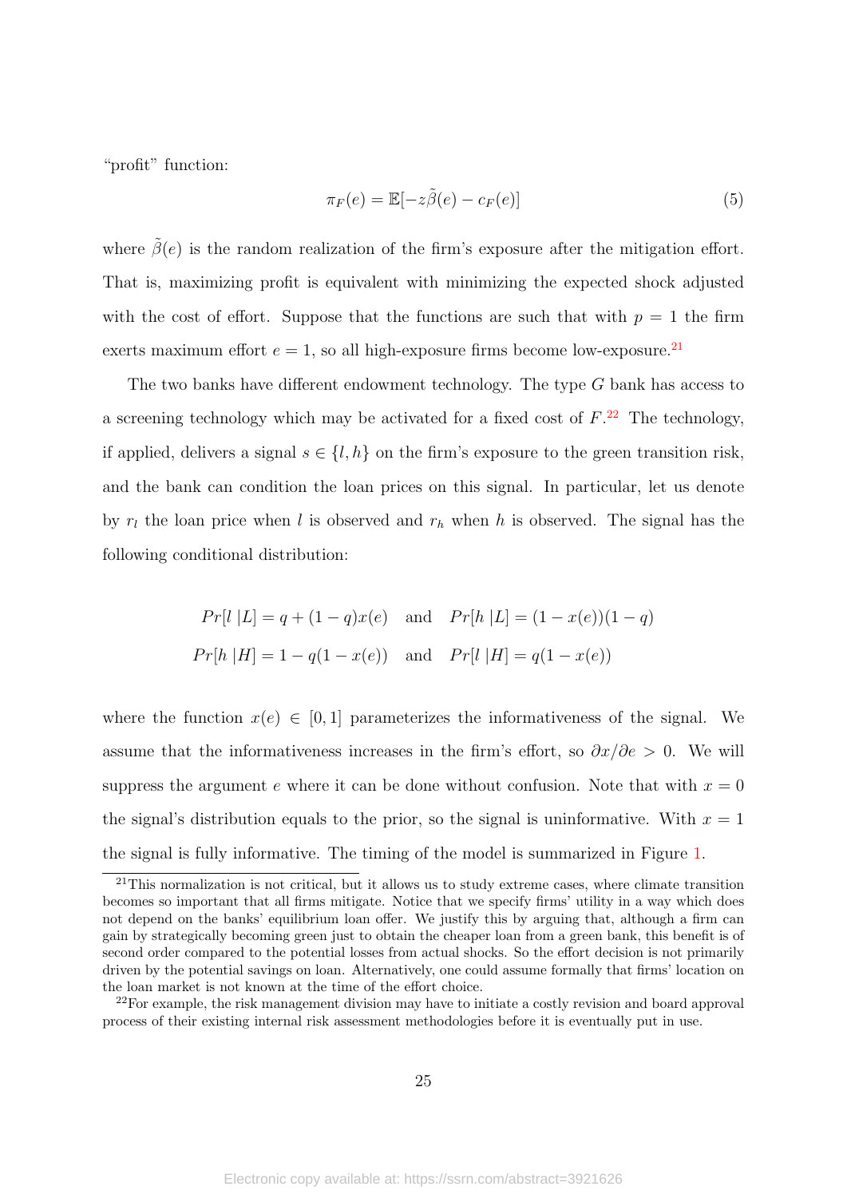"profit" function:

$$\pi_F(e) = \mathbb{E}[-z\tilde{\beta}(e) - c_F(e)] \tag{5}$$

where $\tilde{\beta}(e)$ is the random realization of the firm's exposure after the mitigation effort. That is, maximizing profit is equivalent with minimizing the expected shock adjusted with the cost of effort. Suppose that the functions are such that with $p = 1$ the firm exerts maximum effort $e = 1$, so all high-exposure firms become low-exposure.[21]

The two banks have different endowment technology. The type $G$ bank has access to a screening technology which may be activated for a fixed cost of $F$.[22] The technology, if applied, delivers a signal $s \in \{l, h\}$ on the firm's exposure to the green transition risk, and the bank can condition the loan prices on this signal. In particular, let us denote by $r_l$ the loan price when $l$ is observed and $r_h$ when $h$ is observed. The signal has the following conditional distribution:

$$Pr[l\,|L] = q + (1-q)x(e) \quad \text{and} \quad Pr[h\,|L] = (1-x(e))(1-q)$$
$$Pr[h\,|H] = 1 - q(1-x(e)) \quad \text{and} \quad Pr[l\,|H] = q(1-x(e))$$

where the function $x(e) \in [0, 1]$ parameterizes the informativeness of the signal. We assume that the informativeness increases in the firm's effort, so $\partial x/\partial e > 0$. We will suppress the argument $e$ where it can be done without confusion. Note that with $x = 0$ the signal's distribution equals to the prior, so the signal is uninformative. With $x = 1$ the signal is fully informative. The timing of the model is summarized in Figure 1.

[21] This normalization is not critical, but it allows us to study extreme cases, where climate transition becomes so important that all firms mitigate. Notice that we specify firms' utility in a way which does not depend on the banks' equilibrium loan offer. We justify this by arguing that, although a firm can gain by strategically becoming green just to obtain the cheaper loan from a green bank, this benefit is of second order compared to the potential losses from actual shocks. So the effort decision is not primarily driven by the potential savings on loan. Alternatively, one could assume formally that firms' location on the loan market is not known at the time of the effort choice.

[22] For example, the risk management division may have to initiate a costly revision and board approval process of their existing internal risk assessment methodologies before it is eventually put in use.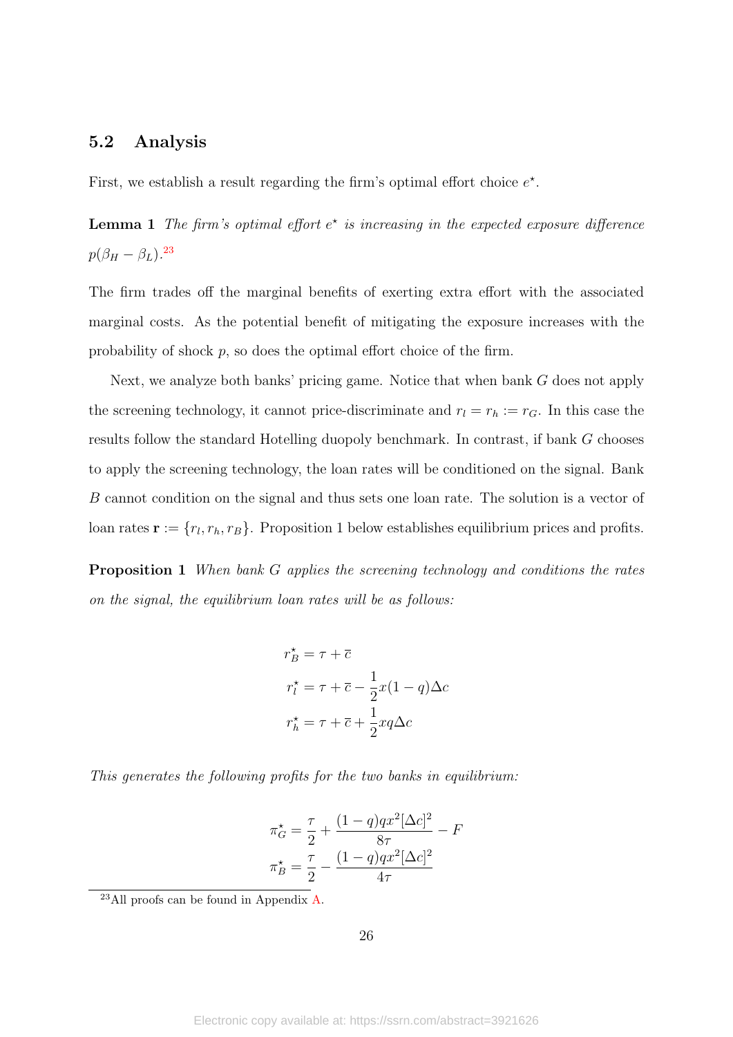## 5.2 Analysis

First, we establish a result regarding the firm's optimal effort choice $e^\star$.

**Lemma 1** *The firm's optimal effort $e^\star$ is increasing in the expected exposure difference $p(\beta_H - \beta_L)$.*[23]

The firm trades off the marginal benefits of exerting extra effort with the associated marginal costs. As the potential benefit of mitigating the exposure increases with the probability of shock $p$, so does the optimal effort choice of the firm.

Next, we analyze both banks' pricing game. Notice that when bank $G$ does not apply the screening technology, it cannot price-discriminate and $r_l = r_h := r_G$. In this case the results follow the standard Hotelling duopoly benchmark. In contrast, if bank $G$ chooses to apply the screening technology, the loan rates will be conditioned on the signal. Bank $B$ cannot condition on the signal and thus sets one loan rate. The solution is a vector of loan rates $\mathbf{r} := \{r_l, r_h, r_B\}$. Proposition 1 below establishes equilibrium prices and profits.

**Proposition 1** *When bank $G$ applies the screening technology and conditions the rates on the signal, the equilibrium loan rates will be as follows:*

$$
\begin{aligned}
r_B^\star &= \tau + \overline{c} \\
r_l^\star &= \tau + \overline{c} - \frac{1}{2}x(1-q)\Delta c \\
r_h^\star &= \tau + \overline{c} + \frac{1}{2}xq\Delta c
\end{aligned}
$$

*This generates the following profits for the two banks in equilibrium:*

$$
\begin{aligned}
\pi_G^\star &= \frac{\tau}{2} + \frac{(1-q)qx^2[\Delta c]^2}{8\tau} - F \\
\pi_B^\star &= \frac{\tau}{2} - \frac{(1-q)qx^2[\Delta c]^2}{4\tau}
\end{aligned}
$$

[23] All proofs can be found in Appendix A.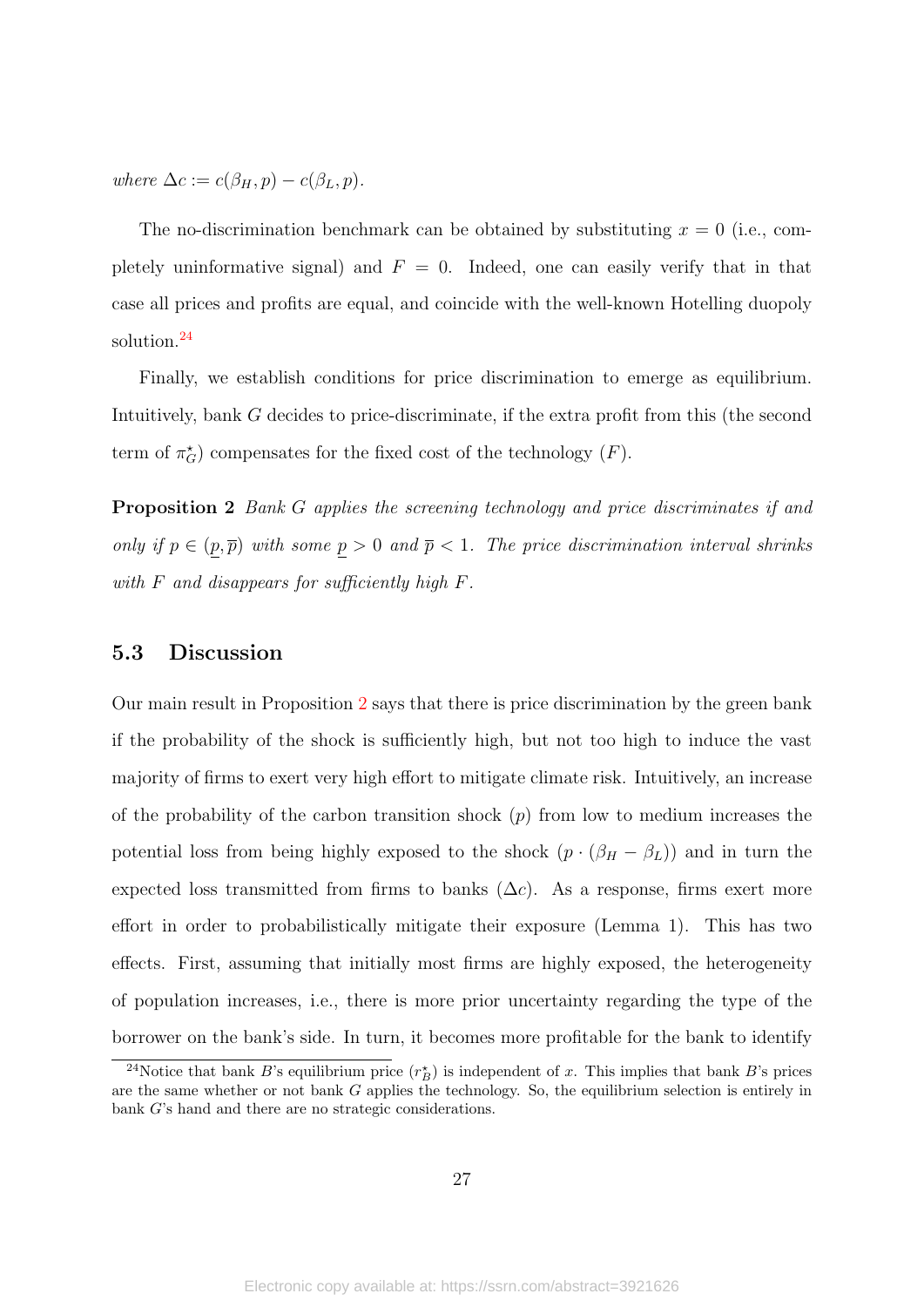*where* $\Delta c := c(\beta_H, p) - c(\beta_L, p)$.

The no-discrimination benchmark can be obtained by substituting $x = 0$ (i.e., completely uninformative signal) and $F = 0$. Indeed, one can easily verify that in that case all prices and profits are equal, and coincide with the well-known Hotelling duopoly solution.[24]

Finally, we establish conditions for price discrimination to emerge as equilibrium. Intuitively, bank $G$ decides to price-discriminate, if the extra profit from this (the second term of $\pi_G^\star$) compensates for the fixed cost of the technology ($F$).

**Proposition 2** *Bank $G$ applies the screening technology and price discriminates if and only if $p \in (\underline{p}, \overline{p})$ with some $\underline{p} > 0$ and $\overline{p} < 1$. The price discrimination interval shrinks with $F$ and disappears for sufficiently high $F$.*

## 5.3 Discussion

Our main result in Proposition 2 says that there is price discrimination by the green bank if the probability of the shock is sufficiently high, but not too high to induce the vast majority of firms to exert very high effort to mitigate climate risk. Intuitively, an increase of the probability of the carbon transition shock ($p$) from low to medium increases the potential loss from being highly exposed to the shock ($p \cdot (\beta_H - \beta_L)$) and in turn the expected loss transmitted from firms to banks ($\Delta c$). As a response, firms exert more effort in order to probabilistically mitigate their exposure (Lemma 1). This has two effects. First, assuming that initially most firms are highly exposed, the heterogeneity of population increases, i.e., there is more prior uncertainty regarding the type of the borrower on the bank's side. In turn, it becomes more profitable for the bank to identify

[24] Notice that bank $B$'s equilibrium price ($r_B^\star$) is independent of $x$. This implies that bank $B$'s prices are the same whether or not bank $G$ applies the technology. So, the equilibrium selection is entirely in bank $G$'s hand and there are no strategic considerations.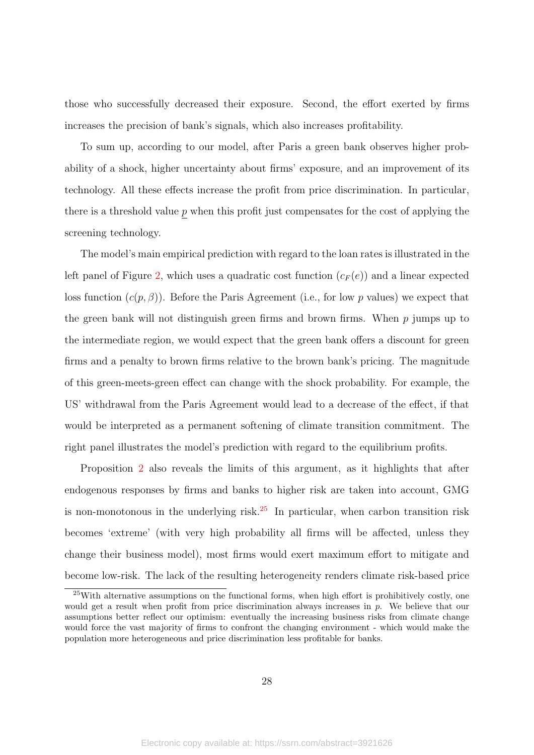those who successfully decreased their exposure. Second, the effort exerted by firms increases the precision of bank's signals, which also increases profitability.

To sum up, according to our model, after Paris a green bank observes higher probability of a shock, higher uncertainty about firms' exposure, and an improvement of its technology. All these effects increase the profit from price discrimination. In particular, there is a threshold value $\underline{p}$ when this profit just compensates for the cost of applying the screening technology.

The model's main empirical prediction with regard to the loan rates is illustrated in the left panel of Figure 2, which uses a quadratic cost function ($c_F(e)$) and a linear expected loss function ($c(p, \beta)$). Before the Paris Agreement (i.e., for low $p$ values) we expect that the green bank will not distinguish green firms and brown firms. When $p$ jumps up to the intermediate region, we would expect that the green bank offers a discount for green firms and a penalty to brown firms relative to the brown bank's pricing. The magnitude of this green-meets-green effect can change with the shock probability. For example, the US' withdrawal from the Paris Agreement would lead to a decrease of the effect, if that would be interpreted as a permanent softening of climate transition commitment. The right panel illustrates the model's prediction with regard to the equilibrium profits.

Proposition 2 also reveals the limits of this argument, as it highlights that after endogenous responses by firms and banks to higher risk are taken into account, GMG is non-monotonous in the underlying risk.[25] In particular, when carbon transition risk becomes 'extreme' (with very high probability all firms will be affected, unless they change their business model), most firms would exert maximum effort to mitigate and become low-risk. The lack of the resulting heterogeneity renders climate risk-based price

[25] With alternative assumptions on the functional forms, when high effort is prohibitively costly, one would get a result when profit from price discrimination always increases in $p$. We believe that our assumptions better reflect our optimism: eventually the increasing business risks from climate change would force the vast majority of firms to confront the changing environment - which would make the population more heterogeneous and price discrimination less profitable for banks.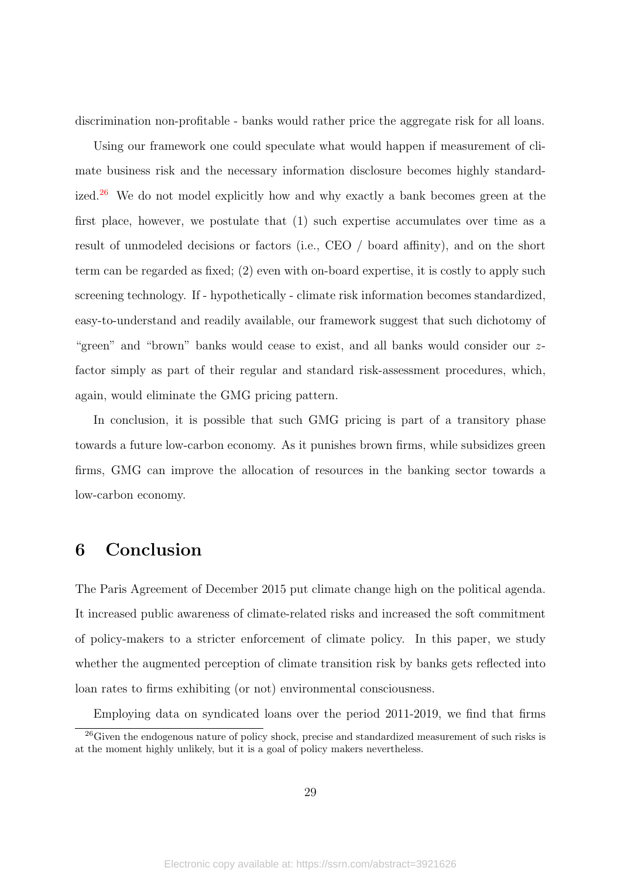discrimination non-profitable - banks would rather price the aggregate risk for all loans.

Using our framework one could speculate what would happen if measurement of climate business risk and the necessary information disclosure becomes highly standardized.[26] We do not model explicitly how and why exactly a bank becomes green at the first place, however, we postulate that (1) such expertise accumulates over time as a result of unmodeled decisions or factors (i.e., CEO / board affinity), and on the short term can be regarded as fixed; (2) even with on-board expertise, it is costly to apply such screening technology. If - hypothetically - climate risk information becomes standardized, easy-to-understand and readily available, our framework suggest that such dichotomy of "green" and "brown" banks would cease to exist, and all banks would consider our $z$-factor simply as part of their regular and standard risk-assessment procedures, which, again, would eliminate the GMG pricing pattern.

In conclusion, it is possible that such GMG pricing is part of a transitory phase towards a future low-carbon economy. As it punishes brown firms, while subsidizes green firms, GMG can improve the allocation of resources in the banking sector towards a low-carbon economy.

# 6 Conclusion

The Paris Agreement of December 2015 put climate change high on the political agenda. It increased public awareness of climate-related risks and increased the soft commitment of policy-makers to a stricter enforcement of climate policy. In this paper, we study whether the augmented perception of climate transition risk by banks gets reflected into loan rates to firms exhibiting (or not) environmental consciousness.

Employing data on syndicated loans over the period 2011-2019, we find that firms

[26] Given the endogenous nature of policy shock, precise and standardized measurement of such risks is at the moment highly unlikely, but it is a goal of policy makers nevertheless.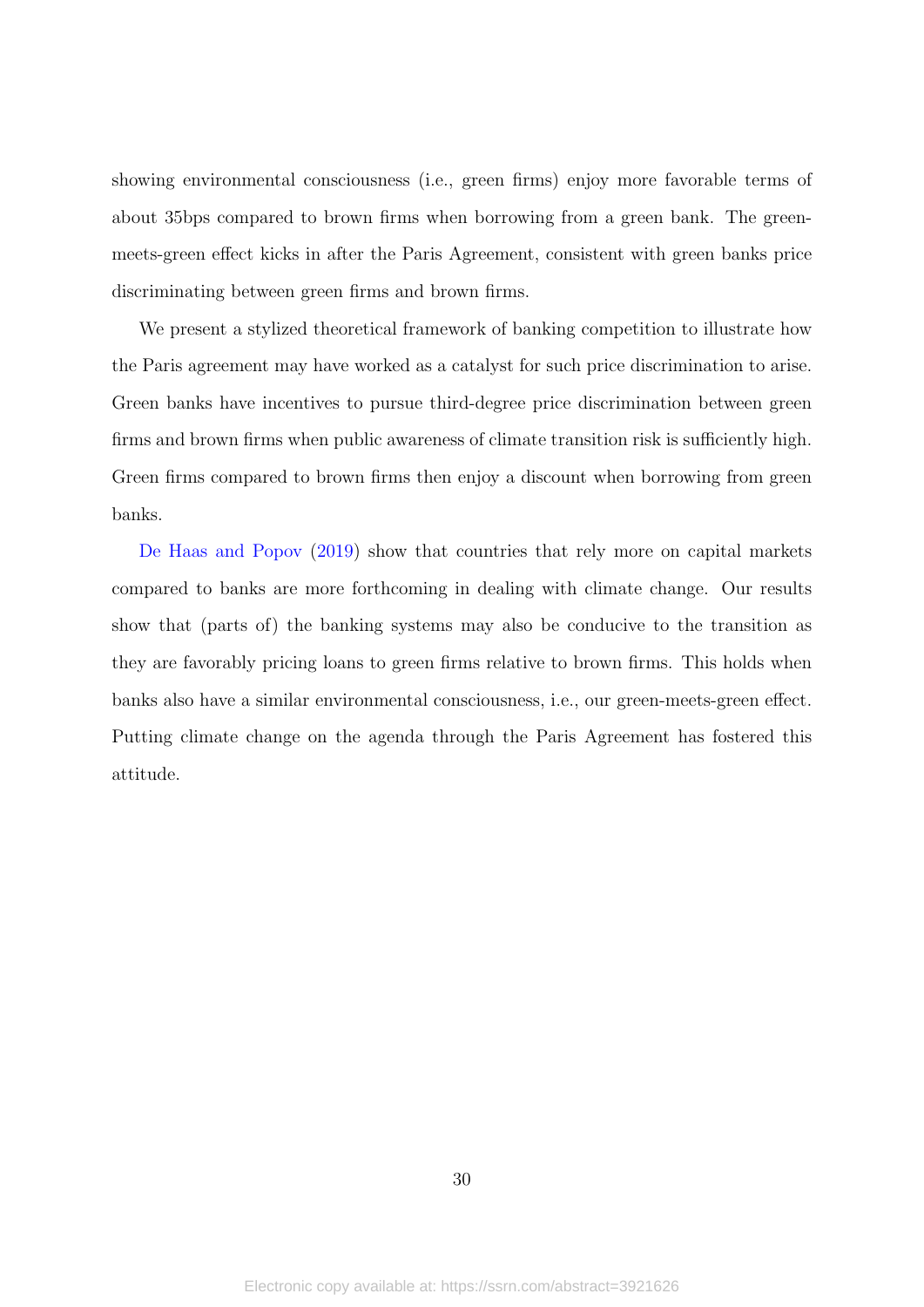showing environmental consciousness (i.e., green firms) enjoy more favorable terms of about 35bps compared to brown firms when borrowing from a green bank. The green-meets-green effect kicks in after the Paris Agreement, consistent with green banks price discriminating between green firms and brown firms.

We present a stylized theoretical framework of banking competition to illustrate how the Paris agreement may have worked as a catalyst for such price discrimination to arise. Green banks have incentives to pursue third-degree price discrimination between green firms and brown firms when public awareness of climate transition risk is sufficiently high. Green firms compared to brown firms then enjoy a discount when borrowing from green banks.

De Haas and Popov (2019) show that countries that rely more on capital markets compared to banks are more forthcoming in dealing with climate change. Our results show that (parts of) the banking systems may also be conducive to the transition as they are favorably pricing loans to green firms relative to brown firms. This holds when banks also have a similar environmental consciousness, i.e., our green-meets-green effect. Putting climate change on the agenda through the Paris Agreement has fostered this attitude.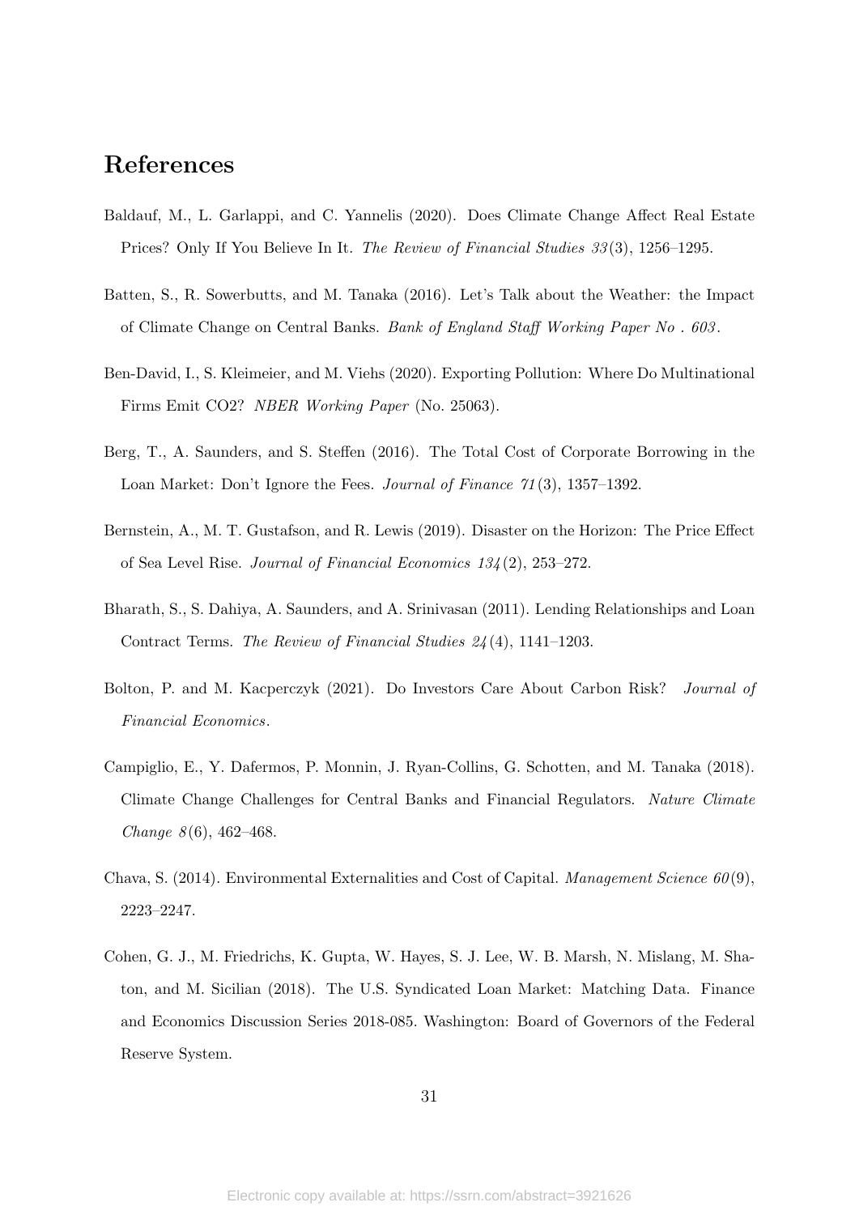# References

Baldauf, M., L. Garlappi, and C. Yannelis (2020). Does Climate Change Affect Real Estate Prices? Only If You Believe In It. *The Review of Financial Studies 33*(3), 1256–1295.

Batten, S., R. Sowerbutts, and M. Tanaka (2016). Let's Talk about the Weather: the Impact of Climate Change on Central Banks. *Bank of England Staff Working Paper No . 603*.

Ben-David, I., S. Kleimeier, and M. Viehs (2020). Exporting Pollution: Where Do Multinational Firms Emit CO2? *NBER Working Paper* (No. 25063).

Berg, T., A. Saunders, and S. Steffen (2016). The Total Cost of Corporate Borrowing in the Loan Market: Don't Ignore the Fees. *Journal of Finance 71*(3), 1357–1392.

Bernstein, A., M. T. Gustafson, and R. Lewis (2019). Disaster on the Horizon: The Price Effect of Sea Level Rise. *Journal of Financial Economics 134*(2), 253–272.

Bharath, S., S. Dahiya, A. Saunders, and A. Srinivasan (2011). Lending Relationships and Loan Contract Terms. *The Review of Financial Studies 24*(4), 1141–1203.

Bolton, P. and M. Kacperczyk (2021). Do Investors Care About Carbon Risk? *Journal of Financial Economics*.

Campiglio, E., Y. Dafermos, P. Monnin, J. Ryan-Collins, G. Schotten, and M. Tanaka (2018). Climate Change Challenges for Central Banks and Financial Regulators. *Nature Climate Change 8*(6), 462–468.

Chava, S. (2014). Environmental Externalities and Cost of Capital. *Management Science 60*(9), 2223–2247.

Cohen, G. J., M. Friedrichs, K. Gupta, W. Hayes, S. J. Lee, W. B. Marsh, N. Mislang, M. Shaton, and M. Sicilian (2018). The U.S. Syndicated Loan Market: Matching Data. Finance and Economics Discussion Series 2018-085. Washington: Board of Governors of the Federal Reserve System.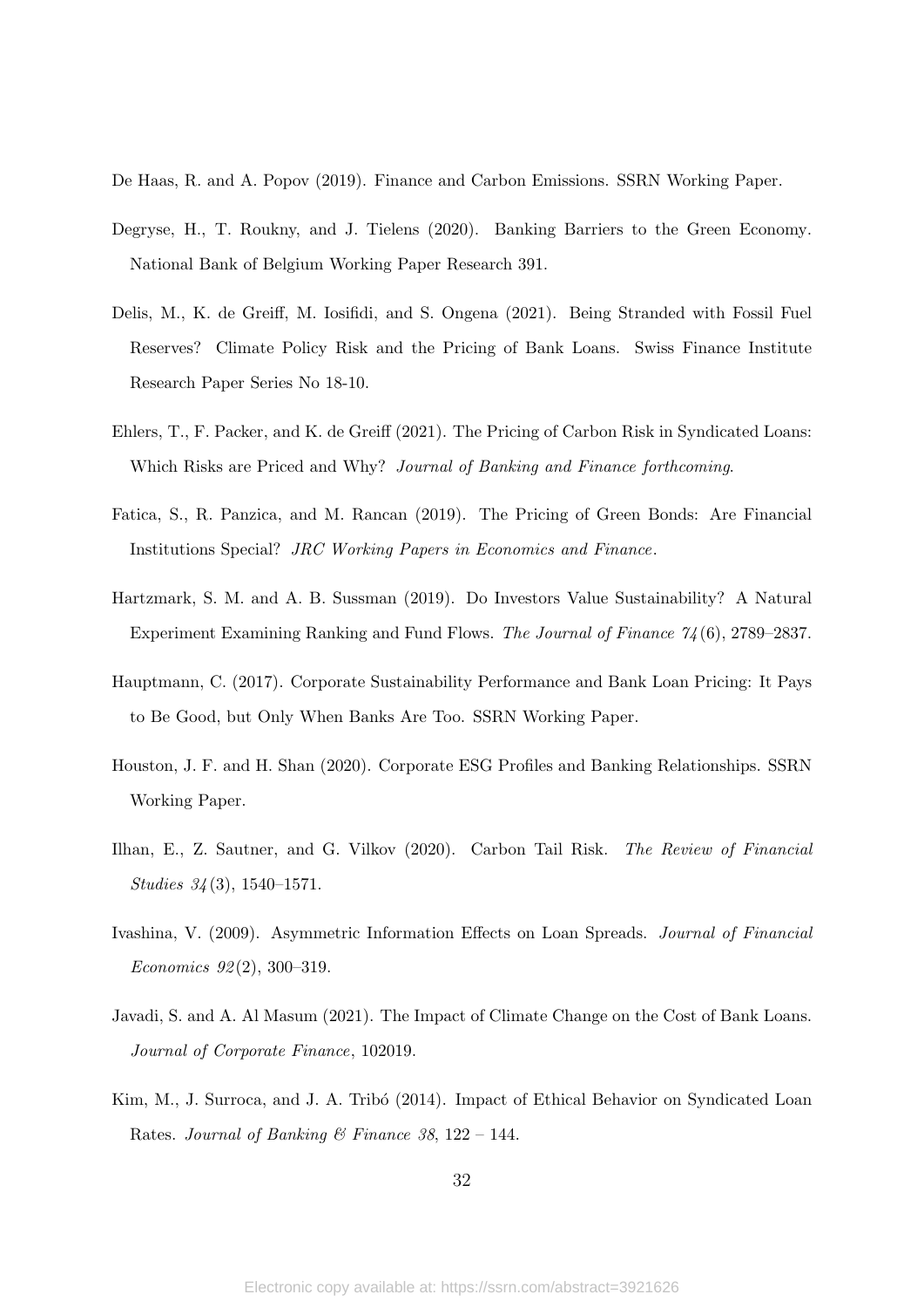De Haas, R. and A. Popov (2019). Finance and Carbon Emissions. SSRN Working Paper.

Degryse, H., T. Roukny, and J. Tielens (2020). Banking Barriers to the Green Economy. National Bank of Belgium Working Paper Research 391.

Delis, M., K. de Greiff, M. Iosifidi, and S. Ongena (2021). Being Stranded with Fossil Fuel Reserves? Climate Policy Risk and the Pricing of Bank Loans. Swiss Finance Institute Research Paper Series No 18-10.

Ehlers, T., F. Packer, and K. de Greiff (2021). The Pricing of Carbon Risk in Syndicated Loans: Which Risks are Priced and Why? *Journal of Banking and Finance forthcoming*.

Fatica, S., R. Panzica, and M. Rancan (2019). The Pricing of Green Bonds: Are Financial Institutions Special? *JRC Working Papers in Economics and Finance*.

Hartzmark, S. M. and A. B. Sussman (2019). Do Investors Value Sustainability? A Natural Experiment Examining Ranking and Fund Flows. *The Journal of Finance 74*(6), 2789–2837.

Hauptmann, C. (2017). Corporate Sustainability Performance and Bank Loan Pricing: It Pays to Be Good, but Only When Banks Are Too. SSRN Working Paper.

Houston, J. F. and H. Shan (2020). Corporate ESG Profiles and Banking Relationships. SSRN Working Paper.

Ilhan, E., Z. Sautner, and G. Vilkov (2020). Carbon Tail Risk. *The Review of Financial Studies 34*(3), 1540–1571.

Ivashina, V. (2009). Asymmetric Information Effects on Loan Spreads. *Journal of Financial Economics 92*(2), 300–319.

Javadi, S. and A. Al Masum (2021). The Impact of Climate Change on the Cost of Bank Loans. *Journal of Corporate Finance*, 102019.

Kim, M., J. Surroca, and J. A. Tribó (2014). Impact of Ethical Behavior on Syndicated Loan Rates. *Journal of Banking & Finance 38*, 122 – 144.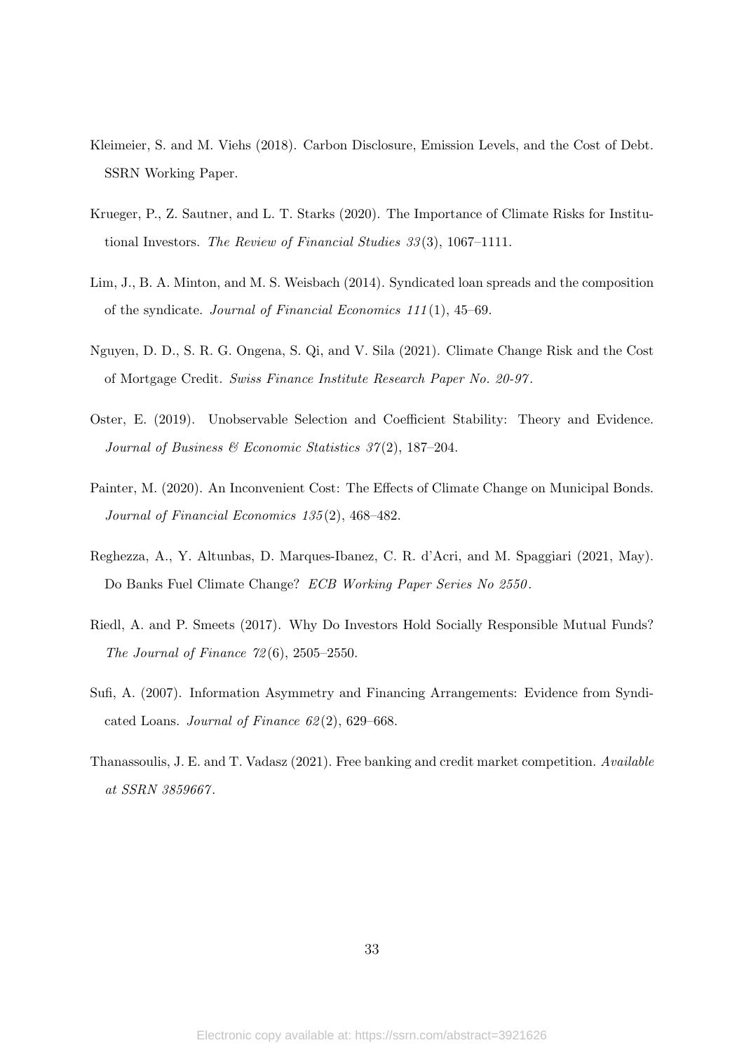Kleimeier, S. and M. Viehs (2018). Carbon Disclosure, Emission Levels, and the Cost of Debt. SSRN Working Paper.

Krueger, P., Z. Sautner, and L. T. Starks (2020). The Importance of Climate Risks for Institutional Investors. *The Review of Financial Studies 33*(3), 1067–1111.

Lim, J., B. A. Minton, and M. S. Weisbach (2014). Syndicated loan spreads and the composition of the syndicate. *Journal of Financial Economics 111*(1), 45–69.

Nguyen, D. D., S. R. G. Ongena, S. Qi, and V. Sila (2021). Climate Change Risk and the Cost of Mortgage Credit. *Swiss Finance Institute Research Paper No. 20-97*.

Oster, E. (2019). Unobservable Selection and Coefficient Stability: Theory and Evidence. *Journal of Business & Economic Statistics 37*(2), 187–204.

Painter, M. (2020). An Inconvenient Cost: The Effects of Climate Change on Municipal Bonds. *Journal of Financial Economics 135*(2), 468–482.

Reghezza, A., Y. Altunbas, D. Marques-Ibanez, C. R. d'Acri, and M. Spaggiari (2021, May). Do Banks Fuel Climate Change? *ECB Working Paper Series No 2550*.

Riedl, A. and P. Smeets (2017). Why Do Investors Hold Socially Responsible Mutual Funds? *The Journal of Finance 72*(6), 2505–2550.

Sufi, A. (2007). Information Asymmetry and Financing Arrangements: Evidence from Syndicated Loans. *Journal of Finance 62*(2), 629–668.

Thanassoulis, J. E. and T. Vadasz (2021). Free banking and credit market competition. *Available at SSRN 3859667*.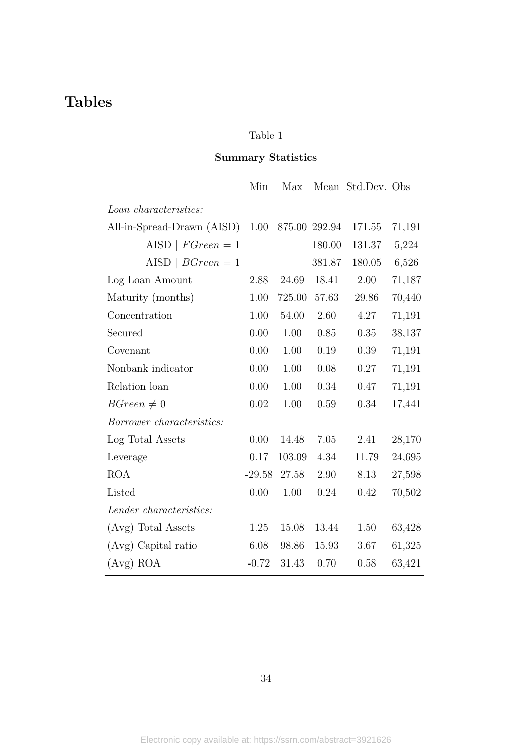# Tables

Table 1

**Summary Statistics**

| | Min | Max | Mean | Std.Dev. | Obs |
|---|---|---|---|---|---|
| *Loan characteristics:* | | | | | |
| All-in-Spread-Drawn (AISD) | 1.00 | 875.00 | 292.94 | 171.55 | 71,191 |
| AISD $\mid FGreen = 1$ | | | 180.00 | 131.37 | 5,224 |
| AISD $\mid BGreen = 1$ | | | 381.87 | 180.05 | 6,526 |
| Log Loan Amount | 2.88 | 24.69 | 18.41 | 2.00 | 71,187 |
| Maturity (months) | 1.00 | 725.00 | 57.63 | 29.86 | 70,440 |
| Concentration | 1.00 | 54.00 | 2.60 | 4.27 | 71,191 |
| Secured | 0.00 | 1.00 | 0.85 | 0.35 | 38,137 |
| Covenant | 0.00 | 1.00 | 0.19 | 0.39 | 71,191 |
| Nonbank indicator | 0.00 | 1.00 | 0.08 | 0.27 | 71,191 |
| Relation loan | 0.00 | 1.00 | 0.34 | 0.47 | 71,191 |
| $BGreen \neq 0$ | 0.02 | 1.00 | 0.59 | 0.34 | 17,441 |
| *Borrower characteristics:* | | | | | |
| Log Total Assets | 0.00 | 14.48 | 7.05 | 2.41 | 28,170 |
| Leverage | 0.17 | 103.09 | 4.34 | 11.79 | 24,695 |
| ROA | -29.58 | 27.58 | 2.90 | 8.13 | 27,598 |
| Listed | 0.00 | 1.00 | 0.24 | 0.42 | 70,502 |
| *Lender characteristics:* | | | | | |
| (Avg) Total Assets | 1.25 | 15.08 | 13.44 | 1.50 | 63,428 |
| (Avg) Capital ratio | 6.08 | 98.86 | 15.93 | 3.67 | 61,325 |
| (Avg) ROA | -0.72 | 31.43 | 0.70 | 0.58 | 63,421 |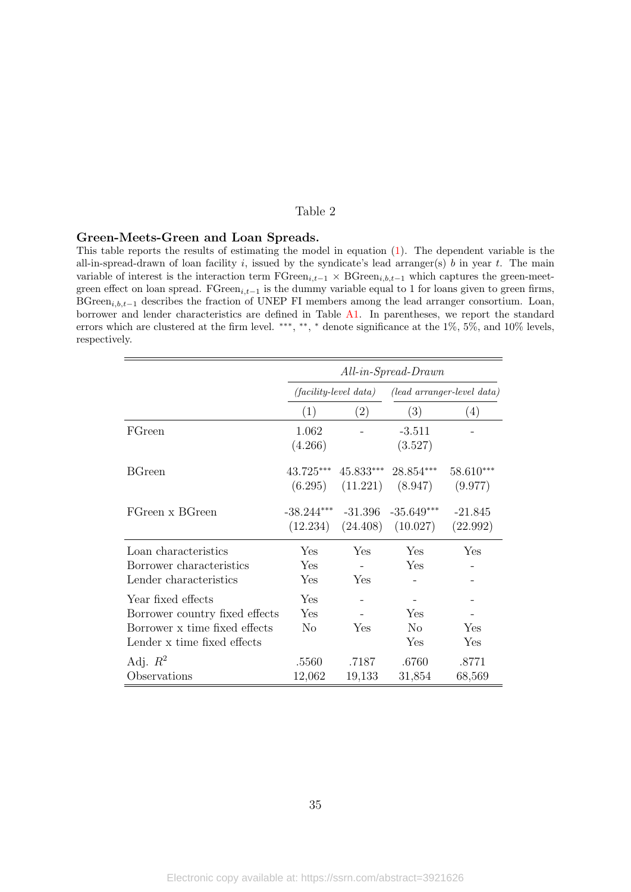Table 2

**Green-Meets-Green and Loan Spreads.**

This table reports the results of estimating the model in equation (1). The dependent variable is the all-in-spread-drawn of loan facility $i$, issued by the syndicate's lead arranger(s) $b$ in year $t$. The main variable of interest is the interaction term $\text{FGreen}_{i,t-1} \times \text{BGreen}_{i,b,t-1}$ which captures the green-meet-green effect on loan spread. $\text{FGreen}_{i,t-1}$ is the dummy variable equal to 1 for loans given to green firms, $\text{BGreen}_{i,b,t-1}$ describes the fraction of UNEP FI members among the lead arranger consortium. Loan, borrower and lender characteristics are defined in Table A1. In parentheses, we report the standard errors which are clustered at the firm level. $^{***}$, $^{**}$, $^{*}$ denote significance at the 1%, 5%, and 10% levels, respectively.

| | *All-in-Spread-Drawn* | | | |
|---|---|---|---|---|
| | *(facility-level data)* | | *(lead arranger-level data)* | |
| | (1) | (2) | (3) | (4) |
| FGreen | 1.062 | - | -3.511 | - |
| | (4.266) | | (3.527) | |
| BGreen | 43.725*** | 45.833*** | 28.854*** | 58.610*** |
| | (6.295) | (11.221) | (8.947) | (9.977) |
| FGreen x BGreen | -38.244*** | -31.396 | -35.649*** | -21.845 |
| | (12.234) | (24.408) | (10.027) | (22.992) |
| Loan characteristics | Yes | Yes | Yes | Yes |
| Borrower characteristics | Yes | - | Yes | - |
| Lender characteristics | Yes | Yes | - | - |
| Year fixed effects | Yes | - | - | - |
| Borrower country fixed effects | Yes | - | Yes | - |
| Borrower x time fixed effects | No | Yes | No | Yes |
| Lender x time fixed effects | | | Yes | Yes |
| Adj. $R^2$ | .5560 | .7187 | .6760 | .8771 |
| Observations | 12,062 | 19,133 | 31,854 | 68,569 |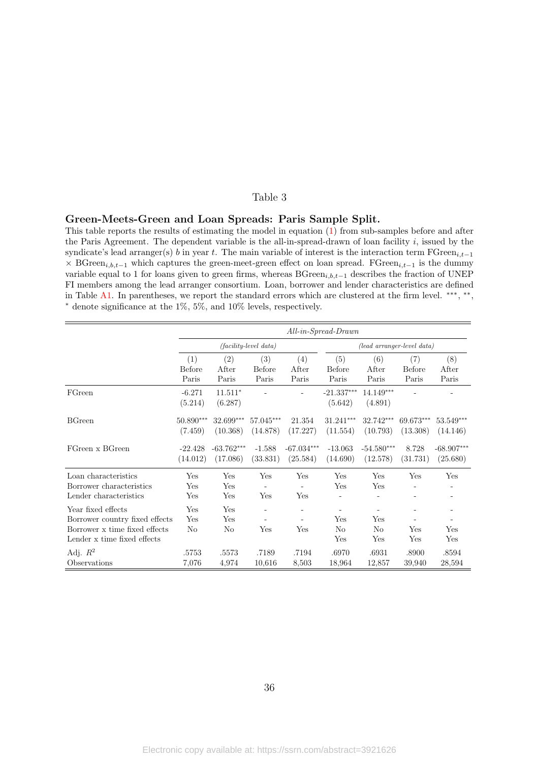Table 3

**Green-Meets-Green and Loan Spreads: Paris Sample Split.**

This table reports the results of estimating the model in equation (1) from sub-samples before and after the Paris Agreement. The dependent variable is the all-in-spread-drawn of loan facility $i$, issued by the syndicate's lead arranger(s) $b$ in year $t$. The main variable of interest is the interaction term $\text{FGreen}_{i,t-1} \times \text{BGreen}_{i,b,t-1}$ which captures the green-meet-green effect on loan spread. $\text{FGreen}_{i,t-1}$ is the dummy variable equal to 1 for loans given to green firms, whereas $\text{BGreen}_{i,b,t-1}$ describes the fraction of UNEP FI members among the lead arranger consortium. Loan, borrower and lender characteristics are defined in Table A1. In parentheses, we report the standard errors which are clustered at the firm level. ***, **, * denote significance at the 1%, 5%, and 10% levels, respectively.

| | *All-in-Spread-Drawn* | | | | | | | |
|---|---|---|---|---|---|---|---|---|
| | *(facility-level data)* | | | | *(lead arranger-level data)* | | | |
| | (1) Before Paris | (2) After Paris | (3) Before Paris | (4) After Paris | (5) Before Paris | (6) After Paris | (7) Before Paris | (8) After Paris |
| FGreen | -6.271 | 11.511* | - | - | -21.337*** | 14.149*** | - | - |
| | (5.214) | (6.287) | | | (5.642) | (4.891) | | |
| BGreen | 50.890*** | 32.699*** | 57.045*** | 21.354 | 31.241*** | 32.742*** | 69.673*** | 53.549*** |
| | (7.459) | (10.368) | (14.878) | (17.227) | (11.554) | (10.793) | (13.308) | (14.146) |
| FGreen x BGreen | -22.428 | -63.762*** | -1.588 | -67.034*** | -13.063 | -54.580*** | 8.728 | -68.907*** |
| | (14.012) | (17.086) | (33.831) | (25.584) | (14.690) | (12.578) | (31.731) | (25.680) |
| Loan characteristics | Yes | Yes | Yes | Yes | Yes | Yes | Yes | Yes |
| Borrower characteristics | Yes | Yes | - | - | Yes | Yes | - | - |
| Lender characteristics | Yes | Yes | Yes | Yes | - | - | - | - |
| Year fixed effects | Yes | Yes | - | - | - | - | - | - |
| Borrower country fixed effects | Yes | Yes | - | - | Yes | Yes | - | - |
| Borrower x time fixed effects | No | No | Yes | Yes | No | No | Yes | Yes |
| Lender x time fixed effects | | | | | Yes | Yes | Yes | Yes |
| Adj. $R^2$ | .5753 | .5573 | .7189 | .7194 | .6970 | .6931 | .8900 | .8594 |
| Observations | 7,076 | 4,974 | 10,616 | 8,503 | 18,964 | 12,857 | 39,940 | 28,594 |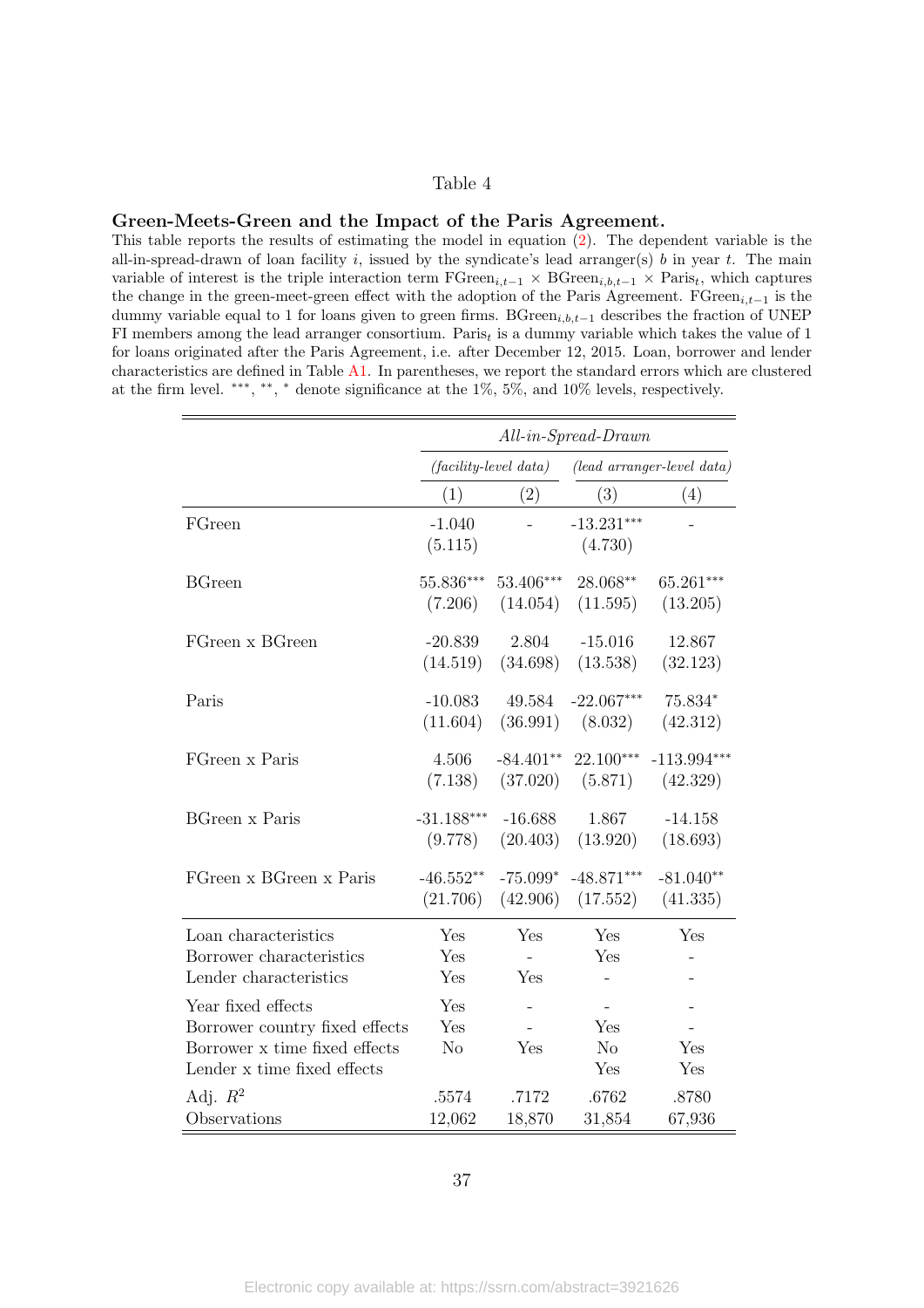Table 4

**Green-Meets-Green and the Impact of the Paris Agreement.**

This table reports the results of estimating the model in equation (2). The dependent variable is the all-in-spread-drawn of loan facility $i$, issued by the syndicate's lead arranger(s) $b$ in year $t$. The main variable of interest is the triple interaction term $\text{FGreen}_{i,t-1} \times \text{BGreen}_{i,b,t-1} \times \text{Paris}_t$, which captures the change in the green-meet-green effect with the adoption of the Paris Agreement. $\text{FGreen}_{i,t-1}$ is the dummy variable equal to 1 for loans given to green firms. $\text{BGreen}_{i,b,t-1}$ describes the fraction of UNEP FI members among the lead arranger consortium. $\text{Paris}_t$ is a dummy variable which takes the value of 1 for loans originated after the Paris Agreement, i.e. after December 12, 2015. Loan, borrower and lender characteristics are defined in Table A1. In parentheses, we report the standard errors which are clustered at the firm level. $^{***}$, $^{**}$, $^{*}$ denote significance at the 1%, 5%, and 10% levels, respectively.

| | *All-in-Spread-Drawn* | | | |
|---|---|---|---|---|
| | *(facility-level data)* | | *(lead arranger-level data)* | |
| | (1) | (2) | (3) | (4) |
| FGreen | -1.040 | - | -13.231$^{***}$ | - |
| | (5.115) | | (4.730) | |
| BGreen | 55.836$^{***}$ | 53.406$^{***}$ | 28.068$^{**}$ | 65.261$^{***}$ |
| | (7.206) | (14.054) | (11.595) | (13.205) |
| FGreen x BGreen | -20.839 | 2.804 | -15.016 | 12.867 |
| | (14.519) | (34.698) | (13.538) | (32.123) |
| Paris | -10.083 | 49.584 | -22.067$^{***}$ | 75.834$^{*}$ |
| | (11.604) | (36.991) | (8.032) | (42.312) |
| FGreen x Paris | 4.506 | -84.401$^{**}$ | 22.100$^{***}$ | -113.994$^{***}$ |
| | (7.138) | (37.020) | (5.871) | (42.329) |
| BGreen x Paris | -31.188$^{***}$ | -16.688 | 1.867 | -14.158 |
| | (9.778) | (20.403) | (13.920) | (18.693) |
| FGreen x BGreen x Paris | -46.552$^{**}$ | -75.099$^{*}$ | -48.871$^{***}$ | -81.040$^{**}$ |
| | (21.706) | (42.906) | (17.552) | (41.335) |
| Loan characteristics | Yes | Yes | Yes | Yes |
| Borrower characteristics | Yes | - | Yes | - |
| Lender characteristics | Yes | Yes | - | - |
| Year fixed effects | Yes | - | - | - |
| Borrower country fixed effects | Yes | - | Yes | - |
| Borrower x time fixed effects | No | Yes | No | Yes |
| Lender x time fixed effects | | | Yes | Yes |
| Adj. $R^2$ | .5574 | .7172 | .6762 | .8780 |
| Observations | 12,062 | 18,870 | 31,854 | 67,936 |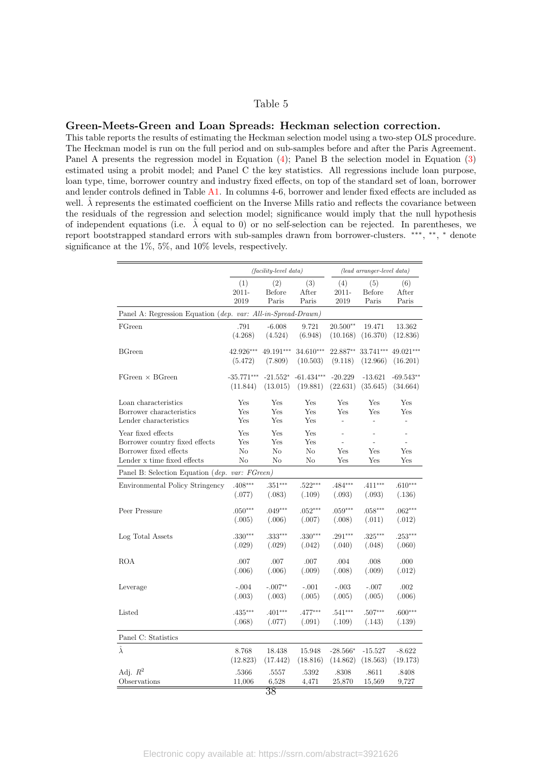Table 5

**Green-Meets-Green and Loan Spreads: Heckman selection correction.**

This table reports the results of estimating the Heckman selection model using a two-step OLS procedure. The Heckman model is run on the full period and on sub-samples before and after the Paris Agreement. Panel A presents the regression model in Equation (4); Panel B the selection model in Equation (3) estimated using a probit model; and Panel C the key statistics. All regressions include loan purpose, loan type, time, borrower country and industry fixed effects, on top of the standard set of loan, borrower and lender controls defined in Table A1. In columns 4-6, borrower and lender fixed effects are included as well. $\hat{\lambda}$ represents the estimated coefficient on the Inverse Mills ratio and reflects the covariance between the residuals of the regression and selection model; significance would imply that the null hypothesis of independent equations (i.e. $\hat{\lambda}$ equal to 0) or no self-selection can be rejected. In parentheses, we report bootstrapped standard errors with sub-samples drawn from borrower-clusters. ***, **, * denote significance at the 1%, 5%, and 10% levels, respectively.

| | *(facility-level data)* | | | *(lead arranger-level data)* | | |
|---|---|---|---|---|---|---|
| | (1) 2011-2019 | (2) Before Paris | (3) After Paris | (4) 2011-2019 | (5) Before Paris | (6) After Paris |
| **Panel A: Regression Equation** (*dep. var: All-in-Spread-Drawn*) | | | | | | |
| FGreen | .791 | -6.008 | 9.721 | 20.500** | 19.471 | 13.362 |
| | (4.268) | (4.524) | (6.948) | (10.168) | (16.370) | (12.836) |
| BGreen | 42.926*** | 49.191*** | 34.610*** | 22.887** | 33.741*** | 49.021*** |
| | (5.472) | (7.809) | (10.503) | (9.118) | (12.966) | (16.201) |
| FGreen × BGreen | -35.771*** | -21.552* | -61.434*** | -20.229 | -13.621 | -69.543** |
| | (11.844) | (13.015) | (19.881) | (22.631) | (35.645) | (34.664) |
| Loan characteristics | Yes | Yes | Yes | Yes | Yes | Yes |
| Borrower characteristics | Yes | Yes | Yes | Yes | Yes | Yes |
| Lender characteristics | Yes | Yes | Yes | - | - | - |
| Year fixed effects | Yes | Yes | Yes | - | - | - |
| Borrower country fixed effects | Yes | Yes | Yes | - | - | - |
| Borrower fixed effects | No | No | No | Yes | Yes | Yes |
| Lender x time fixed effects | No | No | No | Yes | Yes | Yes |
| **Panel B: Selection Equation** (*dep. var: FGreen*) | | | | | | |
| Environmental Policy Stringency | .408*** | .351*** | .522*** | .484*** | .411*** | .610*** |
| | (.077) | (.083) | (.109) | (.093) | (.093) | (.136) |
| Peer Pressure | .050*** | .049*** | .052*** | .059*** | .058*** | .062*** |
| | (.005) | (.006) | (.007) | (.008) | (.011) | (.012) |
| Log Total Assets | .330*** | .333*** | .330*** | .291*** | .325*** | .253*** |
| | (.029) | (.029) | (.042) | (.040) | (.048) | (.060) |
| ROA | .007 | .007 | .007 | .004 | .008 | .000 |
| | (.006) | (.006) | (.009) | (.008) | (.009) | (.012) |
| Leverage | -.004 | -.007** | -.001 | -.003 | -.007 | .002 |
| | (.003) | (.003) | (.005) | (.005) | (.005) | (.006) |
| Listed | .435*** | .401*** | .477*** | .541*** | .507*** | .600*** |
| | (.068) | (.077) | (.091) | (.109) | (.143) | (.139) |
| **Panel C: Statistics** | | | | | | |
| $\hat{\lambda}$ | 8.768 | 18.438 | 15.948 | -28.566* | -15.527 | -8.622 |
| | (12.823) | (17.442) | (18.816) | (14.862) | (18.563) | (19.173) |
| Adj. $R^2$ | .5366 | .5557 | .5392 | .8308 | .8611 | .8408 |
| Observations | 11,006 | 6,528 | 4,471 | 25,870 | 15,569 | 9,727 |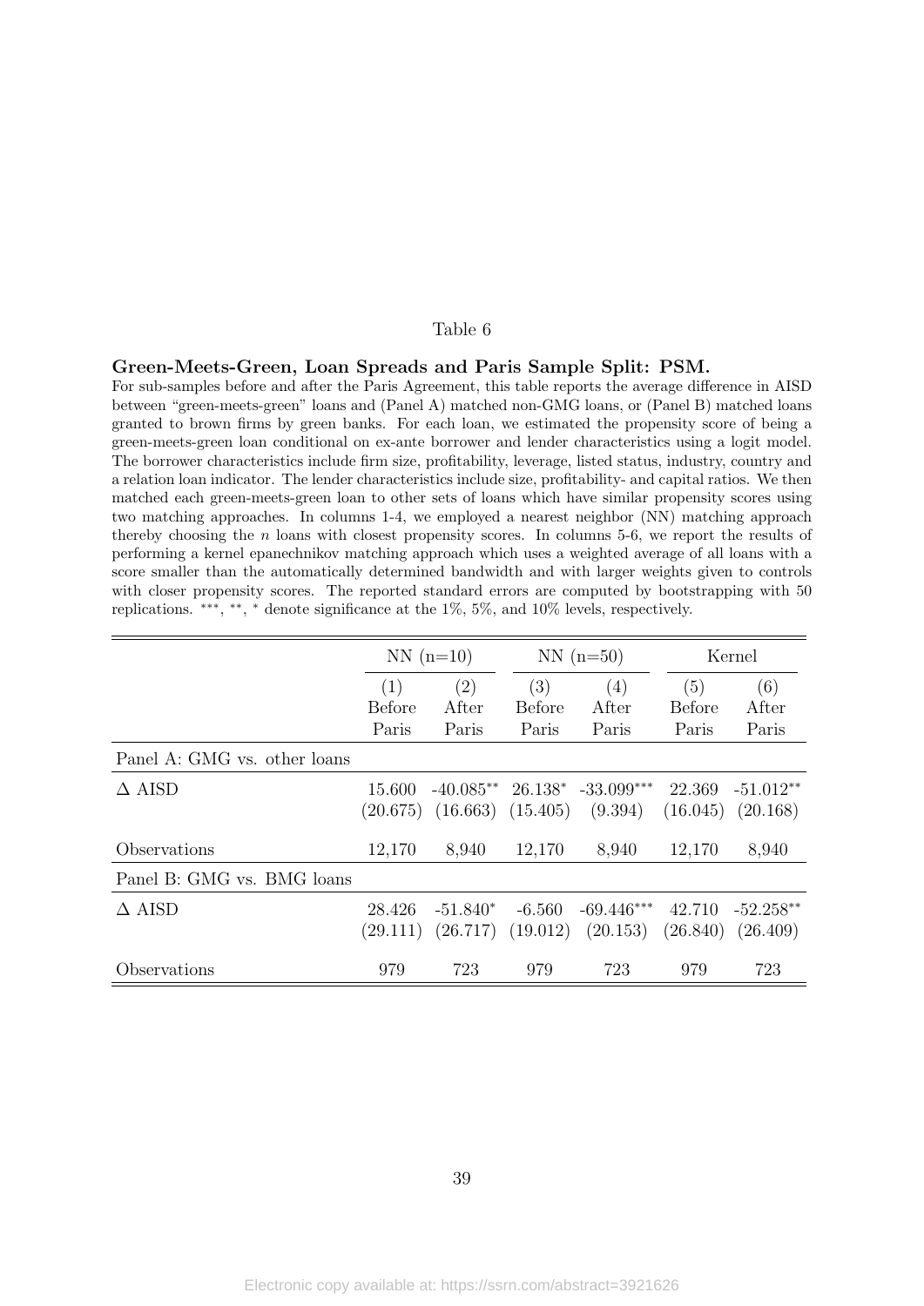Table 6

**Green-Meets-Green, Loan Spreads and Paris Sample Split: PSM.**

For sub-samples before and after the Paris Agreement, this table reports the average difference in AISD between "green-meets-green" loans and (Panel A) matched non-GMG loans, or (Panel B) matched loans granted to brown firms by green banks. For each loan, we estimated the propensity score of being a green-meets-green loan conditional on ex-ante borrower and lender characteristics using a logit model. The borrower characteristics include firm size, profitability, leverage, listed status, industry, country and a relation loan indicator. The lender characteristics include size, profitability- and capital ratios. We then matched each green-meets-green loan to other sets of loans which have similar propensity scores using two matching approaches. In columns 1-4, we employed a nearest neighbor (NN) matching approach thereby choosing the $n$ loans with closest propensity scores. In columns 5-6, we report the results of performing a kernel epanechnikov matching approach which uses a weighted average of all loans with a score smaller than the automatically determined bandwidth and with larger weights given to controls with closer propensity scores. The reported standard errors are computed by bootstrapping with 50 replications. $^{***}$, $^{**}$, $^{*}$ denote significance at the 1%, 5%, and 10% levels, respectively.

| | NN (n=10) | | NN (n=50) | | Kernel | |
|---|---|---|---|---|---|---|
| | (1) Before Paris | (2) After Paris | (3) Before Paris | (4) After Paris | (5) Before Paris | (6) After Paris |
| Panel A: GMG vs. other loans | | | | | | |
| $\Delta$ AISD | 15.600 | -40.085** | 26.138* | -33.099*** | 22.369 | -51.012** |
| | (20.675) | (16.663) | (15.405) | (9.394) | (16.045) | (20.168) |
| Observations | 12,170 | 8,940 | 12,170 | 8,940 | 12,170 | 8,940 |
| Panel B: GMG vs. BMG loans | | | | | | |
| $\Delta$ AISD | 28.426 | -51.840* | -6.560 | -69.446*** | 42.710 | -52.258** |
| | (29.111) | (26.717) | (19.012) | (20.153) | (26.840) | (26.409) |
| Observations | 979 | 723 | 979 | 723 | 979 | 723 |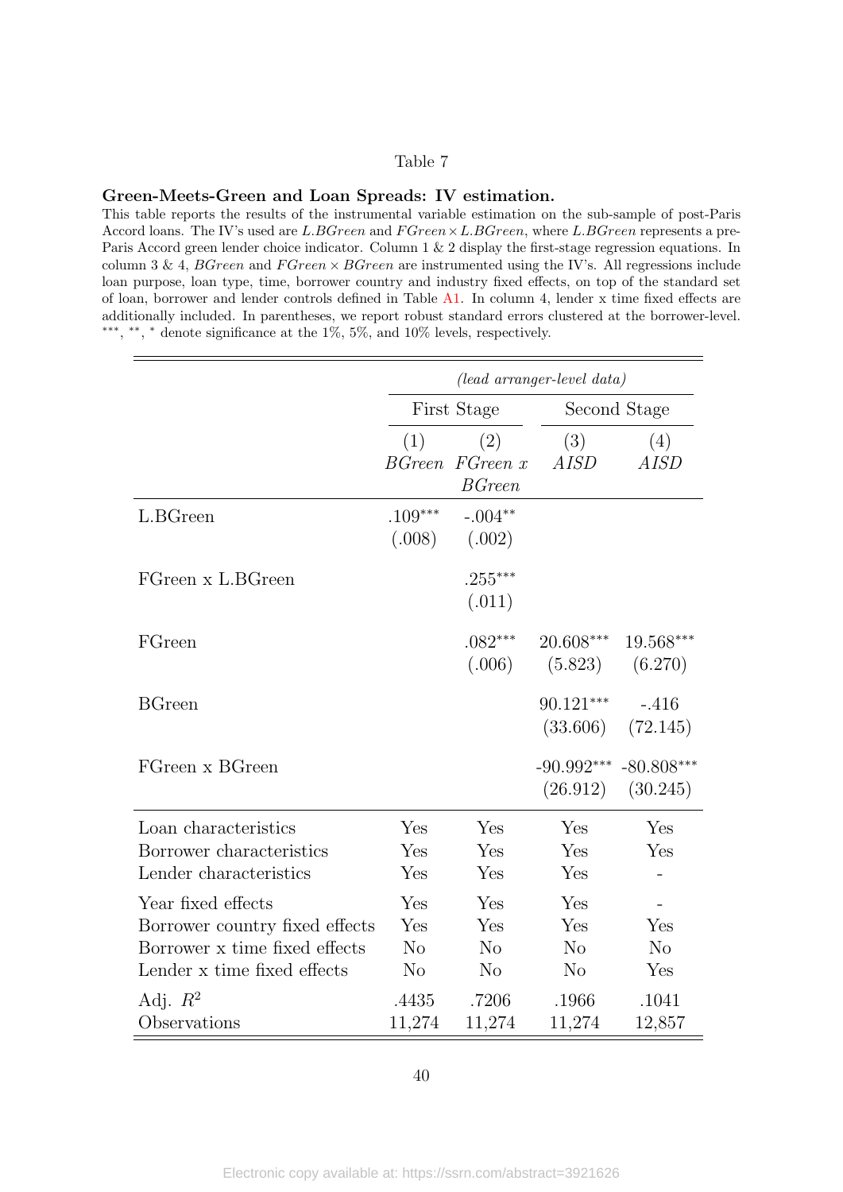Table 7

**Green-Meets-Green and Loan Spreads: IV estimation.**

This table reports the results of the instrumental variable estimation on the sub-sample of post-Paris Accord loans. The IV's used are *L.BGreen* and $FGreen \times L.BGreen$, where *L.BGreen* represents a pre-Paris Accord green lender choice indicator. Column 1 & 2 display the first-stage regression equations. In column 3 & 4, *BGreen* and $FGreen \times BGreen$ are instrumented using the IV's. All regressions include loan purpose, loan type, time, borrower country and industry fixed effects, on top of the standard set of loan, borrower and lender controls defined in Table A1. In column 4, lender x time fixed effects are additionally included. In parentheses, we report robust standard errors clustered at the borrower-level. ***, **, * denote significance at the 1%, 5%, and 10% levels, respectively.

| | *(lead arranger-level data)* | | | |
|---|---|---|---|---|
| | First Stage | | Second Stage | |
| | (1) *BGreen* | (2) *FGreen x BGreen* | (3) *AISD* | (4) *AISD* |
| L.BGreen | .109*** | -.004** | | |
| | (.008) | (.002) | | |
| FGreen x L.BGreen | | .255*** | | |
| | | (.011) | | |
| FGreen | | .082*** | 20.608*** | 19.568*** |
| | | (.006) | (5.823) | (6.270) |
| BGreen | | | 90.121*** | -.416 |
| | | | (33.606) | (72.145) |
| FGreen x BGreen | | | -90.992*** | -80.808*** |
| | | | (26.912) | (30.245) |
| Loan characteristics | Yes | Yes | Yes | Yes |
| Borrower characteristics | Yes | Yes | Yes | Yes |
| Lender characteristics | Yes | Yes | Yes | - |
| Year fixed effects | Yes | Yes | Yes | - |
| Borrower country fixed effects | Yes | Yes | Yes | Yes |
| Borrower x time fixed effects | No | No | No | No |
| Lender x time fixed effects | No | No | No | Yes |
| Adj. $R^2$ | .4435 | .7206 | .1966 | .1041 |
| Observations | 11,274 | 11,274 | 11,274 | 12,857 |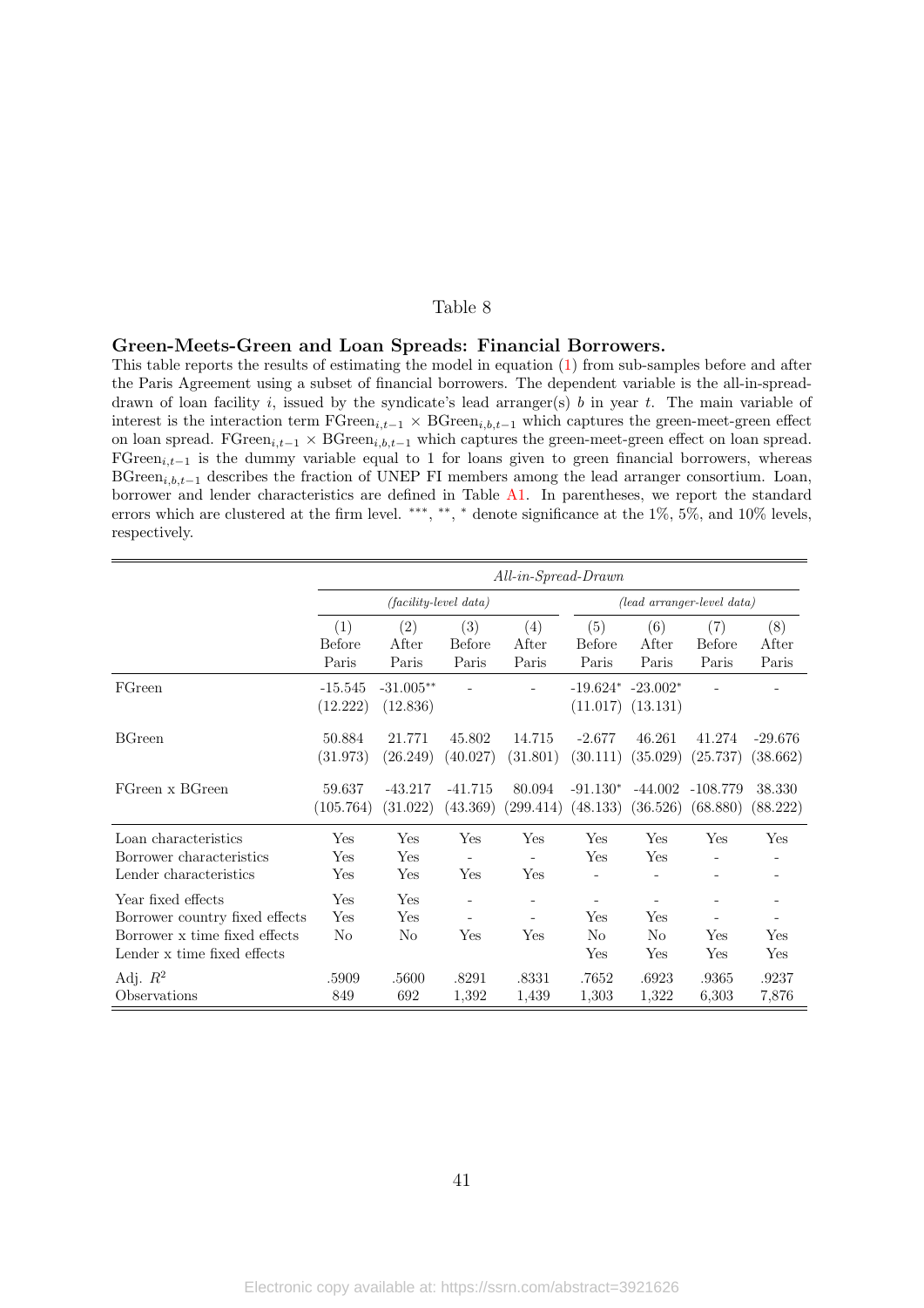Table 8

**Green-Meets-Green and Loan Spreads: Financial Borrowers.**

This table reports the results of estimating the model in equation (1) from sub-samples before and after the Paris Agreement using a subset of financial borrowers. The dependent variable is the all-in-spread-drawn of loan facility $i$, issued by the syndicate's lead arranger(s) $b$ in year $t$. The main variable of interest is the interaction term $\text{FGreen}_{i,t-1} \times \text{BGreen}_{i,b,t-1}$ which captures the green-meet-green effect on loan spread. $\text{FGreen}_{i,t-1} \times \text{BGreen}_{i,b,t-1}$ which captures the green-meet-green effect on loan spread. $\text{FGreen}_{i,t-1}$ is the dummy variable equal to 1 for loans given to green financial borrowers, whereas $\text{BGreen}_{i,b,t-1}$ describes the fraction of UNEP FI members among the lead arranger consortium. Loan, borrower and lender characteristics are defined in Table A1. In parentheses, we report the standard errors which are clustered at the firm level. ***, **, * denote significance at the 1%, 5%, and 10% levels, respectively.

| | *All-in-Spread-Drawn* | | | | | | | |
|---|---|---|---|---|---|---|---|---|
| | *(facility-level data)* | | | | *(lead arranger-level data)* | | | |
| | (1) Before Paris | (2) After Paris | (3) Before Paris | (4) After Paris | (5) Before Paris | (6) After Paris | (7) Before Paris | (8) After Paris |
| FGreen | -15.545 | -31.005** | - | - | -19.624* | -23.002* | - | - |
| | (12.222) | (12.836) | | | (11.017) | (13.131) | | |
| BGreen | 50.884 | 21.771 | 45.802 | 14.715 | -2.677 | 46.261 | 41.274 | -29.676 |
| | (31.973) | (26.249) | (40.027) | (31.801) | (30.111) | (35.029) | (25.737) | (38.662) |
| FGreen x BGreen | 59.637 | -43.217 | -41.715 | 80.094 | -91.130* | -44.002 | -108.779 | 38.330 |
| | (105.764) | (31.022) | (43.369) | (299.414) | (48.133) | (36.526) | (68.880) | (88.222) |
| Loan characteristics | Yes | Yes | Yes | Yes | Yes | Yes | Yes | Yes |
| Borrower characteristics | Yes | Yes | - | - | Yes | Yes | - | - |
| Lender characteristics | Yes | Yes | Yes | Yes | - | - | - | - |
| Year fixed effects | Yes | Yes | - | - | - | - | - | - |
| Borrower country fixed effects | Yes | Yes | - | - | Yes | Yes | - | - |
| Borrower x time fixed effects | No | No | Yes | Yes | No | No | Yes | Yes |
| Lender x time fixed effects | | | | | Yes | Yes | Yes | Yes |
| Adj. $R^2$ | .5909 | .5600 | .8291 | .8331 | .7652 | .6923 | .9365 | .9237 |
| Observations | 849 | 692 | 1,392 | 1,439 | 1,303 | 1,322 | 6,303 | 7,876 |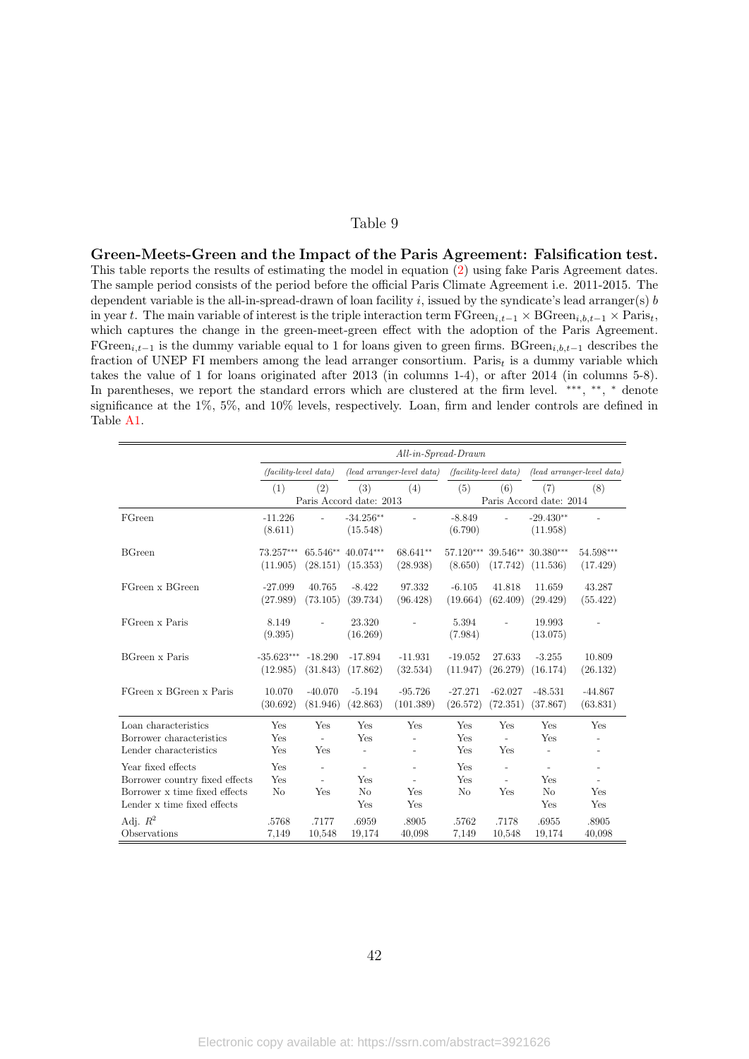Table 9

**Green-Meets-Green and the Impact of the Paris Agreement: Falsification test.** This table reports the results of estimating the model in equation (2) using fake Paris Agreement dates. The sample period consists of the period before the official Paris Climate Agreement i.e. 2011-2015. The dependent variable is the all-in-spread-drawn of loan facility $i$, issued by the syndicate's lead arranger(s) $b$ in year $t$. The main variable of interest is the triple interaction term $\text{FGreen}_{i,t-1} \times \text{BGreen}_{i,b,t-1} \times \text{Paris}_t$, which captures the change in the green-meet-green effect with the adoption of the Paris Agreement. $\text{FGreen}_{i,t-1}$ is the dummy variable equal to 1 for loans given to green firms. $\text{BGreen}_{i,b,t-1}$ describes the fraction of UNEP FI members among the lead arranger consortium. $\text{Paris}_t$ is a dummy variable which takes the value of 1 for loans originated after 2013 (in columns 1-4), or after 2014 (in columns 5-8). In parentheses, we report the standard errors which are clustered at the firm level. ***, **, * denote significance at the 1%, 5%, and 10% levels, respectively. Loan, firm and lender controls are defined in Table A1.

| | *All-in-Spread-Drawn* | | | | | | | |
|---|---|---|---|---|---|---|---|---|
| | *(facility-level data)* | | *(lead arranger-level data)* | | *(facility-level data)* | | *(lead arranger-level data)* | |
| | (1) | (2) | (3) | (4) | (5) | (6) | (7) | (8) |
| | Paris Accord date: 2013 | | | | Paris Accord date: 2014 | | | |
| FGreen | -11.226 | - | -34.256** | - | -8.849 | - | -29.430** | - |
| | (8.611) | | (15.548) | | (6.790) | | (11.958) | |
| BGreen | 73.257*** | 65.546** | 40.074*** | 68.641** | 57.120*** | 39.546** | 30.380*** | 54.598*** |
| | (11.905) | (28.151) | (15.353) | (28.938) | (8.650) | (17.742) | (11.536) | (17.429) |
| FGreen x BGreen | -27.099 | 40.765 | -8.422 | 97.332 | -6.105 | 41.818 | 11.659 | 43.287 |
| | (27.989) | (73.105) | (39.734) | (96.428) | (19.664) | (62.409) | (29.429) | (55.422) |
| FGreen x Paris | 8.149 | - | 23.320 | - | 5.394 | - | 19.993 | - |
| | (9.395) | | (16.269) | | (7.984) | | (13.075) | |
| BGreen x Paris | -35.623*** | -18.290 | -17.894 | -11.931 | -19.052 | 27.633 | -3.255 | 10.809 |
| | (12.985) | (31.843) | (17.862) | (32.534) | (11.947) | (26.279) | (16.174) | (26.132) |
| FGreen x BGreen x Paris | 10.070 | -40.070 | -5.194 | -95.726 | -27.271 | -62.027 | -48.531 | -44.867 |
| | (30.692) | (81.946) | (42.863) | (101.389) | (26.572) | (72.351) | (37.867) | (63.831) |
| Loan characteristics | Yes | Yes | Yes | Yes | Yes | Yes | Yes | Yes |
| Borrower characteristics | Yes | - | Yes | - | Yes | - | Yes | - |
| Lender characteristics | Yes | Yes | - | - | Yes | Yes | - | - |
| Year fixed effects | Yes | - | - | - | Yes | - | - | - |
| Borrower country fixed effects | Yes | - | Yes | - | Yes | - | Yes | - |
| Borrower x time fixed effects | No | Yes | No | Yes | No | Yes | No | Yes |
| Lender x time fixed effects | | | Yes | Yes | | | Yes | Yes |
| Adj. $R^2$ | .5768 | .7177 | .6959 | .8905 | .5762 | .7178 | .6955 | .8905 |
| Observations | 7,149 | 10,548 | 19,174 | 40,098 | 7,149 | 10,548 | 19,174 | 40,098 |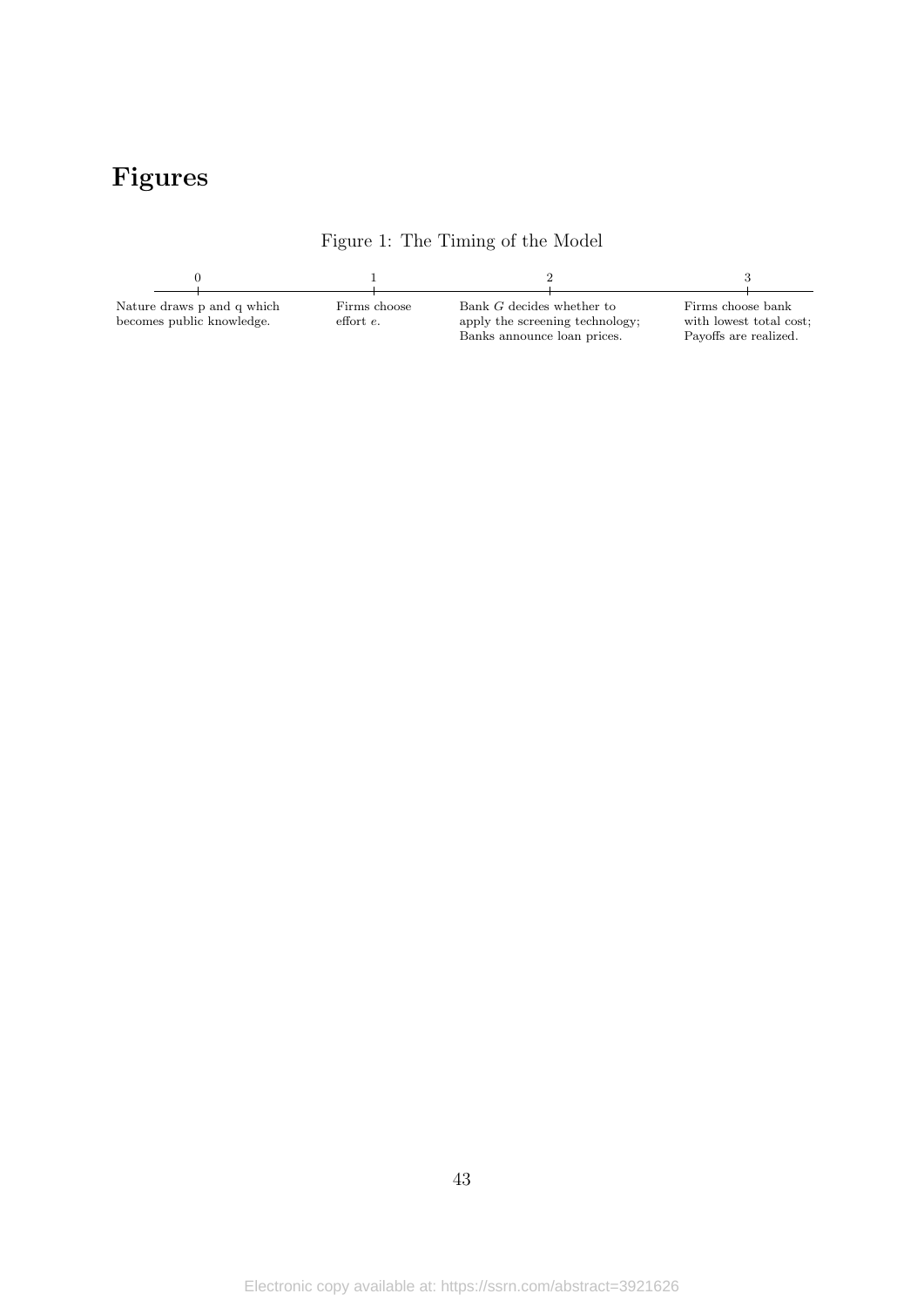# Figures

Figure 1: The Timing of the Model

| 0 | 1 | 2 | 3 |
|---|---|---|---|
| Nature draws p and q which becomes public knowledge. | Firms choose effort $e$. | Bank $G$ decides whether to apply the screening technology; Banks announce loan prices. | Firms choose bank with lowest total cost; Payoffs are realized. |

Electronic copy available at: https://ssrn.com/abstract=3921626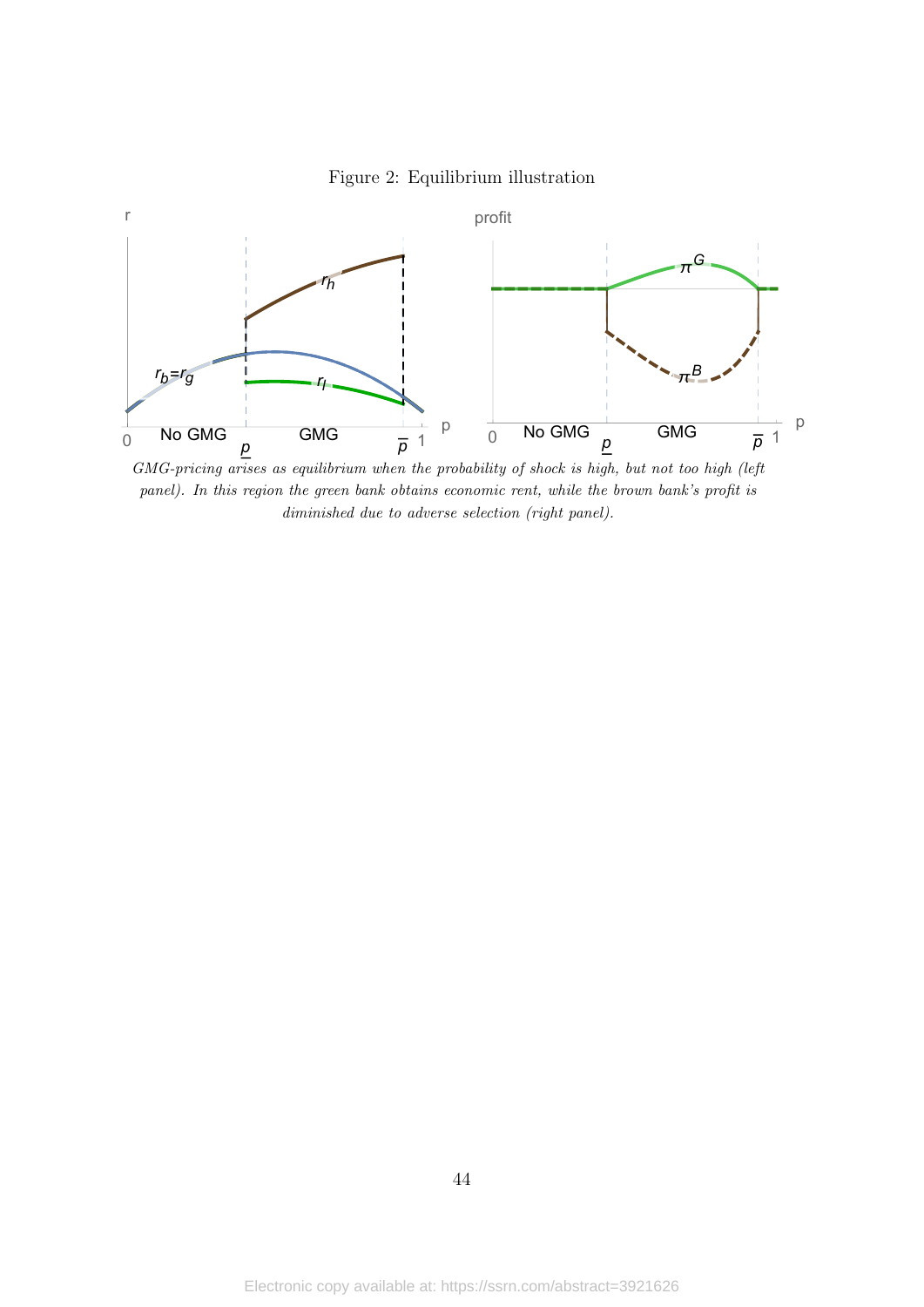Figure 2: Equilibrium illustration

*GMG-pricing arises as equilibrium when the probability of shock is high, but not too high (left panel). In this region the green bank obtains economic rent, while the brown bank's profit is diminished due to adverse selection (right panel).*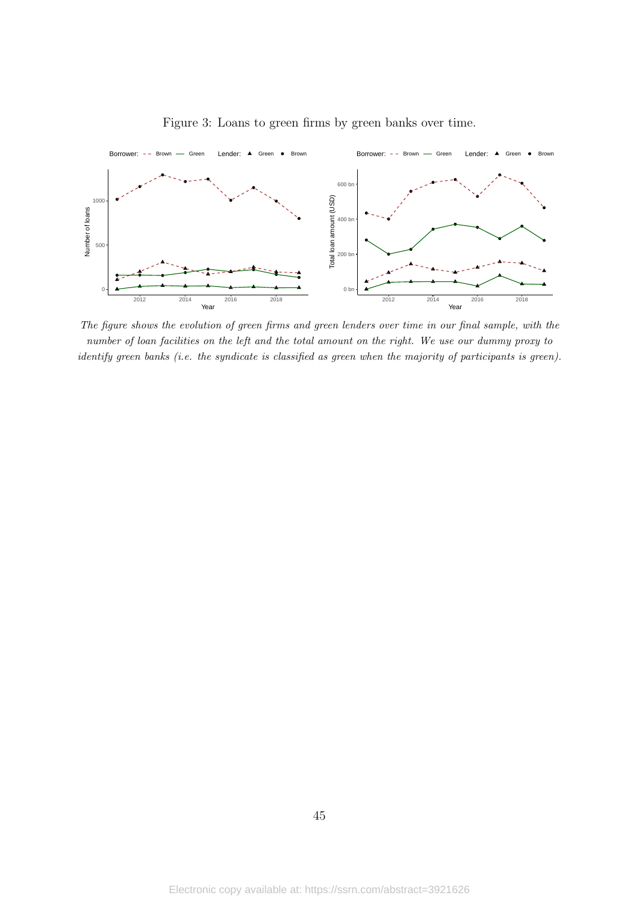Figure 3: Loans to green firms by green banks over time.

*The figure shows the evolution of green firms and green lenders over time in our final sample, with the number of loan facilities on the left and the total amount on the right. We use our dummy proxy to identify green banks (i.e. the syndicate is classified as green when the majority of participants is green).*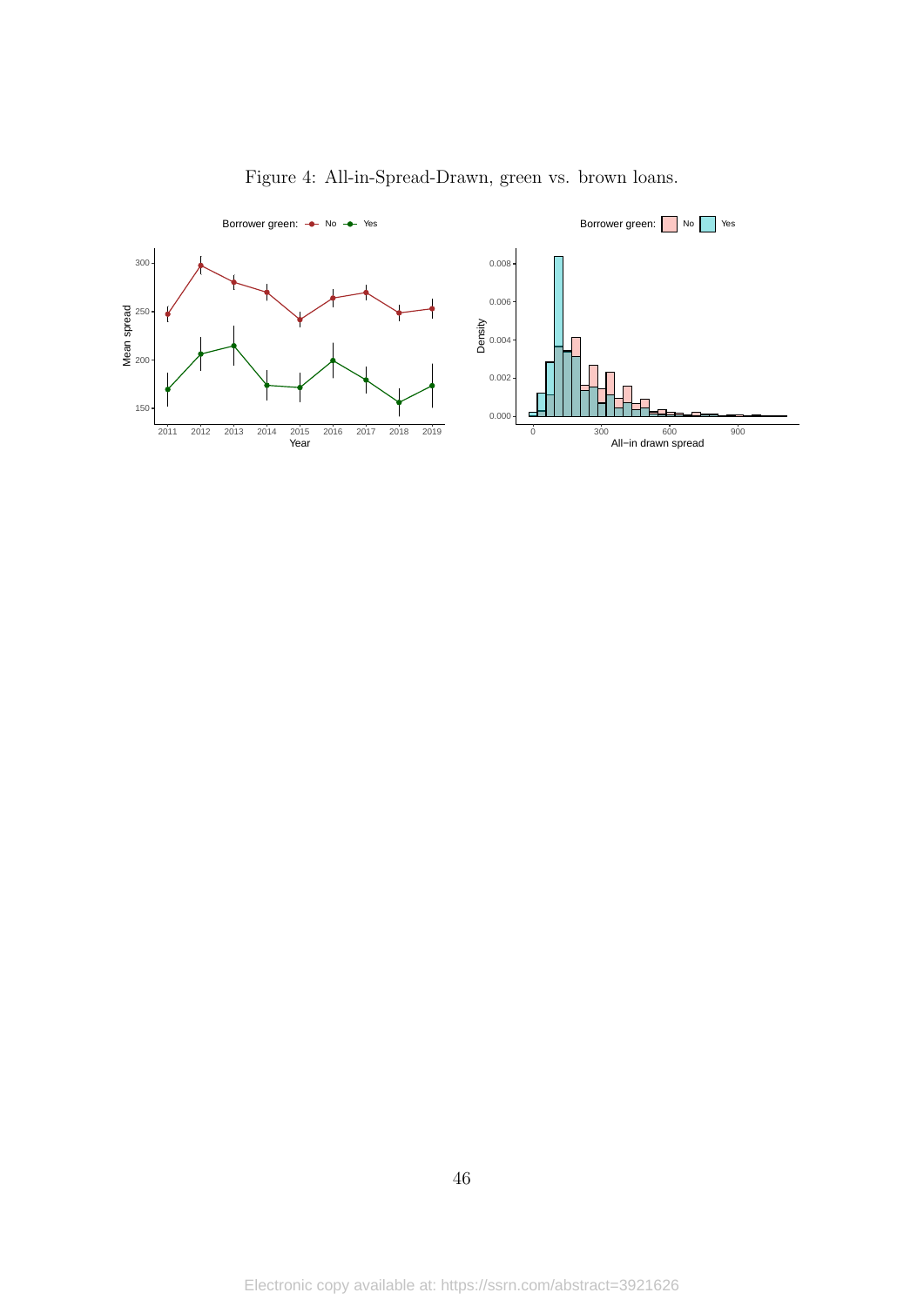Figure 4: All-in-Spread-Drawn, green vs. brown loans.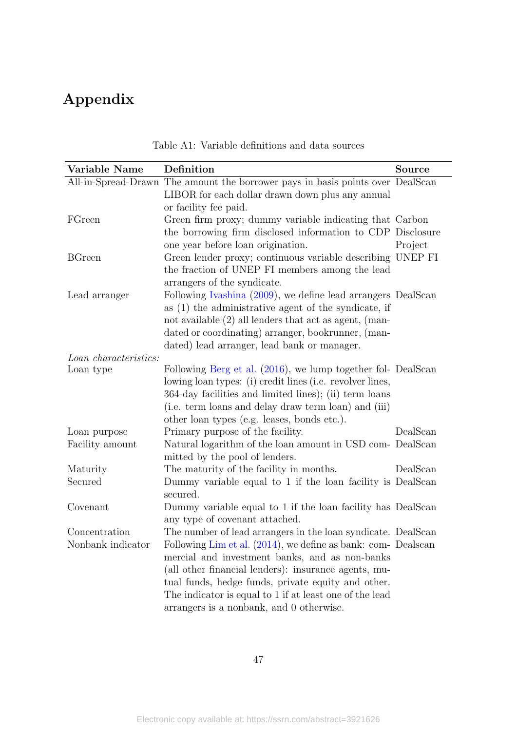# Appendix

Table A1: Variable definitions and data sources

| Variable Name | Definition | Source |
|---|---|---|
| All-in-Spread-Drawn | The amount the borrower pays in basis points over LIBOR for each dollar drawn down plus any annual or facility fee paid. | DealScan |
| FGreen | Green firm proxy; dummy variable indicating that the borrowing firm disclosed information to CDP one year before loan origination. | Carbon Disclosure Project |
| BGreen | Green lender proxy; continuous variable describing the fraction of UNEP FI members among the lead arrangers of the syndicate. | UNEP FI |
| Lead arranger | Following Ivashina (2009), we define lead arrangers as (1) the administrative agent of the syndicate, if not available (2) all lenders that act as agent, (mandated or coordinating) arranger, bookrunner, (mandated) lead arranger, lead bank or manager. | DealScan |
| *Loan characteristics:* | | |
| Loan type | Following Berg et al. (2016), we lump together following loan types: (i) credit lines (i.e. revolver lines, 364-day facilities and limited lines); (ii) term loans (i.e. term loans and delay draw term loan) and (iii) other loan types (e.g. leases, bonds etc.). | DealScan |
| Loan purpose | Primary purpose of the facility. | DealScan |
| Facility amount | Natural logarithm of the loan amount in USD committed by the pool of lenders. | DealScan |
| Maturity | The maturity of the facility in months. | DealScan |
| Secured | Dummy variable equal to 1 if the loan facility is secured. | DealScan |
| Covenant | Dummy variable equal to 1 if the loan facility has any type of covenant attached. | DealScan |
| Concentration | The number of lead arrangers in the loan syndicate. | DealScan |
| Nonbank indicator | Following Lim et al. (2014), we define as bank: commercial and investment banks, and as non-banks (all other financial lenders): insurance agents, mutual funds, hedge funds, private equity and other. The indicator is equal to 1 if at least one of the lead arrangers is a nonbank, and 0 otherwise. | Dealscan |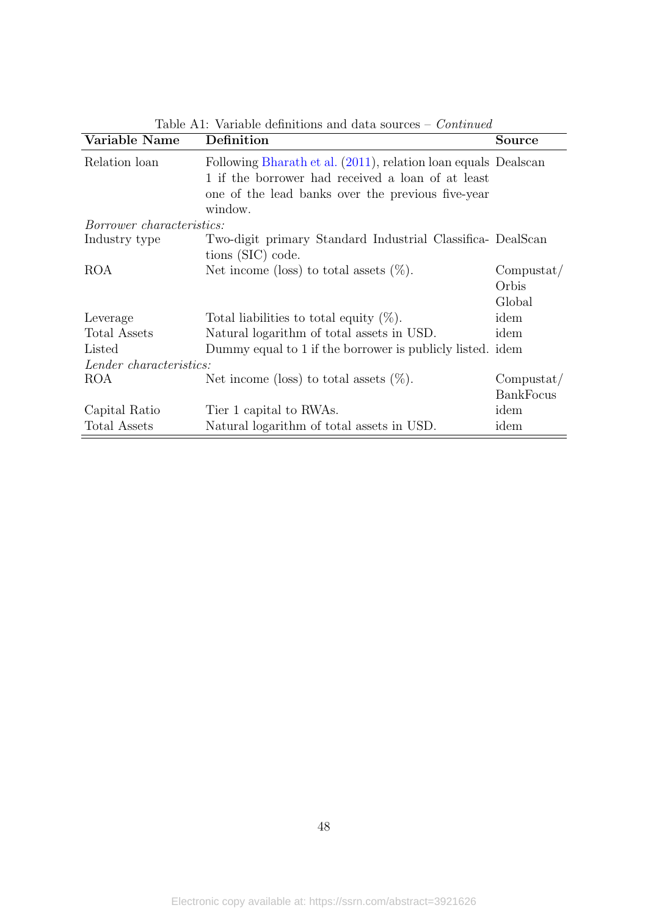Table A1: Variable definitions and data sources – *Continued*

| Variable Name | Definition | Source |
|---|---|---|
| Relation loan | Following Bharath et al. (2011), relation loan equals 1 if the borrower had received a loan of at least one of the lead banks over the previous five-year window. | Dealscan |
| *Borrower characteristics:* | | |
| Industry type | Two-digit primary Standard Industrial Classifications (SIC) code. | DealScan |
| ROA | Net income (loss) to total assets (%). | Compustat/ Orbis Global |
| Leverage | Total liabilities to total equity (%). | idem |
| Total Assets | Natural logarithm of total assets in USD. | idem |
| Listed | Dummy equal to 1 if the borrower is publicly listed. | idem |
| *Lender characteristics:* | | |
| ROA | Net income (loss) to total assets (%). | Compustat/ BankFocus |
| Capital Ratio | Tier 1 capital to RWAs. | idem |
| Total Assets | Natural logarithm of total assets in USD. | idem |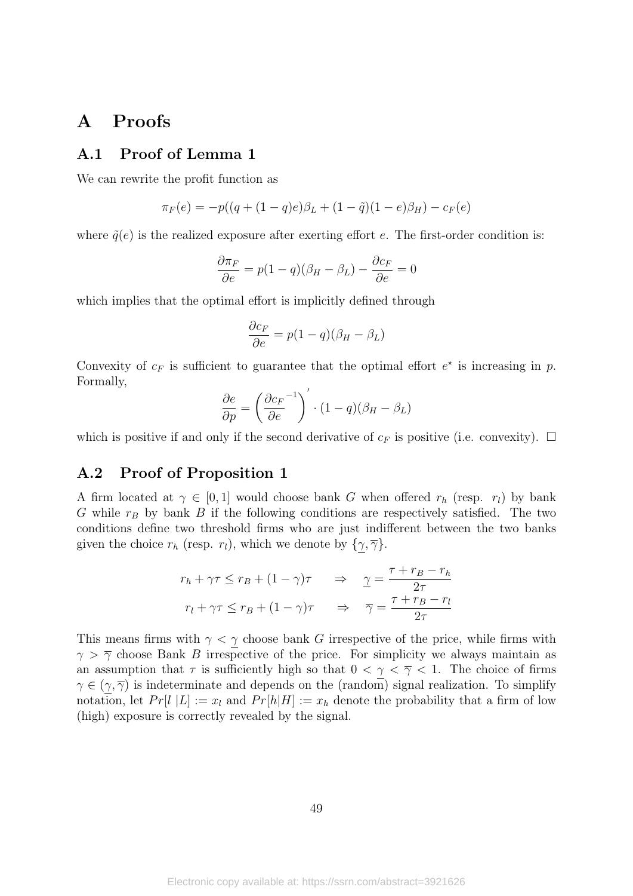# A Proofs

## A.1 Proof of Lemma 1

We can rewrite the profit function as

$$\pi_F(e) = -p((q + (1-q)e)\beta_L + (1-\tilde{q})(1-e)\beta_H) - c_F(e)$$

where $\tilde{q}(e)$ is the realized exposure after exerting effort $e$. The first-order condition is:

$$\frac{\partial \pi_F}{\partial e} = p(1-q)(\beta_H - \beta_L) - \frac{\partial c_F}{\partial e} = 0$$

which implies that the optimal effort is implicitly defined through

$$\frac{\partial c_F}{\partial e} = p(1-q)(\beta_H - \beta_L)$$

Convexity of $c_F$ is sufficient to guarantee that the optimal effort $e^\star$ is increasing in $p$. Formally,

$$\frac{\partial e}{\partial p} = \left(\frac{\partial c_F}{\partial e}^{-1}\right)' \cdot (1-q)(\beta_H - \beta_L)$$

which is positive if and only if the second derivative of $c_F$ is positive (i.e. convexity). $\square$

## A.2 Proof of Proposition 1

A firm located at $\gamma \in [0,1]$ would choose bank $G$ when offered $r_h$ (resp. $r_l$) by bank $G$ while $r_B$ by bank $B$ if the following conditions are respectively satisfied. The two conditions define two threshold firms who are just indifferent between the two banks given the choice $r_h$ (resp. $r_l$), which we denote by $\{\underline{\gamma}, \overline{\gamma}\}$.

$$r_h + \gamma\tau \leq r_B + (1-\gamma)\tau \quad \Rightarrow \quad \underline{\gamma} = \frac{\tau + r_B - r_h}{2\tau}$$

$$r_l + \gamma\tau \leq r_B + (1-\gamma)\tau \quad \Rightarrow \quad \overline{\gamma} = \frac{\tau + r_B - r_l}{2\tau}$$

This means firms with $\gamma < \underline{\gamma}$ choose bank $G$ irrespective of the price, while firms with $\gamma > \overline{\gamma}$ choose Bank $B$ irrespective of the price. For simplicity we always maintain as an assumption that $\tau$ is sufficiently high so that $0 < \underline{\gamma} < \overline{\gamma} < 1$. The choice of firms $\gamma \in (\underline{\gamma}, \overline{\gamma})$ is indeterminate and depends on the (random) signal realization. To simplify notation, let $Pr[l\,|L] := x_l$ and $Pr[h|H] := x_h$ denote the probability that a firm of low (high) exposure is correctly revealed by the signal.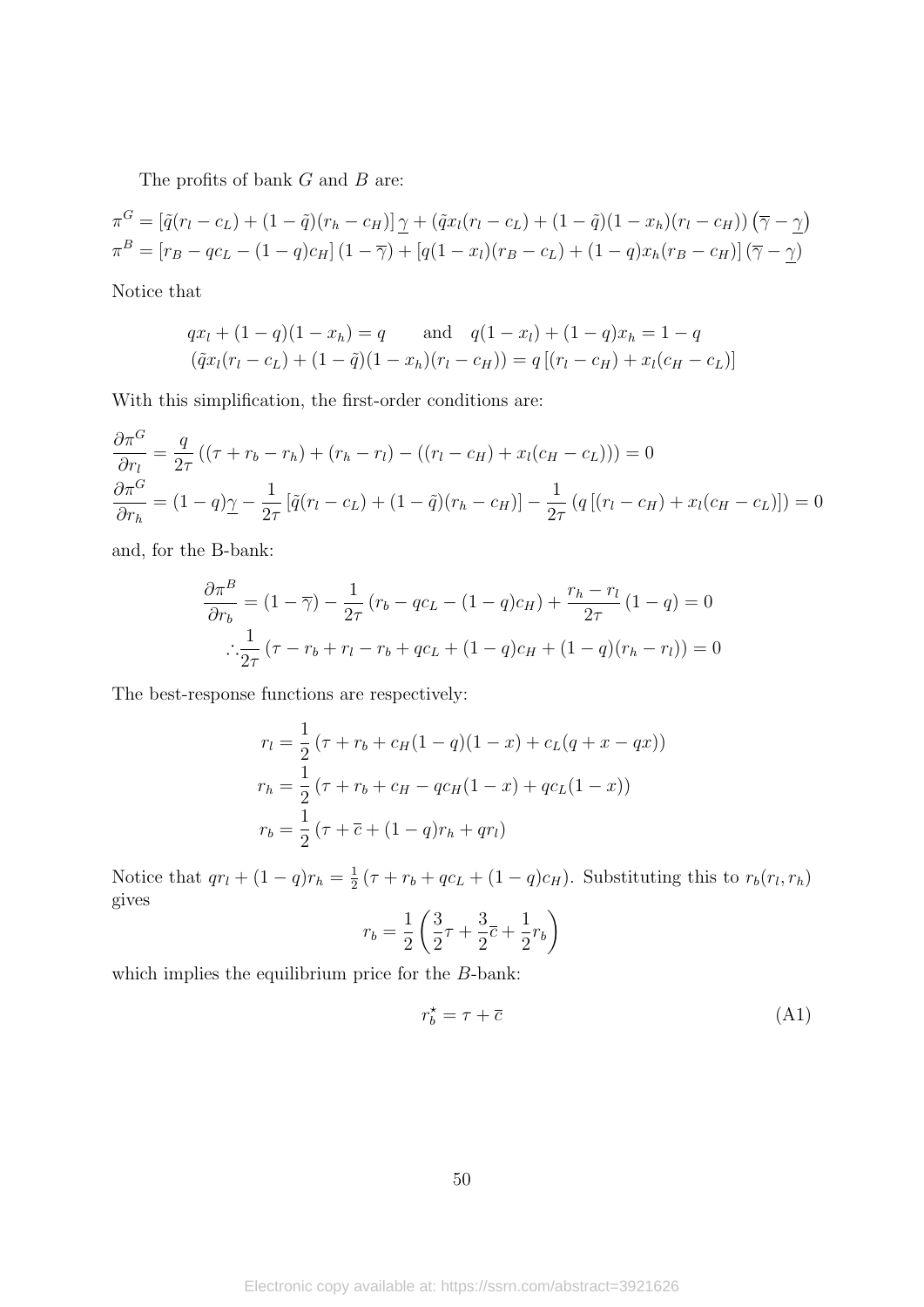The profits of bank $G$ and $B$ are:

$$\pi^G = \left[\tilde{q}(r_l - c_L) + (1-\tilde{q})(r_h - c_H)\right]\underline{\gamma} + \left(\tilde{q}x_l(r_l - c_L) + (1-\tilde{q})(1-x_h)(r_l - c_H)\right)\left(\overline{\gamma} - \underline{\gamma}\right)$$
$$\pi^B = \left[r_B - qc_L - (1-q)c_H\right](1-\overline{\gamma}) + \left[q(1-x_l)(r_B - c_L) + (1-q)x_h(r_B - c_H)\right]\left(\overline{\gamma} - \underline{\gamma}\right)$$

Notice that

$$qx_l + (1-q)(1-x_h) = q \qquad \text{and} \quad q(1-x_l) + (1-q)x_h = 1-q$$
$$\left(\tilde{q}x_l(r_l - c_L) + (1-\tilde{q})(1-x_h)(r_l - c_H)\right) = q\left[(r_l - c_H) + x_l(c_H - c_L)\right]$$

With this simplification, the first-order conditions are:

$$\frac{\partial \pi^G}{\partial r_l} = \frac{q}{2\tau}\left((\tau + r_b - r_h) + (r_h - r_l) - ((r_l - c_H) + x_l(c_H - c_L))\right) = 0$$
$$\frac{\partial \pi^G}{\partial r_h} = (1-q)\underline{\gamma} - \frac{1}{2\tau}\left[\tilde{q}(r_l - c_L) + (1-\tilde{q})(r_h - c_H)\right] - \frac{1}{2\tau}\left(q\left[(r_l - c_H) + x_l(c_H - c_L)\right]\right) = 0$$

and, for the B-bank:

$$\frac{\partial \pi^B}{\partial r_b} = (1-\overline{\gamma}) - \frac{1}{2\tau}\left(r_b - qc_L - (1-q)c_H\right) + \frac{r_h - r_l}{2\tau}(1-q) = 0$$
$$\therefore \frac{1}{2\tau}\left(\tau - r_b + r_l - r_b + qc_L + (1-q)c_H + (1-q)(r_h - r_l)\right) = 0$$

The best-response functions are respectively:

$$r_l = \frac{1}{2}\left(\tau + r_b + c_H(1-q)(1-x) + c_L(q + x - qx)\right)$$
$$r_h = \frac{1}{2}\left(\tau + r_b + c_H - qc_H(1-x) + qc_L(1-x)\right)$$
$$r_b = \frac{1}{2}\left(\tau + \overline{c} + (1-q)r_h + qr_l\right)$$

Notice that $qr_l + (1-q)r_h = \frac{1}{2}\left(\tau + r_b + qc_L + (1-q)c_H\right)$. Substituting this to $r_b(r_l, r_h)$ gives

$$r_b = \frac{1}{2}\left(\frac{3}{2}\tau + \frac{3}{2}\overline{c} + \frac{1}{2}r_b\right)$$

which implies the equilibrium price for the $B$-bank:

$$r_b^\star = \tau + \overline{c} \tag{A1}$$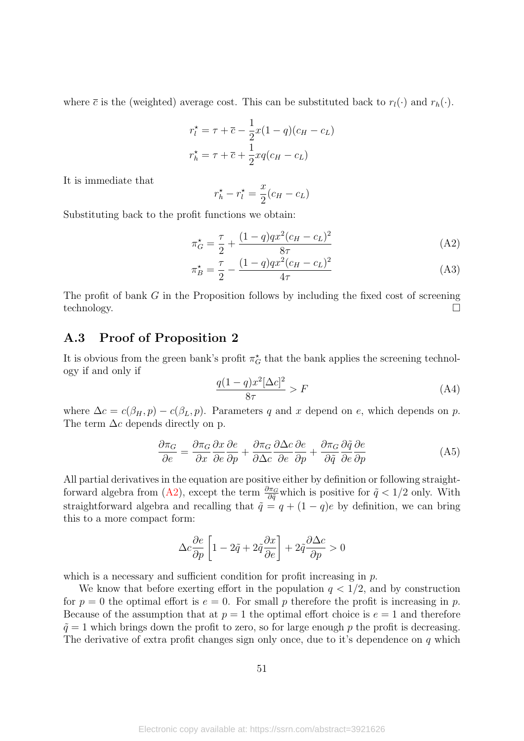where $\bar{c}$ is the (weighted) average cost. This can be substituted back to $r_l(\cdot)$ and $r_h(\cdot)$.

$$r_l^\star = \tau + \bar{c} - \frac{1}{2}x(1-q)(c_H - c_L)$$
$$r_h^\star = \tau + \bar{c} + \frac{1}{2}xq(c_H - c_L)$$

It is immediate that

$$r_h^\star - r_l^\star = \frac{x}{2}(c_H - c_L)$$

Substituting back to the profit functions we obtain:

$$\pi_G^\star = \frac{\tau}{2} + \frac{(1-q)qx^2(c_H - c_L)^2}{8\tau} \tag{A2}$$

$$\pi_B^\star = \frac{\tau}{2} - \frac{(1-q)qx^2(c_H - c_L)^2}{4\tau} \tag{A3}$$

The profit of bank $G$ in the Proposition follows by including the fixed cost of screening technology. □

## A.3 Proof of Proposition 2

It is obvious from the green bank's profit $\pi_G^\star$ that the bank applies the screening technology if and only if

$$\frac{q(1-q)x^2[\Delta c]^2}{8\tau} > F \tag{A4}$$

where $\Delta c = c(\beta_H, p) - c(\beta_L, p)$. Parameters $q$ and $x$ depend on $e$, which depends on $p$. The term $\Delta c$ depends directly on p.

$$\frac{\partial \pi_G}{\partial e} = \frac{\partial \pi_G}{\partial x}\frac{\partial x}{\partial e}\frac{\partial e}{\partial p} + \frac{\partial \pi_G}{\partial \Delta c}\frac{\partial \Delta c}{\partial e}\frac{\partial e}{\partial p} + \frac{\partial \pi_G}{\partial \tilde{q}}\frac{\partial \tilde{q}}{\partial e}\frac{\partial e}{\partial p} \tag{A5}$$

All partial derivatives in the equation are positive either by definition or following straightforward algebra from (A2), except the term $\frac{\partial \pi_G}{\partial \tilde{q}}$which is positive for $\tilde{q} < 1/2$ only. With straightforward algebra and recalling that $\tilde{q} = q + (1-q)e$ by definition, we can bring this to a more compact form:

$$\Delta c \frac{\partial e}{\partial p}\left[1 - 2\tilde{q} + 2\tilde{q}\frac{\partial x}{\partial e}\right] + 2\tilde{q}\frac{\partial \Delta c}{\partial p} > 0$$

which is a necessary and sufficient condition for profit increasing in $p$.

We know that before exerting effort in the population $q < 1/2$, and by construction for $p = 0$ the optimal effort is $e = 0$. For small $p$ therefore the profit is increasing in $p$. Because of the assumption that at $p = 1$ the optimal effort choice is $e = 1$ and therefore $\tilde{q} = 1$ which brings down the profit to zero, so for large enough $p$ the profit is decreasing. The derivative of extra profit changes sign only once, due to it's dependence on $q$ which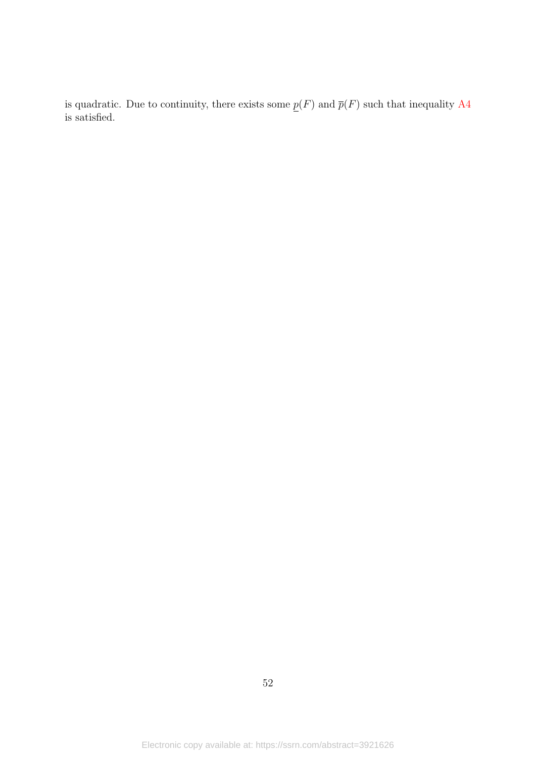is quadratic. Due to continuity, there exists some $\underline{p}(F)$ and $\overline{p}(F)$ such that inequality A4 is satisfied.